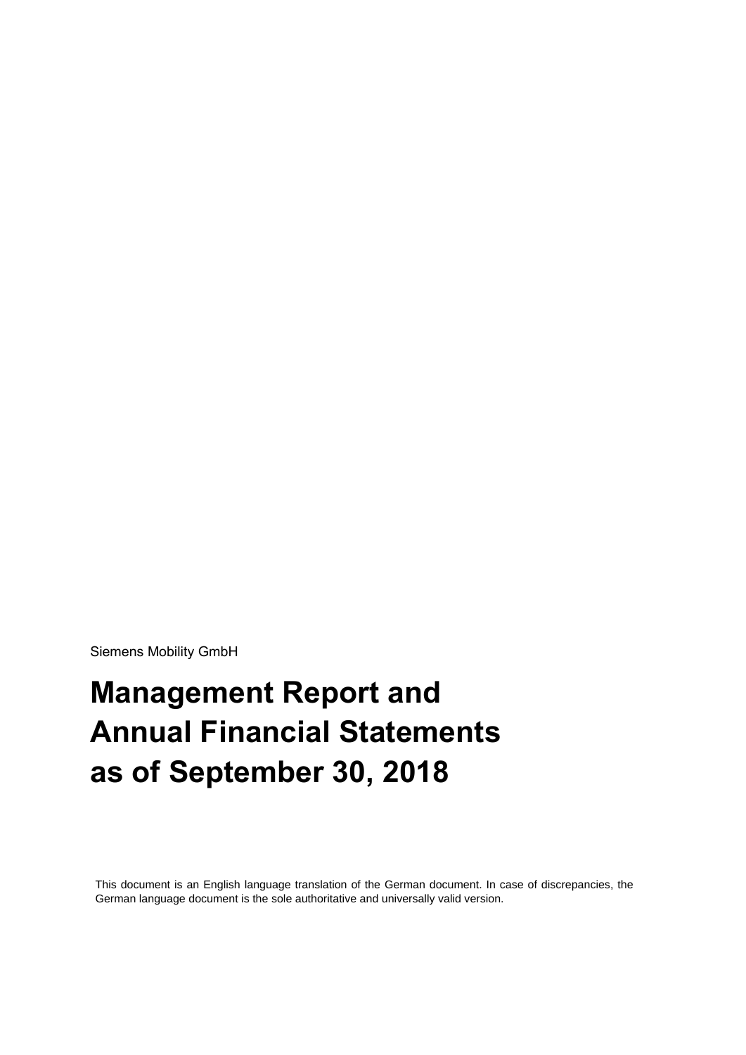Siemens Mobility GmbH

# Management Report and Annual Financial Statements as of September 30, 2018

This document is an English language translation of the German document. In case of discrepancies, the German language document is the sole authoritative and universally valid version.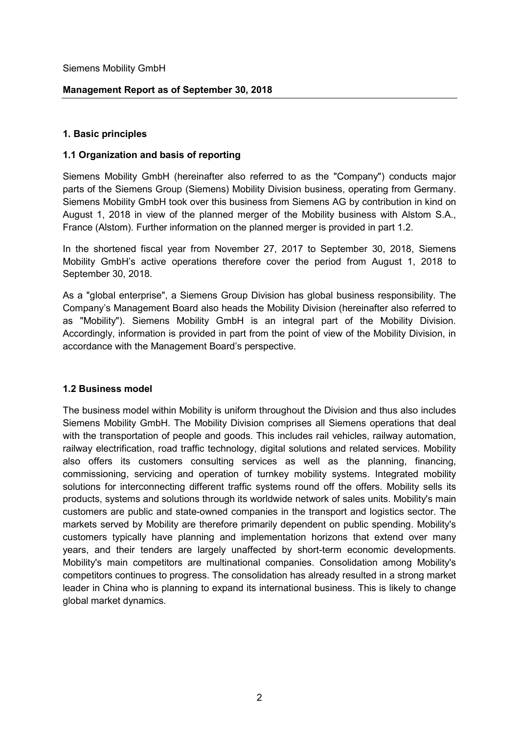Siemens Mobility GmbH

**Management Report as of September 30, 2018**

## 1. Basic principles

### 1.1 Organization and basis of reporting

Siemens Mobility GmbH (hereinafter also referred to as the "Company") conducts major parts of the Siemens Group (Siemens) Mobility Division business, operating from Germany. Siemens Mobility GmbH took over this business from Siemens AG by contribution in kind on August 1, 2018 in view of the planned merger of the Mobility business with Alstom S.A., France (Alstom). Further information on the planned merger is provided in part 1.2.

In the shortened fiscal year from November 27, 2017 to September 30, 2018, Siemens Mobility GmbH's active operations therefore cover the period from August 1, 2018 to September 30, 2018.

As a "global enterprise", a Siemens Group Division has global business responsibility. The Company's Management Board also heads the Mobility Division (hereinafter also referred to as "Mobility"). Siemens Mobility GmbH is an integral part of the Mobility Division. Accordingly, information is provided in part from the point of view of the Mobility Division, in accordance with the Management Board's perspective.

### 1.2 Business model

The business model within Mobility is uniform throughout the Division and thus also includes Siemens Mobility GmbH. The Mobility Division comprises all Siemens operations that deal with the transportation of people and goods. This includes rail vehicles, railway automation, railway electrification, road traffic technology, digital solutions and related services. Mobility also offers its customers consulting services as well as the planning, financing, commissioning, servicing and operation of turnkey mobility systems. Integrated mobility solutions for interconnecting different traffic systems round off the offers. Mobility sells its products, systems and solutions through its worldwide network of sales units. Mobility's main customers are public and state-owned companies in the transport and logistics sector. The markets served by Mobility are therefore primarily dependent on public spending. Mobility's customers typically have planning and implementation horizons that extend over many years, and their tenders are largely unaffected by short-term economic developments. Mobility's main competitors are multinational companies. Consolidation among Mobility's competitors continues to progress. The consolidation has already resulted in a strong market leader in China who is planning to expand its international business. This is likely to change global market dynamics.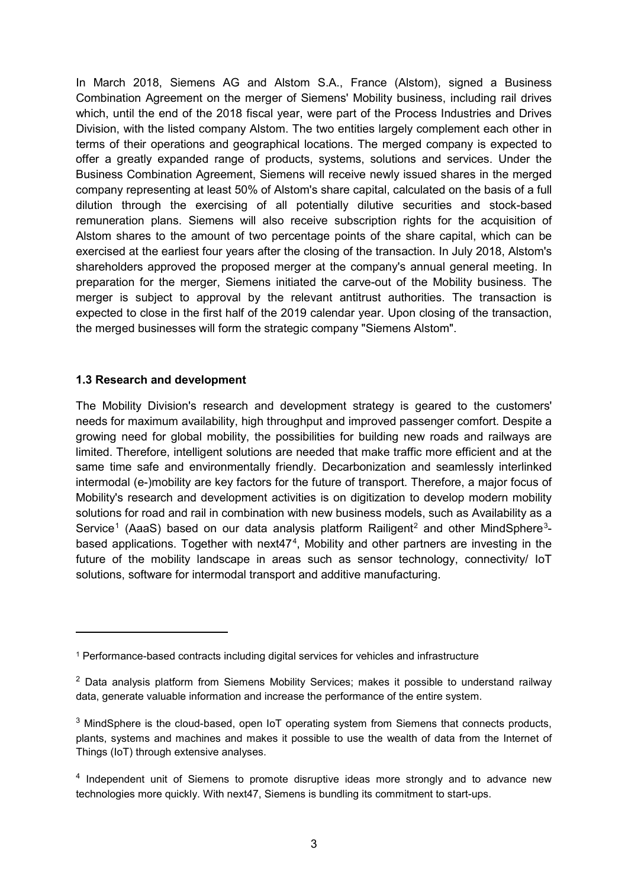In March 2018, Siemens AG and Alstom S.A., France (Alstom), signed a Business Combination Agreement on the merger of Siemens' Mobility business, including rail drives which, until the end of the 2018 fiscal year, were part of the Process Industries and Drives Division, with the listed company Alstom. The two entities largely complement each other in terms of their operations and geographical locations. The merged company is expected to offer a greatly expanded range of products, systems, solutions and services. Under the Business Combination Agreement, Siemens will receive newly issued shares in the merged company representing at least 50% of Alstom's share capital, calculated on the basis of a full dilution through the exercising of all potentially dilutive securities and stock-based remuneration plans. Siemens will also receive subscription rights for the acquisition of Alstom shares to the amount of two percentage points of the share capital, which can be exercised at the earliest four years after the closing of the transaction. In July 2018, Alstom's shareholders approved the proposed merger at the company's annual general meeting. In preparation for the merger, Siemens initiated the carve-out of the Mobility business. The merger is subject to approval by the relevant antitrust authorities. The transaction is expected to close in the first half of the 2019 calendar year. Upon closing of the transaction, the merged businesses will form the strategic company "Siemens Alstom".

### 1.3 Research and development

The Mobility Division's research and development strategy is geared to the customers' needs for maximum availability, high throughput and improved passenger comfort. Despite a growing need for global mobility, the possibilities for building new roads and railways are limited. Therefore, intelligent solutions are needed that make traffic more efficient and at the same time safe and environmentally friendly. Decarbonization and seamlessly interlinked intermodal (e-)mobility are key factors for the future of transport. Therefore, a major focus of Mobility's research and development activities is on digitization to develop modern mobility solutions for road and rail in combination with new business models, such as Availability as a Service[1] (AaaS) based on our data analysis platform Railigent[2] and other MindSphere[3]-based applications. Together with next47[4], Mobility and other partners are investing in the future of the mobility landscape in areas such as sensor technology, connectivity/ IoT solutions, software for intermodal transport and additive manufacturing.

---

[1] Performance-based contracts including digital services for vehicles and infrastructure

[2] Data analysis platform from Siemens Mobility Services; makes it possible to understand railway data, generate valuable information and increase the performance of the entire system.

[3] MindSphere is the cloud-based, open IoT operating system from Siemens that connects products, plants, systems and machines and makes it possible to use the wealth of data from the Internet of Things (IoT) through extensive analyses.

[4] Independent unit of Siemens to promote disruptive ideas more strongly and to advance new technologies more quickly. With next47, Siemens is bundling its commitment to start-ups.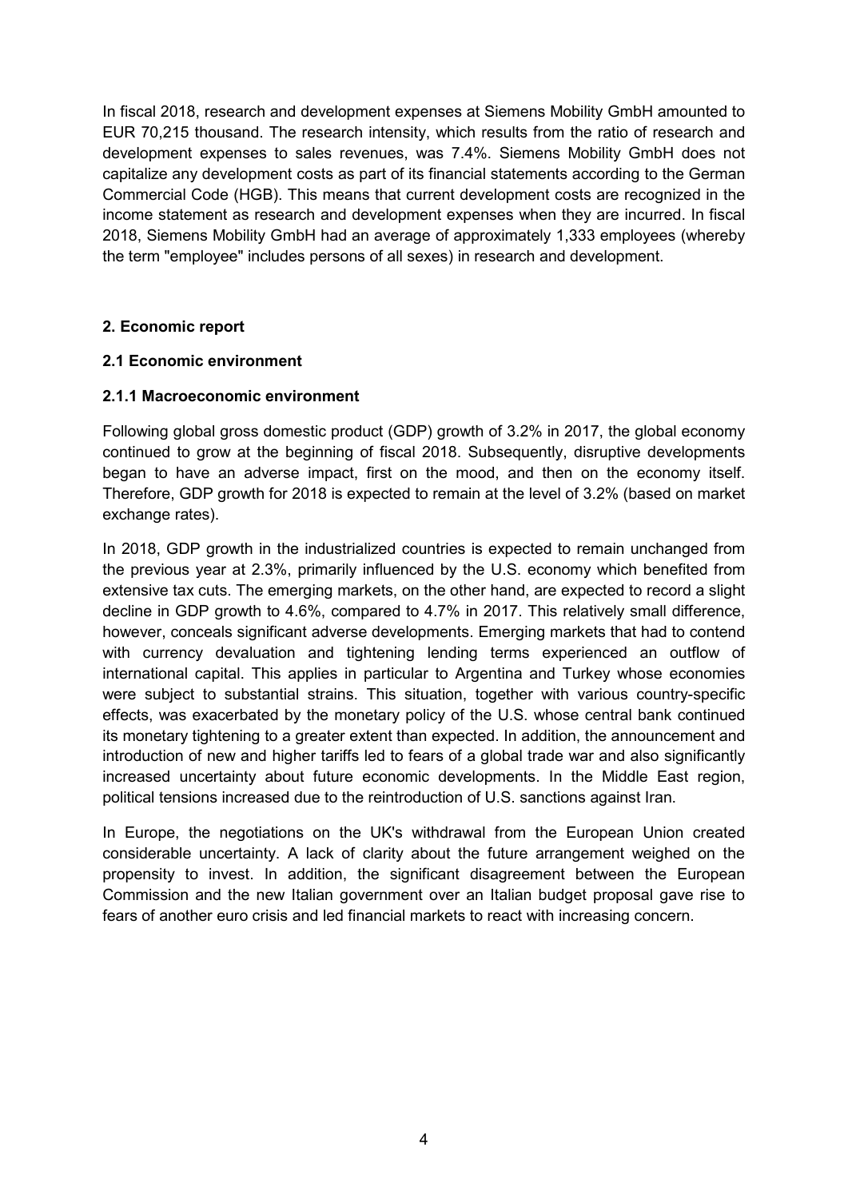In fiscal 2018, research and development expenses at Siemens Mobility GmbH amounted to EUR 70,215 thousand. The research intensity, which results from the ratio of research and development expenses to sales revenues, was 7.4%. Siemens Mobility GmbH does not capitalize any development costs as part of its financial statements according to the German Commercial Code (HGB). This means that current development costs are recognized in the income statement as research and development expenses when they are incurred. In fiscal 2018, Siemens Mobility GmbH had an average of approximately 1,333 employees (whereby the term "employee" includes persons of all sexes) in research and development.

## 2. Economic report

### 2.1 Economic environment

#### 2.1.1 Macroeconomic environment

Following global gross domestic product (GDP) growth of 3.2% in 2017, the global economy continued to grow at the beginning of fiscal 2018. Subsequently, disruptive developments began to have an adverse impact, first on the mood, and then on the economy itself. Therefore, GDP growth for 2018 is expected to remain at the level of 3.2% (based on market exchange rates).

In 2018, GDP growth in the industrialized countries is expected to remain unchanged from the previous year at 2.3%, primarily influenced by the U.S. economy which benefited from extensive tax cuts. The emerging markets, on the other hand, are expected to record a slight decline in GDP growth to 4.6%, compared to 4.7% in 2017. This relatively small difference, however, conceals significant adverse developments. Emerging markets that had to contend with currency devaluation and tightening lending terms experienced an outflow of international capital. This applies in particular to Argentina and Turkey whose economies were subject to substantial strains. This situation, together with various country-specific effects, was exacerbated by the monetary policy of the U.S. whose central bank continued its monetary tightening to a greater extent than expected. In addition, the announcement and introduction of new and higher tariffs led to fears of a global trade war and also significantly increased uncertainty about future economic developments. In the Middle East region, political tensions increased due to the reintroduction of U.S. sanctions against Iran.

In Europe, the negotiations on the UK's withdrawal from the European Union created considerable uncertainty. A lack of clarity about the future arrangement weighed on the propensity to invest. In addition, the significant disagreement between the European Commission and the new Italian government over an Italian budget proposal gave rise to fears of another euro crisis and led financial markets to react with increasing concern.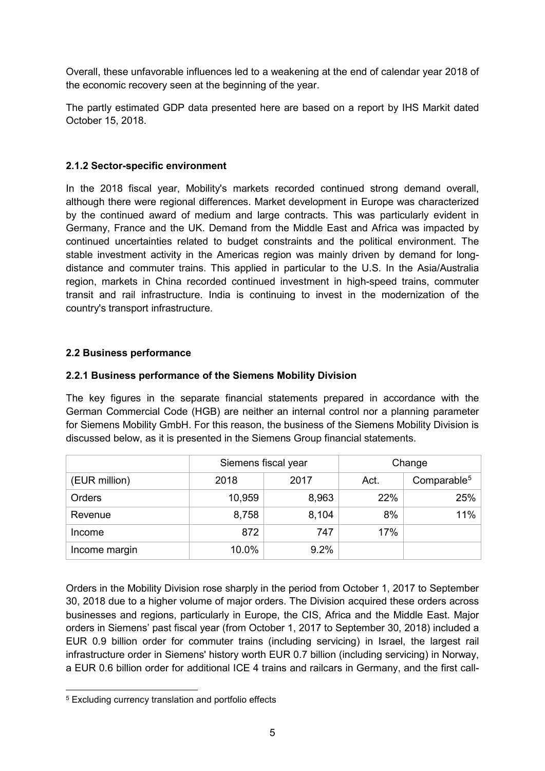Overall, these unfavorable influences led to a weakening at the end of calendar year 2018 of the economic recovery seen at the beginning of the year.

The partly estimated GDP data presented here are based on a report by IHS Markit dated October 15, 2018.

### 2.1.2 Sector-specific environment

In the 2018 fiscal year, Mobility's markets recorded continued strong demand overall, although there were regional differences. Market development in Europe was characterized by the continued award of medium and large contracts. This was particularly evident in Germany, France and the UK. Demand from the Middle East and Africa was impacted by continued uncertainties related to budget constraints and the political environment. The stable investment activity in the Americas region was mainly driven by demand for long-distance and commuter trains. This applied in particular to the U.S. In the Asia/Australia region, markets in China recorded continued investment in high-speed trains, commuter transit and rail infrastructure. India is continuing to invest in the modernization of the country's transport infrastructure.

## 2.2 Business performance

### 2.2.1 Business performance of the Siemens Mobility Division

The key figures in the separate financial statements prepared in accordance with the German Commercial Code (HGB) are neither an internal control nor a planning parameter for Siemens Mobility GmbH. For this reason, the business of the Siemens Mobility Division is discussed below, as it is presented in the Siemens Group financial statements.

| | Siemens fiscal year | | Change | |
|---|---|---|---|---|
| (EUR million) | 2018 | 2017 | Act. | Comparable[5] |
| Orders | 10,959 | 8,963 | 22% | 25% |
| Revenue | 8,758 | 8,104 | 8% | 11% |
| Income | 872 | 747 | 17% | |
| Income margin | 10.0% | 9.2% | | |

Orders in the Mobility Division rose sharply in the period from October 1, 2017 to September 30, 2018 due to a higher volume of major orders. The Division acquired these orders across businesses and regions, particularly in Europe, the CIS, Africa and the Middle East. Major orders in Siemens' past fiscal year (from October 1, 2017 to September 30, 2018) included a EUR 0.9 billion order for commuter trains (including servicing) in Israel, the largest rail infrastructure order in Siemens' history worth EUR 0.7 billion (including servicing) in Norway, a EUR 0.6 billion order for additional ICE 4 trains and railcars in Germany, and the first call-

[5] Excluding currency translation and portfolio effects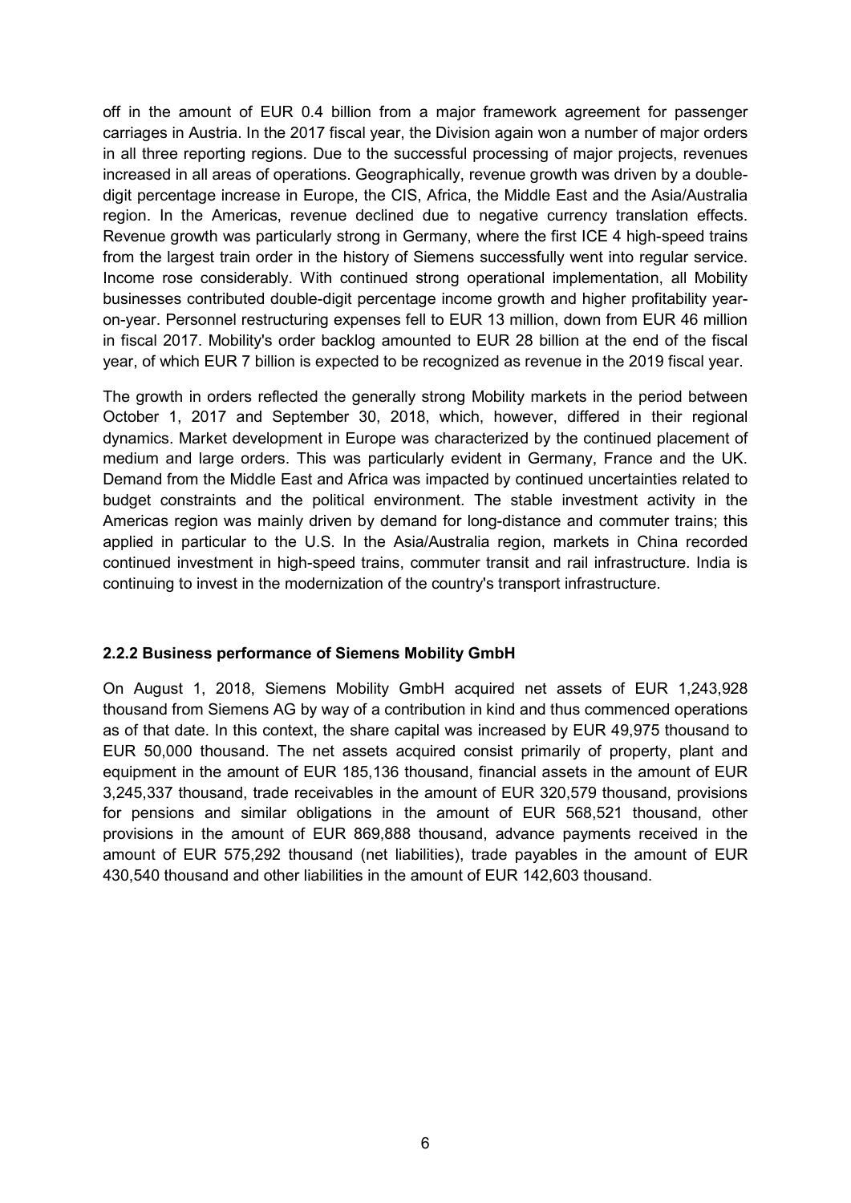off in the amount of EUR 0.4 billion from a major framework agreement for passenger carriages in Austria. In the 2017 fiscal year, the Division again won a number of major orders in all three reporting regions. Due to the successful processing of major projects, revenues increased in all areas of operations. Geographically, revenue growth was driven by a double-digit percentage increase in Europe, the CIS, Africa, the Middle East and the Asia/Australia region. In the Americas, revenue declined due to negative currency translation effects. Revenue growth was particularly strong in Germany, where the first ICE 4 high-speed trains from the largest train order in the history of Siemens successfully went into regular service. Income rose considerably. With continued strong operational implementation, all Mobility businesses contributed double-digit percentage income growth and higher profitability year-on-year. Personnel restructuring expenses fell to EUR 13 million, down from EUR 46 million in fiscal 2017. Mobility's order backlog amounted to EUR 28 billion at the end of the fiscal year, of which EUR 7 billion is expected to be recognized as revenue in the 2019 fiscal year.

The growth in orders reflected the generally strong Mobility markets in the period between October 1, 2017 and September 30, 2018, which, however, differed in their regional dynamics. Market development in Europe was characterized by the continued placement of medium and large orders. This was particularly evident in Germany, France and the UK. Demand from the Middle East and Africa was impacted by continued uncertainties related to budget constraints and the political environment. The stable investment activity in the Americas region was mainly driven by demand for long-distance and commuter trains; this applied in particular to the U.S. In the Asia/Australia region, markets in China recorded continued investment in high-speed trains, commuter transit and rail infrastructure. India is continuing to invest in the modernization of the country's transport infrastructure.

### 2.2.2 Business performance of Siemens Mobility GmbH

On August 1, 2018, Siemens Mobility GmbH acquired net assets of EUR 1,243,928 thousand from Siemens AG by way of a contribution in kind and thus commenced operations as of that date. In this context, the share capital was increased by EUR 49,975 thousand to EUR 50,000 thousand. The net assets acquired consist primarily of property, plant and equipment in the amount of EUR 185,136 thousand, financial assets in the amount of EUR 3,245,337 thousand, trade receivables in the amount of EUR 320,579 thousand, provisions for pensions and similar obligations in the amount of EUR 568,521 thousand, other provisions in the amount of EUR 869,888 thousand, advance payments received in the amount of EUR 575,292 thousand (net liabilities), trade payables in the amount of EUR 430,540 thousand and other liabilities in the amount of EUR 142,603 thousand.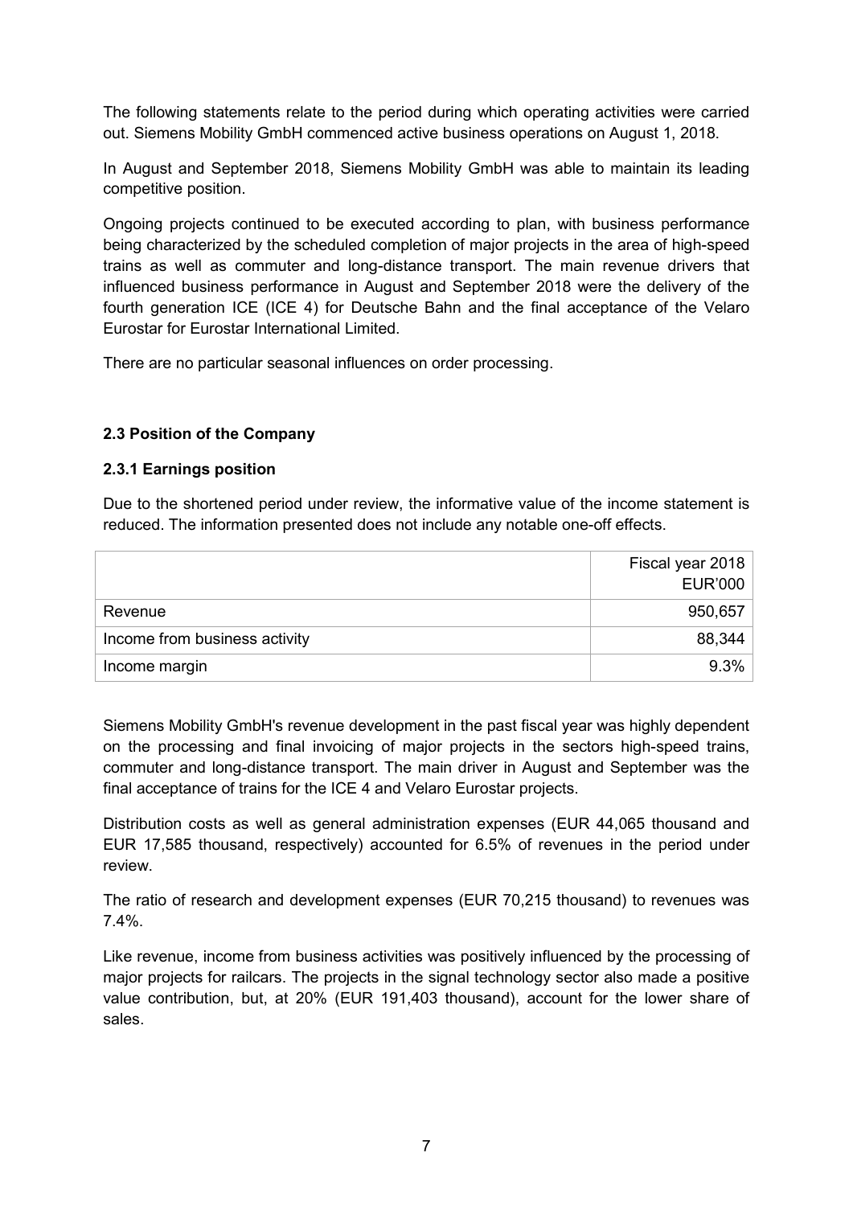The following statements relate to the period during which operating activities were carried out. Siemens Mobility GmbH commenced active business operations on August 1, 2018.

In August and September 2018, Siemens Mobility GmbH was able to maintain its leading competitive position.

Ongoing projects continued to be executed according to plan, with business performance being characterized by the scheduled completion of major projects in the area of high-speed trains as well as commuter and long-distance transport. The main revenue drivers that influenced business performance in August and September 2018 were the delivery of the fourth generation ICE (ICE 4) for Deutsche Bahn and the final acceptance of the Velaro Eurostar for Eurostar International Limited.

There are no particular seasonal influences on order processing.

### 2.3 Position of the Company

#### 2.3.1 Earnings position

Due to the shortened period under review, the informative value of the income statement is reduced. The information presented does not include any notable one-off effects.

| | Fiscal year 2018 EUR'000 |
|---|---:|
| Revenue | 950,657 |
| Income from business activity | 88,344 |
| Income margin | 9.3% |

Siemens Mobility GmbH's revenue development in the past fiscal year was highly dependent on the processing and final invoicing of major projects in the sectors high-speed trains, commuter and long-distance transport. The main driver in August and September was the final acceptance of trains for the ICE 4 and Velaro Eurostar projects.

Distribution costs as well as general administration expenses (EUR 44,065 thousand and EUR 17,585 thousand, respectively) accounted for 6.5% of revenues in the period under review.

The ratio of research and development expenses (EUR 70,215 thousand) to revenues was 7.4%.

Like revenue, income from business activities was positively influenced by the processing of major projects for railcars. The projects in the signal technology sector also made a positive value contribution, but, at 20% (EUR 191,403 thousand), account for the lower share of sales.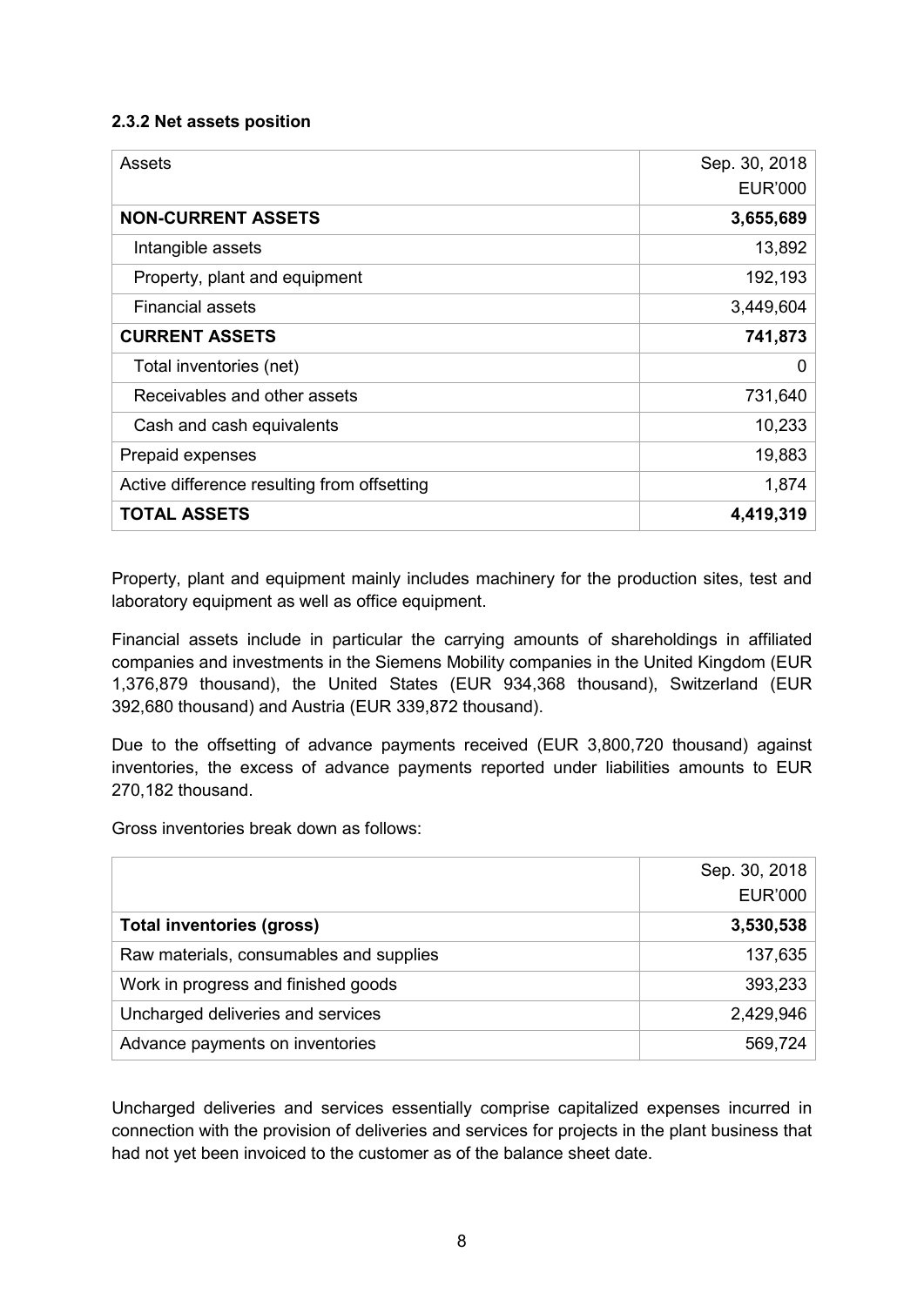### 2.3.2 Net assets position

| Assets | Sep. 30, 2018<br>EUR'000 |
|---|---:|
| **NON-CURRENT ASSETS** | **3,655,689** |
| Intangible assets | 13,892 |
| Property, plant and equipment | 192,193 |
| Financial assets | 3,449,604 |
| **CURRENT ASSETS** | **741,873** |
| Total inventories (net) | 0 |
| Receivables and other assets | 731,640 |
| Cash and cash equivalents | 10,233 |
| Prepaid expenses | 19,883 |
| Active difference resulting from offsetting | 1,874 |
| **TOTAL ASSETS** | **4,419,319** |

Property, plant and equipment mainly includes machinery for the production sites, test and laboratory equipment as well as office equipment.

Financial assets include in particular the carrying amounts of shareholdings in affiliated companies and investments in the Siemens Mobility companies in the United Kingdom (EUR 1,376,879 thousand), the United States (EUR 934,368 thousand), Switzerland (EUR 392,680 thousand) and Austria (EUR 339,872 thousand).

Due to the offsetting of advance payments received (EUR 3,800,720 thousand) against inventories, the excess of advance payments reported under liabilities amounts to EUR 270,182 thousand.

Gross inventories break down as follows:

| | Sep. 30, 2018<br>EUR'000 |
|---|---:|
| **Total inventories (gross)** | **3,530,538** |
| Raw materials, consumables and supplies | 137,635 |
| Work in progress and finished goods | 393,233 |
| Uncharged deliveries and services | 2,429,946 |
| Advance payments on inventories | 569,724 |

Uncharged deliveries and services essentially comprise capitalized expenses incurred in connection with the provision of deliveries and services for projects in the plant business that had not yet been invoiced to the customer as of the balance sheet date.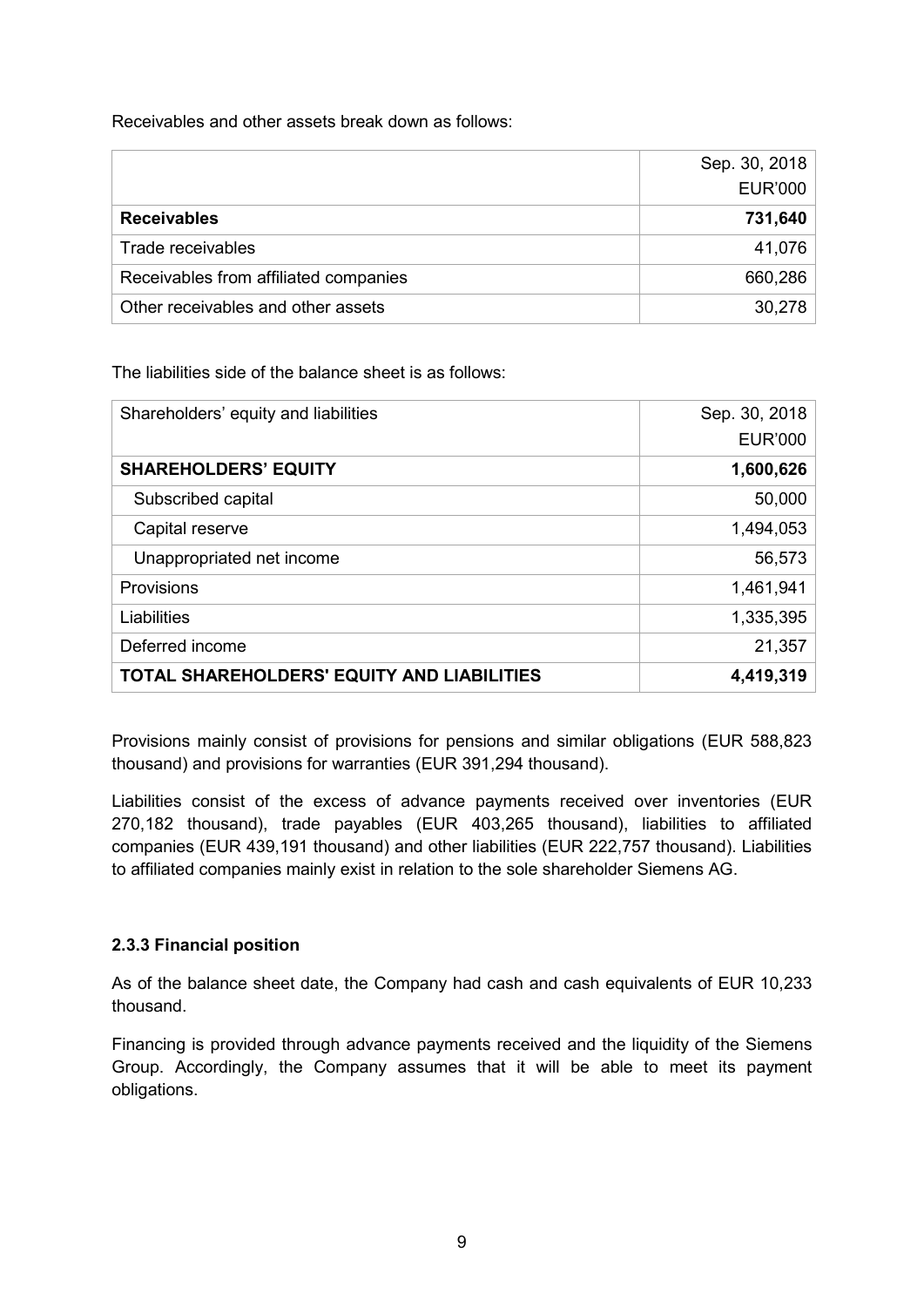Receivables and other assets break down as follows:

| | Sep. 30, 2018<br>EUR'000 |
|---|---:|
| **Receivables** | **731,640** |
| Trade receivables | 41,076 |
| Receivables from affiliated companies | 660,286 |
| Other receivables and other assets | 30,278 |

The liabilities side of the balance sheet is as follows:

| Shareholders' equity and liabilities | Sep. 30, 2018<br>EUR'000 |
|---|---:|
| **SHAREHOLDERS' EQUITY** | **1,600,626** |
| Subscribed capital | 50,000 |
| Capital reserve | 1,494,053 |
| Unappropriated net income | 56,573 |
| Provisions | 1,461,941 |
| Liabilities | 1,335,395 |
| Deferred income | 21,357 |
| **TOTAL SHAREHOLDERS' EQUITY AND LIABILITIES** | **4,419,319** |

Provisions mainly consist of provisions for pensions and similar obligations (EUR 588,823 thousand) and provisions for warranties (EUR 391,294 thousand).

Liabilities consist of the excess of advance payments received over inventories (EUR 270,182 thousand), trade payables (EUR 403,265 thousand), liabilities to affiliated companies (EUR 439,191 thousand) and other liabilities (EUR 222,757 thousand). Liabilities to affiliated companies mainly exist in relation to the sole shareholder Siemens AG.

### 2.3.3 Financial position

As of the balance sheet date, the Company had cash and cash equivalents of EUR 10,233 thousand.

Financing is provided through advance payments received and the liquidity of the Siemens Group. Accordingly, the Company assumes that it will be able to meet its payment obligations.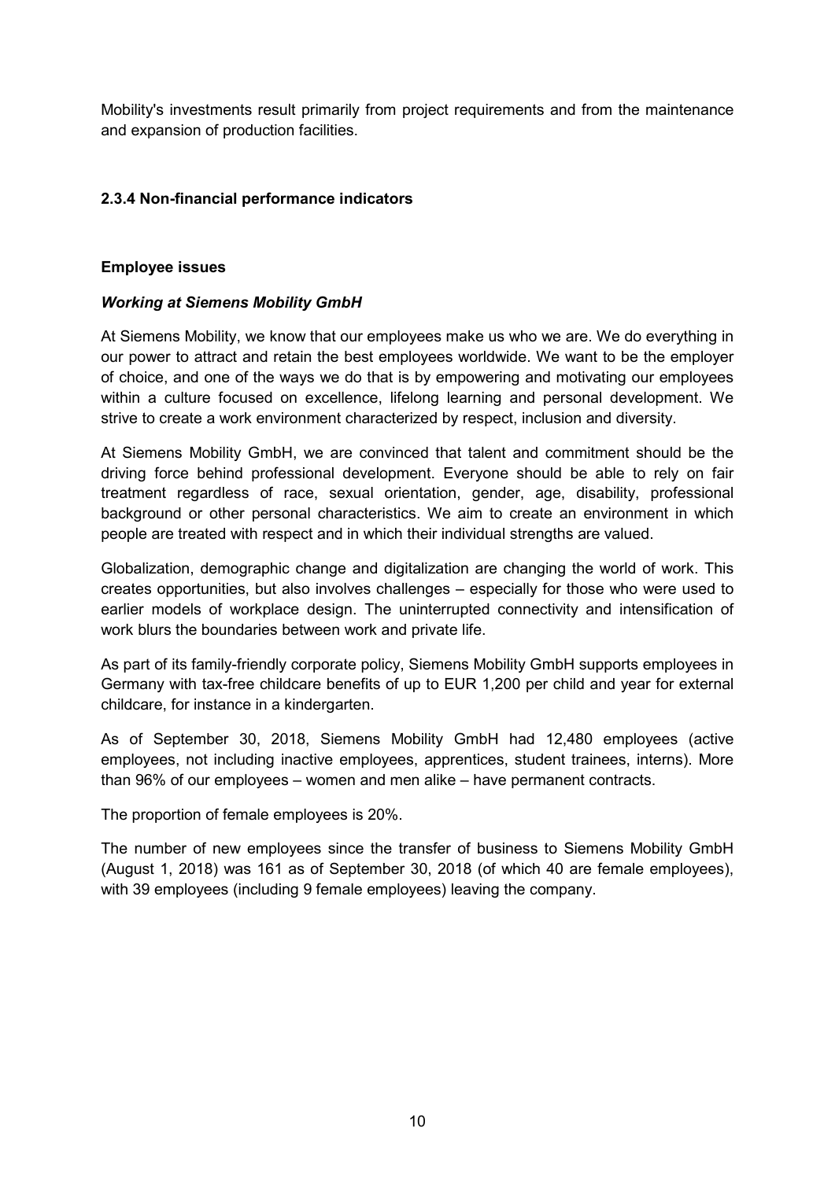Mobility's investments result primarily from project requirements and from the maintenance and expansion of production facilities.

### 2.3.4 Non-financial performance indicators

**Employee issues**

***Working at Siemens Mobility GmbH***

At Siemens Mobility, we know that our employees make us who we are. We do everything in our power to attract and retain the best employees worldwide. We want to be the employer of choice, and one of the ways we do that is by empowering and motivating our employees within a culture focused on excellence, lifelong learning and personal development. We strive to create a work environment characterized by respect, inclusion and diversity.

At Siemens Mobility GmbH, we are convinced that talent and commitment should be the driving force behind professional development. Everyone should be able to rely on fair treatment regardless of race, sexual orientation, gender, age, disability, professional background or other personal characteristics. We aim to create an environment in which people are treated with respect and in which their individual strengths are valued.

Globalization, demographic change and digitalization are changing the world of work. This creates opportunities, but also involves challenges – especially for those who were used to earlier models of workplace design. The uninterrupted connectivity and intensification of work blurs the boundaries between work and private life.

As part of its family-friendly corporate policy, Siemens Mobility GmbH supports employees in Germany with tax-free childcare benefits of up to EUR 1,200 per child and year for external childcare, for instance in a kindergarten.

As of September 30, 2018, Siemens Mobility GmbH had 12,480 employees (active employees, not including inactive employees, apprentices, student trainees, interns). More than 96% of our employees – women and men alike – have permanent contracts.

The proportion of female employees is 20%.

The number of new employees since the transfer of business to Siemens Mobility GmbH (August 1, 2018) was 161 as of September 30, 2018 (of which 40 are female employees), with 39 employees (including 9 female employees) leaving the company.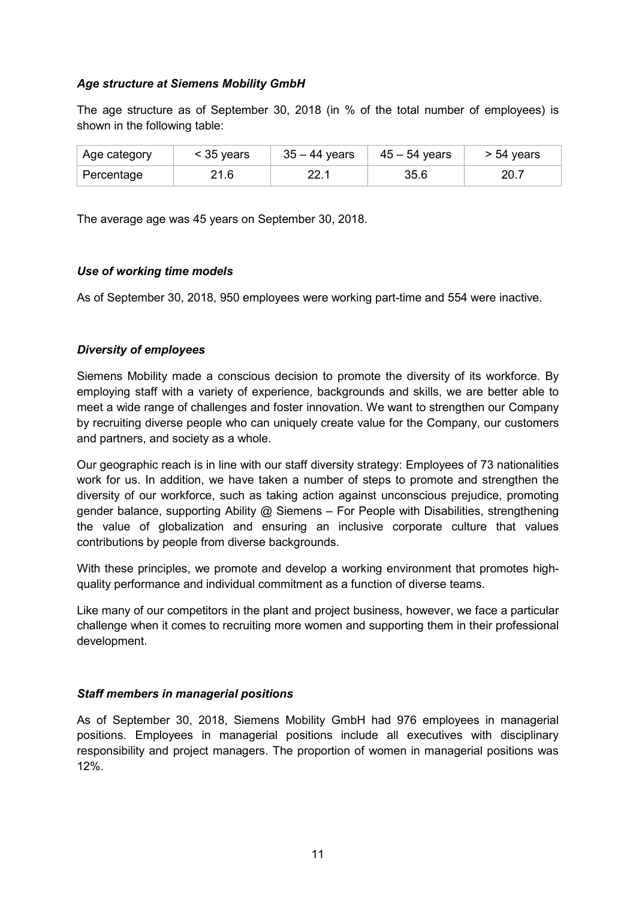### *Age structure at Siemens Mobility GmbH*

The age structure as of September 30, 2018 (in % of the total number of employees) is shown in the following table:

| Age category | < 35 years | 35 – 44 years | 45 – 54 years | > 54 years |
|---|---|---|---|---|
| Percentage | 21.6 | 22.1 | 35.6 | 20.7 |

The average age was 45 years on September 30, 2018.

### *Use of working time models*

As of September 30, 2018, 950 employees were working part-time and 554 were inactive.

### *Diversity of employees*

Siemens Mobility made a conscious decision to promote the diversity of its workforce. By employing staff with a variety of experience, backgrounds and skills, we are better able to meet a wide range of challenges and foster innovation. We want to strengthen our Company by recruiting diverse people who can uniquely create value for the Company, our customers and partners, and society as a whole.

Our geographic reach is in line with our staff diversity strategy: Employees of 73 nationalities work for us. In addition, we have taken a number of steps to promote and strengthen the diversity of our workforce, such as taking action against unconscious prejudice, promoting gender balance, supporting Ability @ Siemens – For People with Disabilities, strengthening the value of globalization and ensuring an inclusive corporate culture that values contributions by people from diverse backgrounds.

With these principles, we promote and develop a working environment that promotes high-quality performance and individual commitment as a function of diverse teams.

Like many of our competitors in the plant and project business, however, we face a particular challenge when it comes to recruiting more women and supporting them in their professional development.

### *Staff members in managerial positions*

As of September 30, 2018, Siemens Mobility GmbH had 976 employees in managerial positions. Employees in managerial positions include all executives with disciplinary responsibility and project managers. The proportion of women in managerial positions was 12%.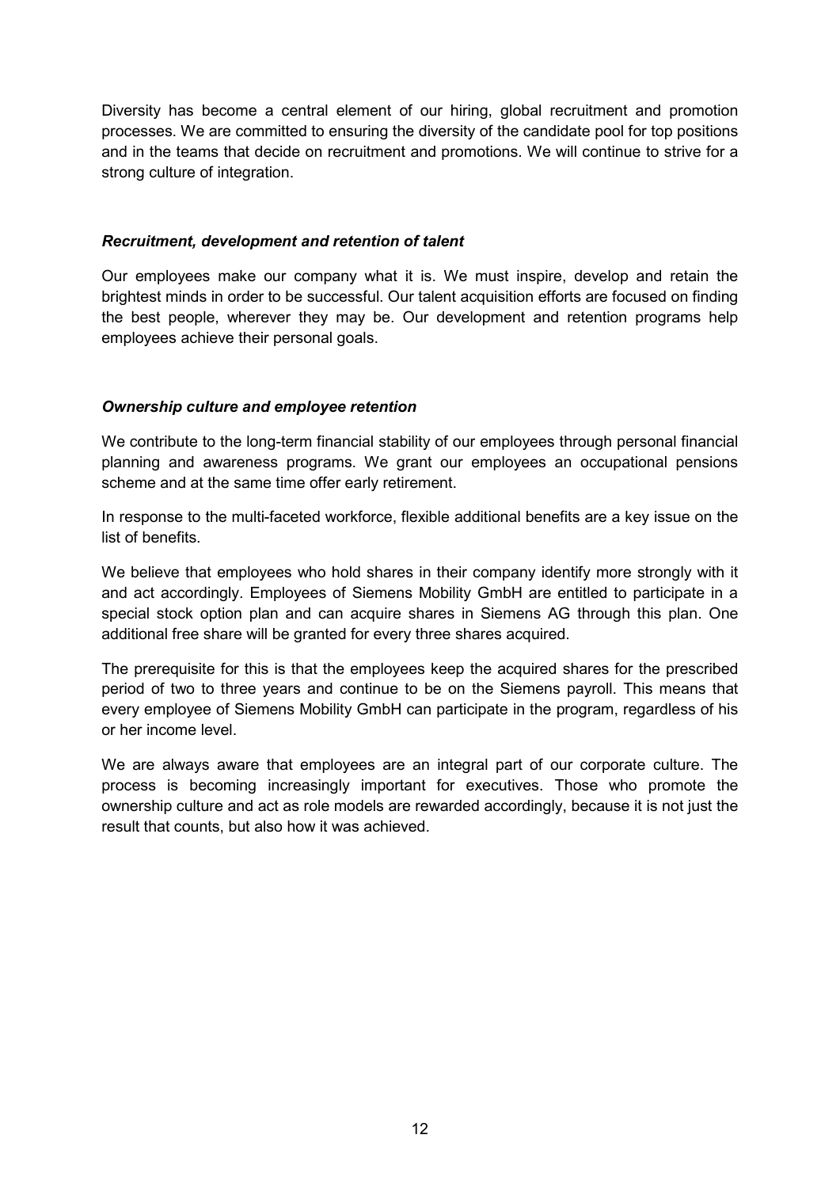Diversity has become a central element of our hiring, global recruitment and promotion processes. We are committed to ensuring the diversity of the candidate pool for top positions and in the teams that decide on recruitment and promotions. We will continue to strive for a strong culture of integration.

### *Recruitment, development and retention of talent*

Our employees make our company what it is. We must inspire, develop and retain the brightest minds in order to be successful. Our talent acquisition efforts are focused on finding the best people, wherever they may be. Our development and retention programs help employees achieve their personal goals.

### *Ownership culture and employee retention*

We contribute to the long-term financial stability of our employees through personal financial planning and awareness programs. We grant our employees an occupational pensions scheme and at the same time offer early retirement.

In response to the multi-faceted workforce, flexible additional benefits are a key issue on the list of benefits.

We believe that employees who hold shares in their company identify more strongly with it and act accordingly. Employees of Siemens Mobility GmbH are entitled to participate in a special stock option plan and can acquire shares in Siemens AG through this plan. One additional free share will be granted for every three shares acquired.

The prerequisite for this is that the employees keep the acquired shares for the prescribed period of two to three years and continue to be on the Siemens payroll. This means that every employee of Siemens Mobility GmbH can participate in the program, regardless of his or her income level.

We are always aware that employees are an integral part of our corporate culture. The process is becoming increasingly important for executives. Those who promote the ownership culture and act as role models are rewarded accordingly, because it is not just the result that counts, but also how it was achieved.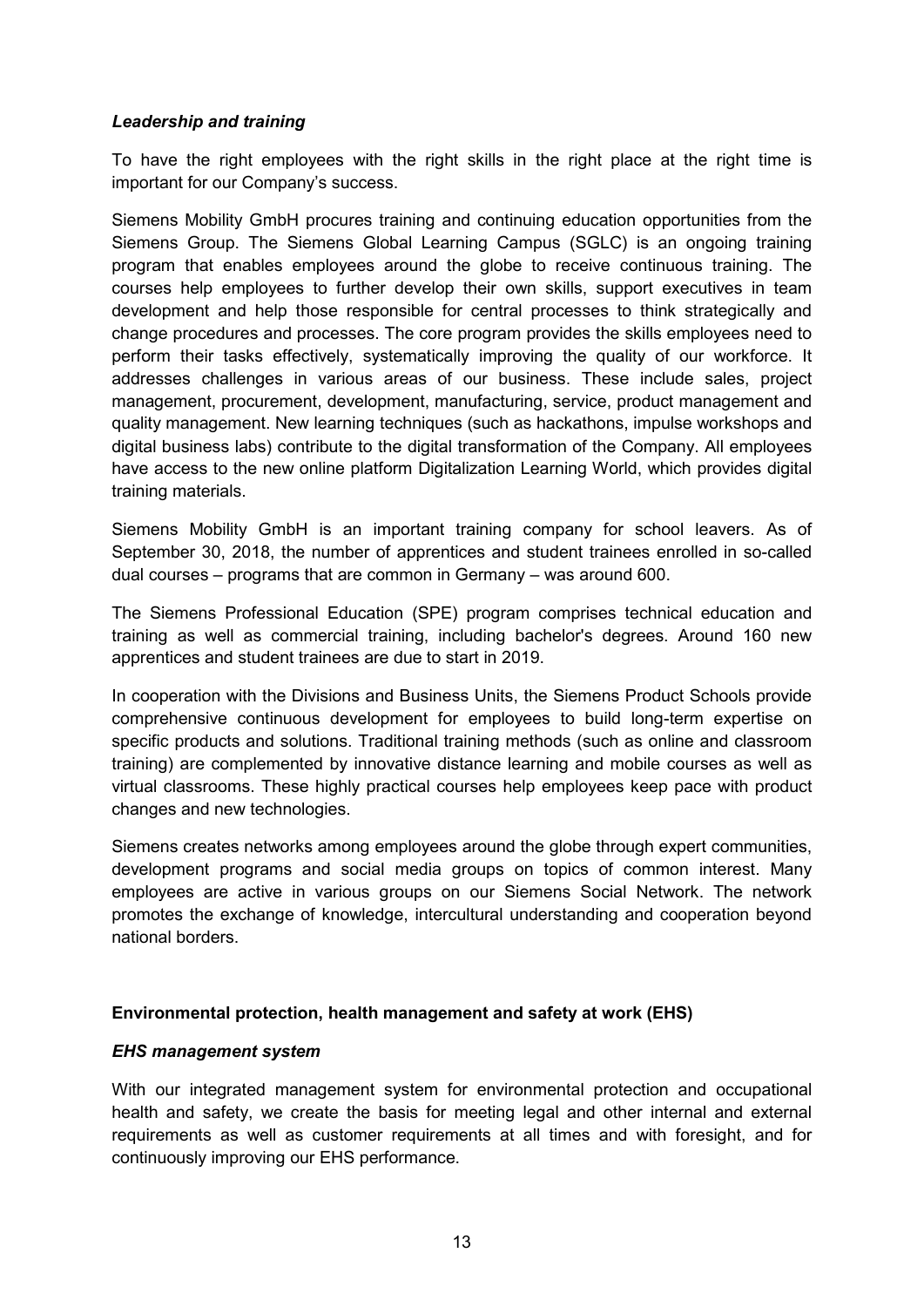### *Leadership and training*

To have the right employees with the right skills in the right place at the right time is important for our Company's success.

Siemens Mobility GmbH procures training and continuing education opportunities from the Siemens Group. The Siemens Global Learning Campus (SGLC) is an ongoing training program that enables employees around the globe to receive continuous training. The courses help employees to further develop their own skills, support executives in team development and help those responsible for central processes to think strategically and change procedures and processes. The core program provides the skills employees need to perform their tasks effectively, systematically improving the quality of our workforce. It addresses challenges in various areas of our business. These include sales, project management, procurement, development, manufacturing, service, product management and quality management. New learning techniques (such as hackathons, impulse workshops and digital business labs) contribute to the digital transformation of the Company. All employees have access to the new online platform Digitalization Learning World, which provides digital training materials.

Siemens Mobility GmbH is an important training company for school leavers. As of September 30, 2018, the number of apprentices and student trainees enrolled in so-called dual courses – programs that are common in Germany – was around 600.

The Siemens Professional Education (SPE) program comprises technical education and training as well as commercial training, including bachelor's degrees. Around 160 new apprentices and student trainees are due to start in 2019.

In cooperation with the Divisions and Business Units, the Siemens Product Schools provide comprehensive continuous development for employees to build long-term expertise on specific products and solutions. Traditional training methods (such as online and classroom training) are complemented by innovative distance learning and mobile courses as well as virtual classrooms. These highly practical courses help employees keep pace with product changes and new technologies.

Siemens creates networks among employees around the globe through expert communities, development programs and social media groups on topics of common interest. Many employees are active in various groups on our Siemens Social Network. The network promotes the exchange of knowledge, intercultural understanding and cooperation beyond national borders.

## Environmental protection, health management and safety at work (EHS)

### *EHS management system*

With our integrated management system for environmental protection and occupational health and safety, we create the basis for meeting legal and other internal and external requirements as well as customer requirements at all times and with foresight, and for continuously improving our EHS performance.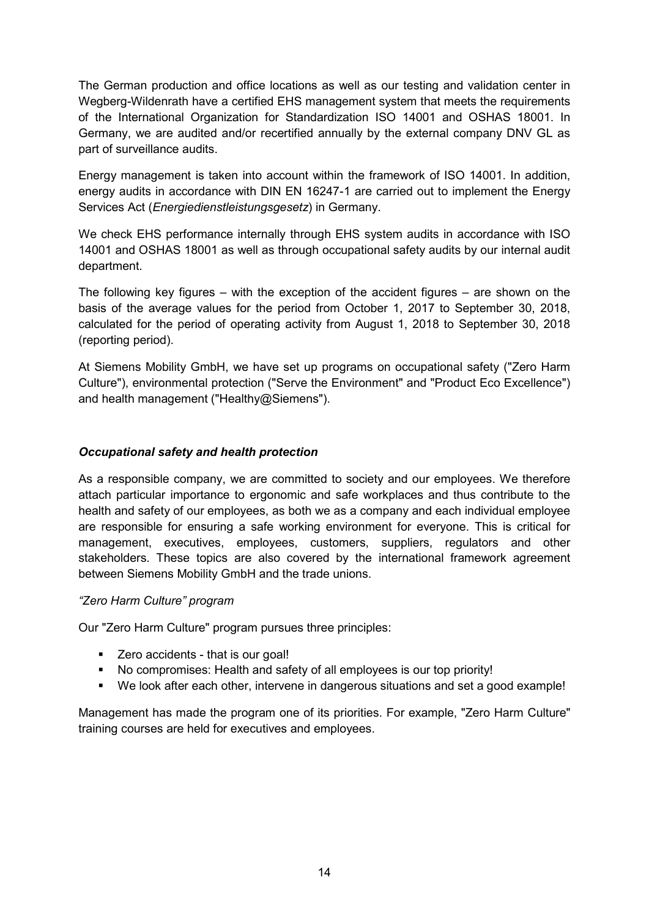The German production and office locations as well as our testing and validation center in Wegberg-Wildenrath have a certified EHS management system that meets the requirements of the International Organization for Standardization ISO 14001 and OSHAS 18001. In Germany, we are audited and/or recertified annually by the external company DNV GL as part of surveillance audits.

Energy management is taken into account within the framework of ISO 14001. In addition, energy audits in accordance with DIN EN 16247-1 are carried out to implement the Energy Services Act (*Energiedienstleistungsgesetz*) in Germany.

We check EHS performance internally through EHS system audits in accordance with ISO 14001 and OSHAS 18001 as well as through occupational safety audits by our internal audit department.

The following key figures – with the exception of the accident figures – are shown on the basis of the average values for the period from October 1, 2017 to September 30, 2018, calculated for the period of operating activity from August 1, 2018 to September 30, 2018 (reporting period).

At Siemens Mobility GmbH, we have set up programs on occupational safety ("Zero Harm Culture"), environmental protection ("Serve the Environment" and "Product Eco Excellence") and health management ("Healthy@Siemens").

### *Occupational safety and health protection*

As a responsible company, we are committed to society and our employees. We therefore attach particular importance to ergonomic and safe workplaces and thus contribute to the health and safety of our employees, as both we as a company and each individual employee are responsible for ensuring a safe working environment for everyone. This is critical for management, executives, employees, customers, suppliers, regulators and other stakeholders. These topics are also covered by the international framework agreement between Siemens Mobility GmbH and the trade unions.

*"Zero Harm Culture" program*

Our "Zero Harm Culture" program pursues three principles:

- Zero accidents - that is our goal!
- No compromises: Health and safety of all employees is our top priority!
- We look after each other, intervene in dangerous situations and set a good example!

Management has made the program one of its priorities. For example, "Zero Harm Culture" training courses are held for executives and employees.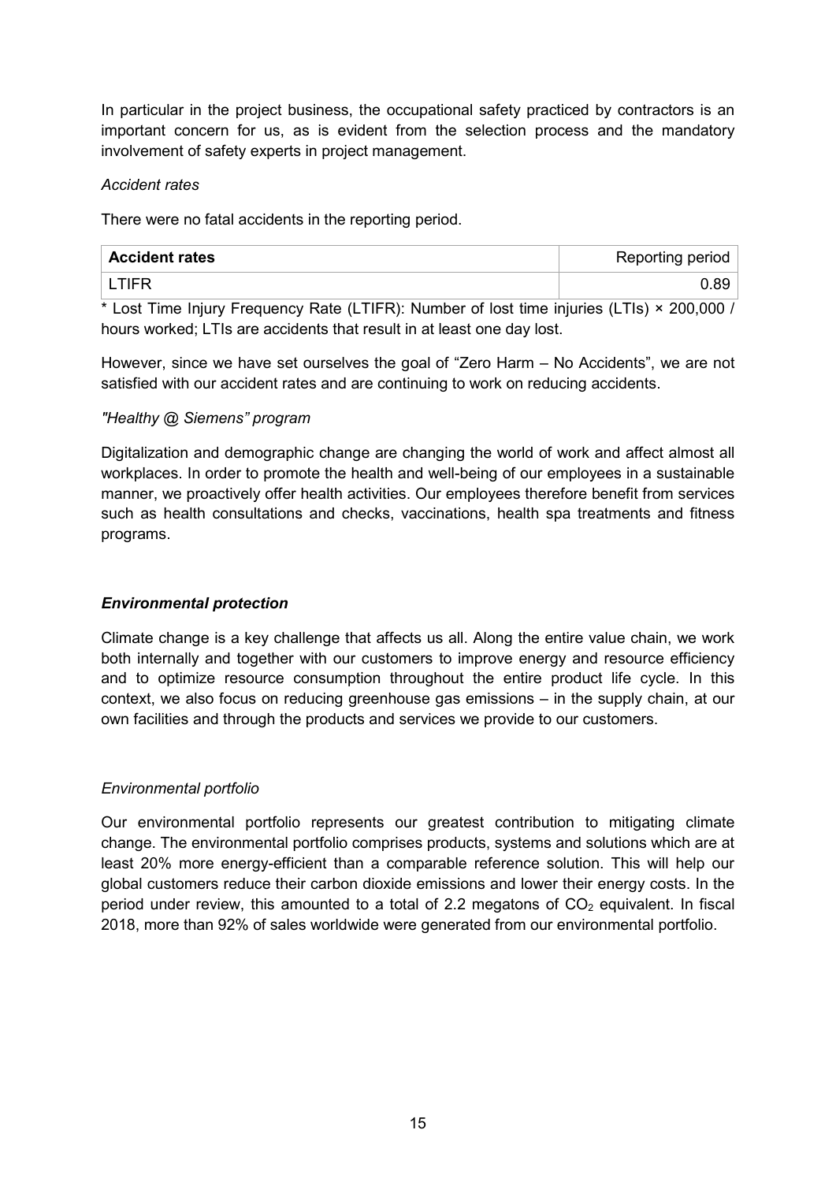In particular in the project business, the occupational safety practiced by contractors is an important concern for us, as is evident from the selection process and the mandatory involvement of safety experts in project management.

*Accident rates*

There were no fatal accidents in the reporting period.

| **Accident rates** | Reporting period |
|---|---|
| LTIFR | 0.89 |

* Lost Time Injury Frequency Rate (LTIFR): Number of lost time injuries (LTIs) × 200,000 / hours worked; LTIs are accidents that result in at least one day lost.

However, since we have set ourselves the goal of "Zero Harm – No Accidents", we are not satisfied with our accident rates and are continuing to work on reducing accidents.

*"Healthy @ Siemens" program*

Digitalization and demographic change are changing the world of work and affect almost all workplaces. In order to promote the health and well-being of our employees in a sustainable manner, we proactively offer health activities. Our employees therefore benefit from services such as health consultations and checks, vaccinations, health spa treatments and fitness programs.

### ***Environmental protection***

Climate change is a key challenge that affects us all. Along the entire value chain, we work both internally and together with our customers to improve energy and resource efficiency and to optimize resource consumption throughout the entire product life cycle. In this context, we also focus on reducing greenhouse gas emissions – in the supply chain, at our own facilities and through the products and services we provide to our customers.

*Environmental portfolio*

Our environmental portfolio represents our greatest contribution to mitigating climate change. The environmental portfolio comprises products, systems and solutions which are at least 20% more energy-efficient than a comparable reference solution. This will help our global customers reduce their carbon dioxide emissions and lower their energy costs. In the period under review, this amounted to a total of 2.2 megatons of $CO_2$ equivalent. In fiscal 2018, more than 92% of sales worldwide were generated from our environmental portfolio.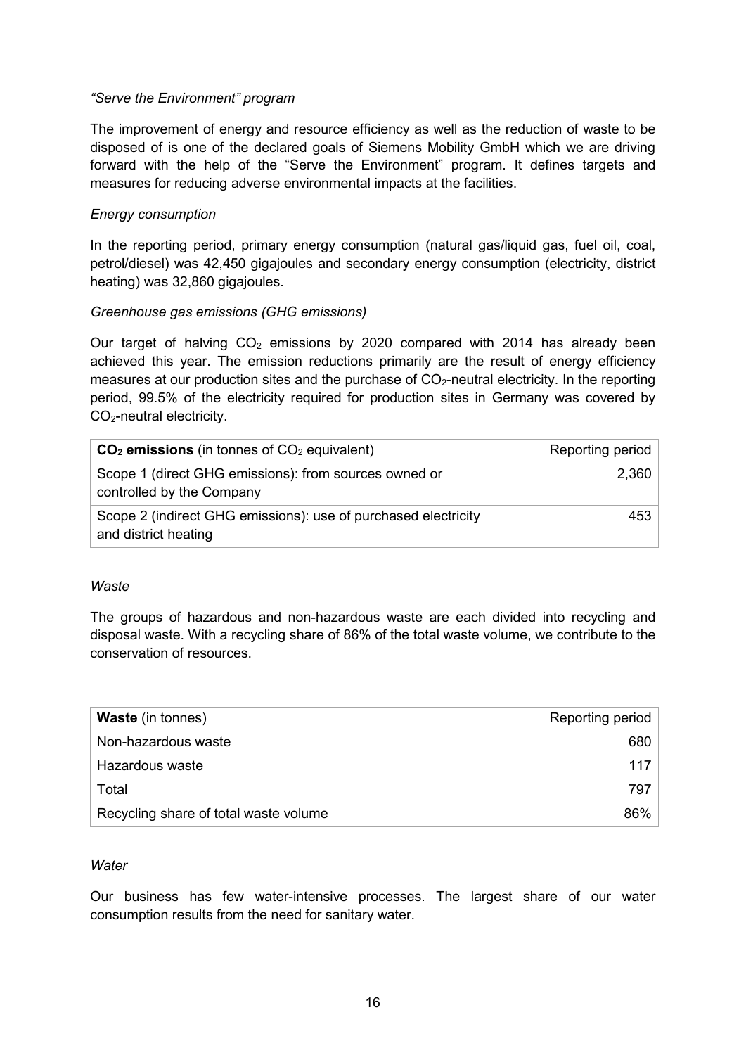*"Serve the Environment" program*

The improvement of energy and resource efficiency as well as the reduction of waste to be disposed of is one of the declared goals of Siemens Mobility GmbH which we are driving forward with the help of the "Serve the Environment" program. It defines targets and measures for reducing adverse environmental impacts at the facilities.

*Energy consumption*

In the reporting period, primary energy consumption (natural gas/liquid gas, fuel oil, coal, petrol/diesel) was 42,450 gigajoules and secondary energy consumption (electricity, district heating) was 32,860 gigajoules.

*Greenhouse gas emissions (GHG emissions)*

Our target of halving $CO_2$ emissions by 2020 compared with 2014 has already been achieved this year. The emission reductions primarily are the result of energy efficiency measures at our production sites and the purchase of $CO_2$-neutral electricity. In the reporting period, 99.5% of the electricity required for production sites in Germany was covered by $CO_2$-neutral electricity.

| **$CO_2$ emissions** (in tonnes of $CO_2$ equivalent) | Reporting period |
| --- | --- |
| Scope 1 (direct GHG emissions): from sources owned or controlled by the Company | 2,360 |
| Scope 2 (indirect GHG emissions): use of purchased electricity and district heating | 453 |

*Waste*

The groups of hazardous and non-hazardous waste are each divided into recycling and disposal waste. With a recycling share of 86% of the total waste volume, we contribute to the conservation of resources.

| **Waste** (in tonnes) | Reporting period |
| --- | --- |
| Non-hazardous waste | 680 |
| Hazardous waste | 117 |
| Total | 797 |
| Recycling share of total waste volume | 86% |

*Water*

Our business has few water-intensive processes. The largest share of our water consumption results from the need for sanitary water.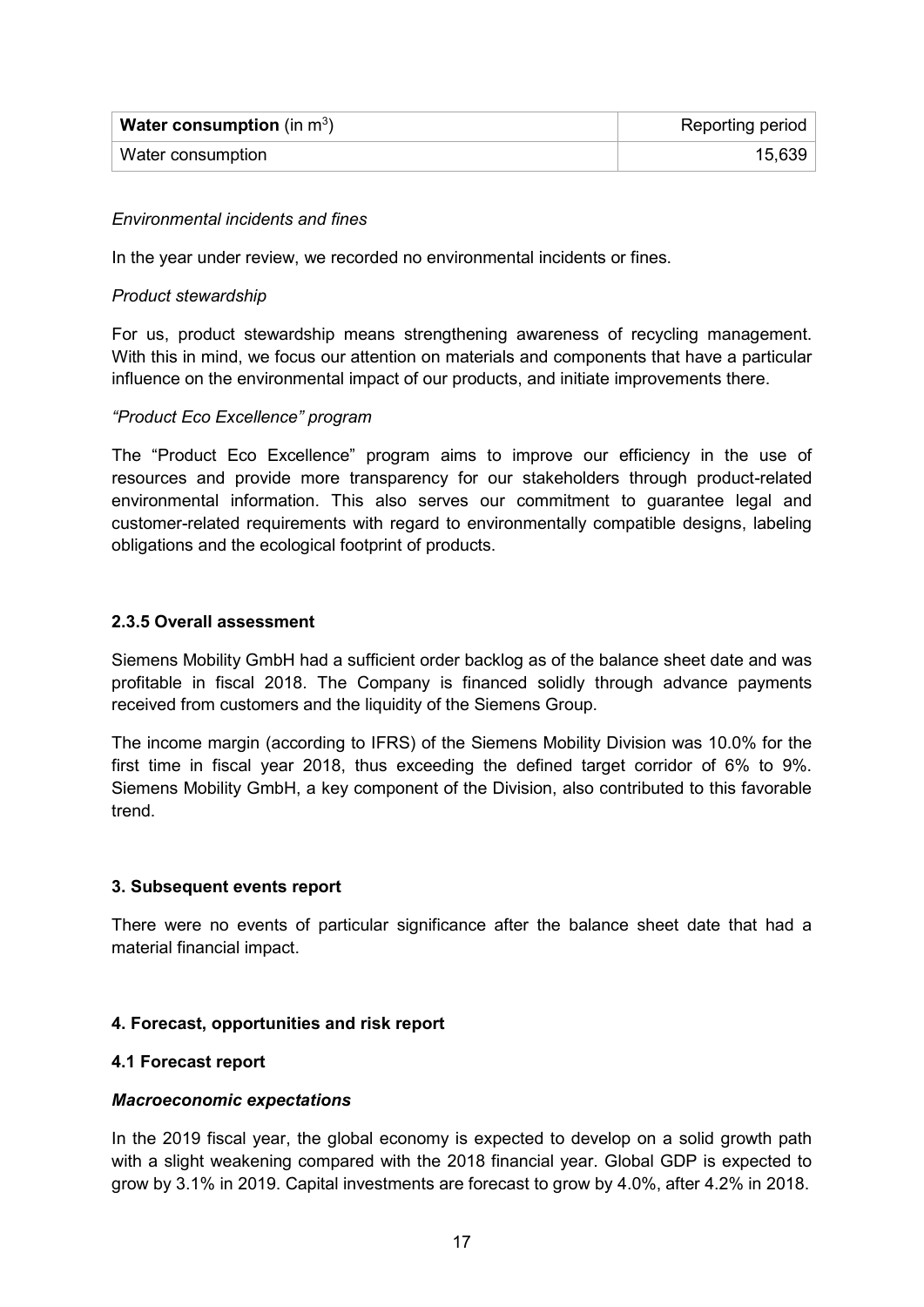| **Water consumption** (in $m^3$) | Reporting period |
| --- | --- |
| Water consumption | 15,639 |

*Environmental incidents and fines*

In the year under review, we recorded no environmental incidents or fines.

*Product stewardship*

For us, product stewardship means strengthening awareness of recycling management. With this in mind, we focus our attention on materials and components that have a particular influence on the environmental impact of our products, and initiate improvements there.

*"Product Eco Excellence" program*

The "Product Eco Excellence" program aims to improve our efficiency in the use of resources and provide more transparency for our stakeholders through product-related environmental information. This also serves our commitment to guarantee legal and customer-related requirements with regard to environmentally compatible designs, labeling obligations and the ecological footprint of products.

### 2.3.5 Overall assessment

Siemens Mobility GmbH had a sufficient order backlog as of the balance sheet date and was profitable in fiscal 2018. The Company is financed solidly through advance payments received from customers and the liquidity of the Siemens Group.

The income margin (according to IFRS) of the Siemens Mobility Division was 10.0% for the first time in fiscal year 2018, thus exceeding the defined target corridor of 6% to 9%. Siemens Mobility GmbH, a key component of the Division, also contributed to this favorable trend.

## 3. Subsequent events report

There were no events of particular significance after the balance sheet date that had a material financial impact.

## 4. Forecast, opportunities and risk report

### 4.1 Forecast report

***Macroeconomic expectations***

In the 2019 fiscal year, the global economy is expected to develop on a solid growth path with a slight weakening compared with the 2018 financial year. Global GDP is expected to grow by 3.1% in 2019. Capital investments are forecast to grow by 4.0%, after 4.2% in 2018.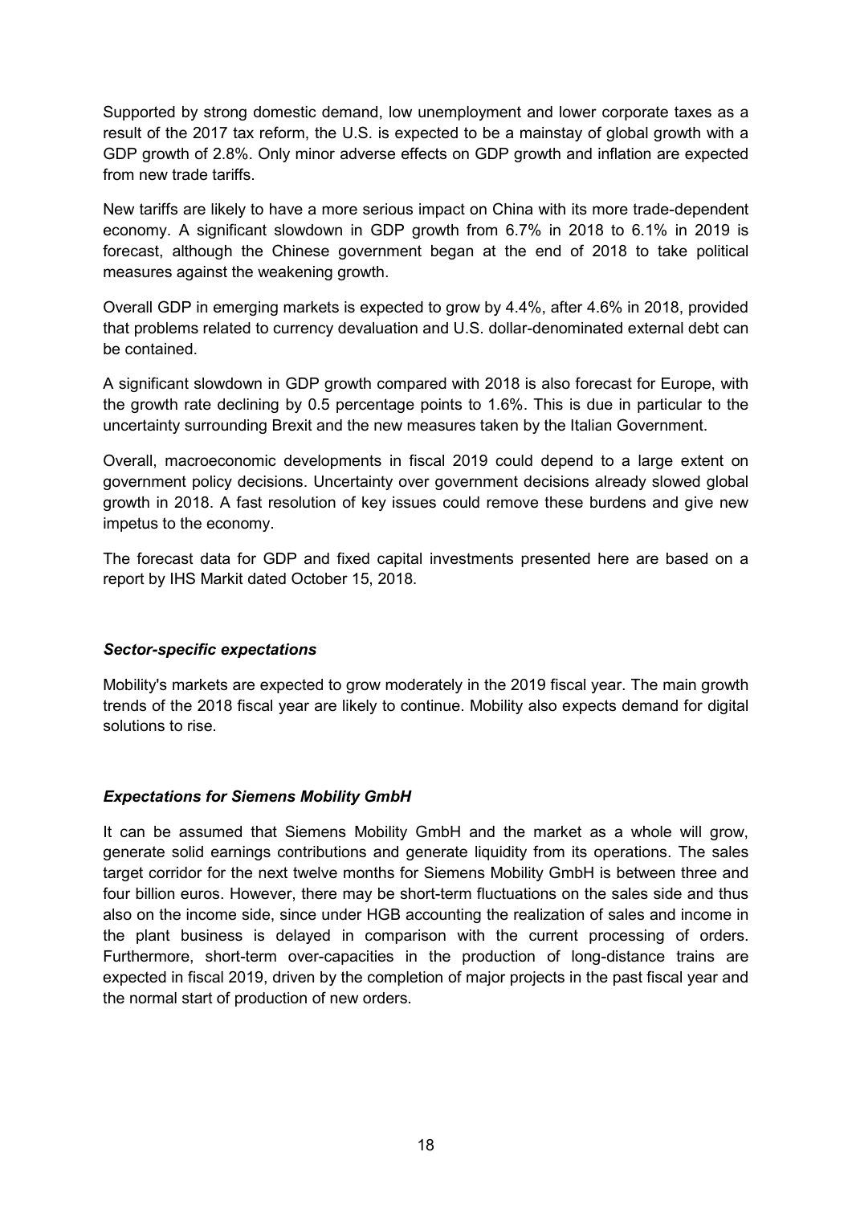Supported by strong domestic demand, low unemployment and lower corporate taxes as a result of the 2017 tax reform, the U.S. is expected to be a mainstay of global growth with a GDP growth of 2.8%. Only minor adverse effects on GDP growth and inflation are expected from new trade tariffs.

New tariffs are likely to have a more serious impact on China with its more trade-dependent economy. A significant slowdown in GDP growth from 6.7% in 2018 to 6.1% in 2019 is forecast, although the Chinese government began at the end of 2018 to take political measures against the weakening growth.

Overall GDP in emerging markets is expected to grow by 4.4%, after 4.6% in 2018, provided that problems related to currency devaluation and U.S. dollar-denominated external debt can be contained.

A significant slowdown in GDP growth compared with 2018 is also forecast for Europe, with the growth rate declining by 0.5 percentage points to 1.6%. This is due in particular to the uncertainty surrounding Brexit and the new measures taken by the Italian Government.

Overall, macroeconomic developments in fiscal 2019 could depend to a large extent on government policy decisions. Uncertainty over government decisions already slowed global growth in 2018. A fast resolution of key issues could remove these burdens and give new impetus to the economy.

The forecast data for GDP and fixed capital investments presented here are based on a report by IHS Markit dated October 15, 2018.

### *Sector-specific expectations*

Mobility's markets are expected to grow moderately in the 2019 fiscal year. The main growth trends of the 2018 fiscal year are likely to continue. Mobility also expects demand for digital solutions to rise.

### *Expectations for Siemens Mobility GmbH*

It can be assumed that Siemens Mobility GmbH and the market as a whole will grow, generate solid earnings contributions and generate liquidity from its operations. The sales target corridor for the next twelve months for Siemens Mobility GmbH is between three and four billion euros. However, there may be short-term fluctuations on the sales side and thus also on the income side, since under HGB accounting the realization of sales and income in the plant business is delayed in comparison with the current processing of orders. Furthermore, short-term over-capacities in the production of long-distance trains are expected in fiscal 2019, driven by the completion of major projects in the past fiscal year and the normal start of production of new orders.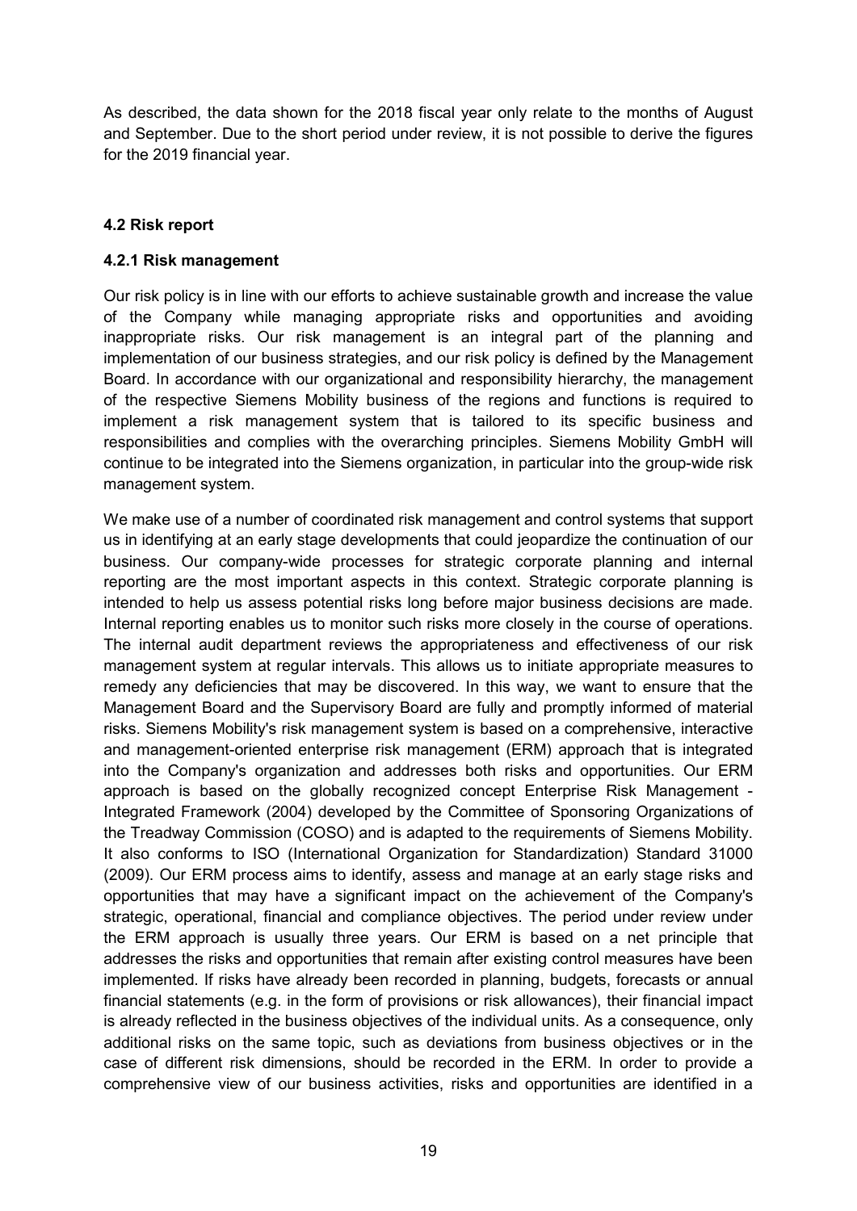As described, the data shown for the 2018 fiscal year only relate to the months of August and September. Due to the short period under review, it is not possible to derive the figures for the 2019 financial year.

### 4.2 Risk report

#### 4.2.1 Risk management

Our risk policy is in line with our efforts to achieve sustainable growth and increase the value of the Company while managing appropriate risks and opportunities and avoiding inappropriate risks. Our risk management is an integral part of the planning and implementation of our business strategies, and our risk policy is defined by the Management Board. In accordance with our organizational and responsibility hierarchy, the management of the respective Siemens Mobility business of the regions and functions is required to implement a risk management system that is tailored to its specific business and responsibilities and complies with the overarching principles. Siemens Mobility GmbH will continue to be integrated into the Siemens organization, in particular into the group-wide risk management system.

We make use of a number of coordinated risk management and control systems that support us in identifying at an early stage developments that could jeopardize the continuation of our business. Our company-wide processes for strategic corporate planning and internal reporting are the most important aspects in this context. Strategic corporate planning is intended to help us assess potential risks long before major business decisions are made. Internal reporting enables us to monitor such risks more closely in the course of operations. The internal audit department reviews the appropriateness and effectiveness of our risk management system at regular intervals. This allows us to initiate appropriate measures to remedy any deficiencies that may be discovered. In this way, we want to ensure that the Management Board and the Supervisory Board are fully and promptly informed of material risks. Siemens Mobility's risk management system is based on a comprehensive, interactive and management-oriented enterprise risk management (ERM) approach that is integrated into the Company's organization and addresses both risks and opportunities. Our ERM approach is based on the globally recognized concept Enterprise Risk Management - Integrated Framework (2004) developed by the Committee of Sponsoring Organizations of the Treadway Commission (COSO) and is adapted to the requirements of Siemens Mobility. It also conforms to ISO (International Organization for Standardization) Standard 31000 (2009). Our ERM process aims to identify, assess and manage at an early stage risks and opportunities that may have a significant impact on the achievement of the Company's strategic, operational, financial and compliance objectives. The period under review under the ERM approach is usually three years. Our ERM is based on a net principle that addresses the risks and opportunities that remain after existing control measures have been implemented. If risks have already been recorded in planning, budgets, forecasts or annual financial statements (e.g. in the form of provisions or risk allowances), their financial impact is already reflected in the business objectives of the individual units. As a consequence, only additional risks on the same topic, such as deviations from business objectives or in the case of different risk dimensions, should be recorded in the ERM. In order to provide a comprehensive view of our business activities, risks and opportunities are identified in a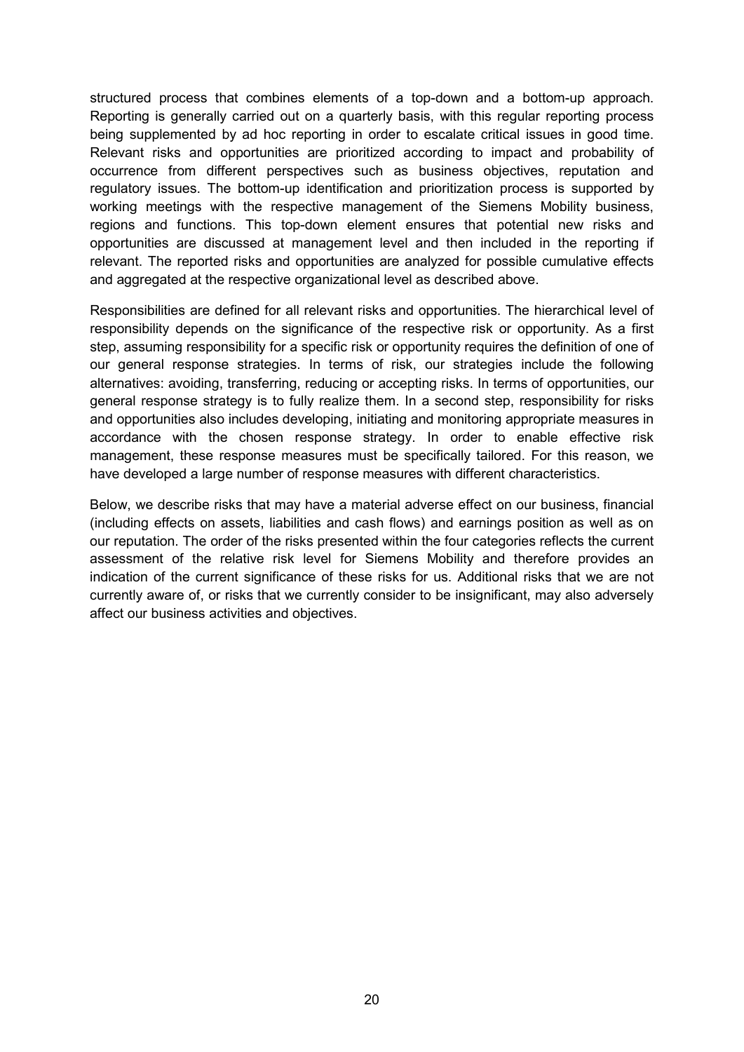structured process that combines elements of a top-down and a bottom-up approach. Reporting is generally carried out on a quarterly basis, with this regular reporting process being supplemented by ad hoc reporting in order to escalate critical issues in good time. Relevant risks and opportunities are prioritized according to impact and probability of occurrence from different perspectives such as business objectives, reputation and regulatory issues. The bottom-up identification and prioritization process is supported by working meetings with the respective management of the Siemens Mobility business, regions and functions. This top-down element ensures that potential new risks and opportunities are discussed at management level and then included in the reporting if relevant. The reported risks and opportunities are analyzed for possible cumulative effects and aggregated at the respective organizational level as described above.

Responsibilities are defined for all relevant risks and opportunities. The hierarchical level of responsibility depends on the significance of the respective risk or opportunity. As a first step, assuming responsibility for a specific risk or opportunity requires the definition of one of our general response strategies. In terms of risk, our strategies include the following alternatives: avoiding, transferring, reducing or accepting risks. In terms of opportunities, our general response strategy is to fully realize them. In a second step, responsibility for risks and opportunities also includes developing, initiating and monitoring appropriate measures in accordance with the chosen response strategy. In order to enable effective risk management, these response measures must be specifically tailored. For this reason, we have developed a large number of response measures with different characteristics.

Below, we describe risks that may have a material adverse effect on our business, financial (including effects on assets, liabilities and cash flows) and earnings position as well as on our reputation. The order of the risks presented within the four categories reflects the current assessment of the relative risk level for Siemens Mobility and therefore provides an indication of the current significance of these risks for us. Additional risks that we are not currently aware of, or risks that we currently consider to be insignificant, may also adversely affect our business activities and objectives.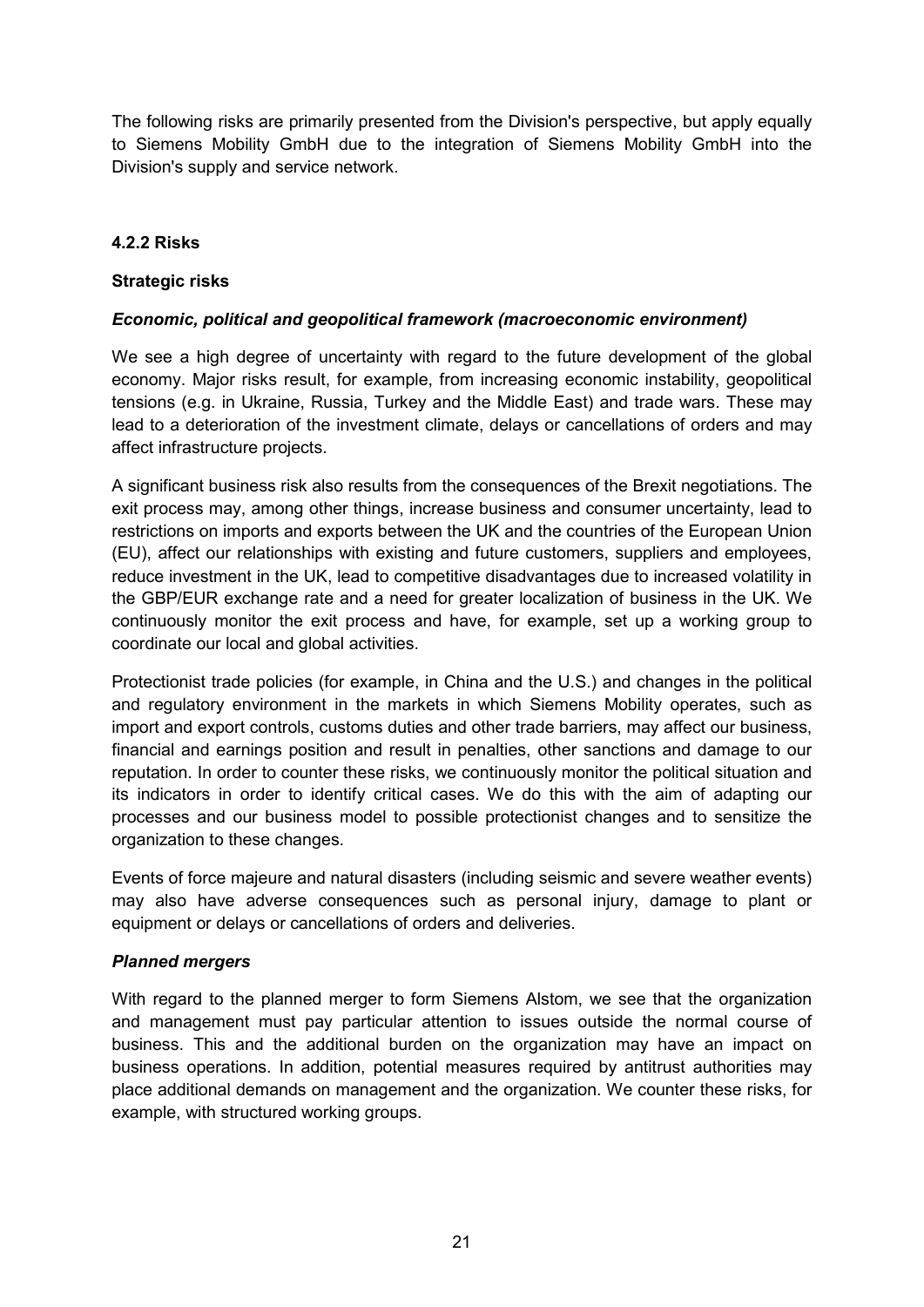The following risks are primarily presented from the Division's perspective, but apply equally to Siemens Mobility GmbH due to the integration of Siemens Mobility GmbH into the Division's supply and service network.

### 4.2.2 Risks

#### Strategic risks

***Economic, political and geopolitical framework (macroeconomic environment)***

We see a high degree of uncertainty with regard to the future development of the global economy. Major risks result, for example, from increasing economic instability, geopolitical tensions (e.g. in Ukraine, Russia, Turkey and the Middle East) and trade wars. These may lead to a deterioration of the investment climate, delays or cancellations of orders and may affect infrastructure projects.

A significant business risk also results from the consequences of the Brexit negotiations. The exit process may, among other things, increase business and consumer uncertainty, lead to restrictions on imports and exports between the UK and the countries of the European Union (EU), affect our relationships with existing and future customers, suppliers and employees, reduce investment in the UK, lead to competitive disadvantages due to increased volatility in the GBP/EUR exchange rate and a need for greater localization of business in the UK. We continuously monitor the exit process and have, for example, set up a working group to coordinate our local and global activities.

Protectionist trade policies (for example, in China and the U.S.) and changes in the political and regulatory environment in the markets in which Siemens Mobility operates, such as import and export controls, customs duties and other trade barriers, may affect our business, financial and earnings position and result in penalties, other sanctions and damage to our reputation. In order to counter these risks, we continuously monitor the political situation and its indicators in order to identify critical cases. We do this with the aim of adapting our processes and our business model to possible protectionist changes and to sensitize the organization to these changes.

Events of force majeure and natural disasters (including seismic and severe weather events) may also have adverse consequences such as personal injury, damage to plant or equipment or delays or cancellations of orders and deliveries.

***Planned mergers***

With regard to the planned merger to form Siemens Alstom, we see that the organization and management must pay particular attention to issues outside the normal course of business. This and the additional burden on the organization may have an impact on business operations. In addition, potential measures required by antitrust authorities may place additional demands on management and the organization. We counter these risks, for example, with structured working groups.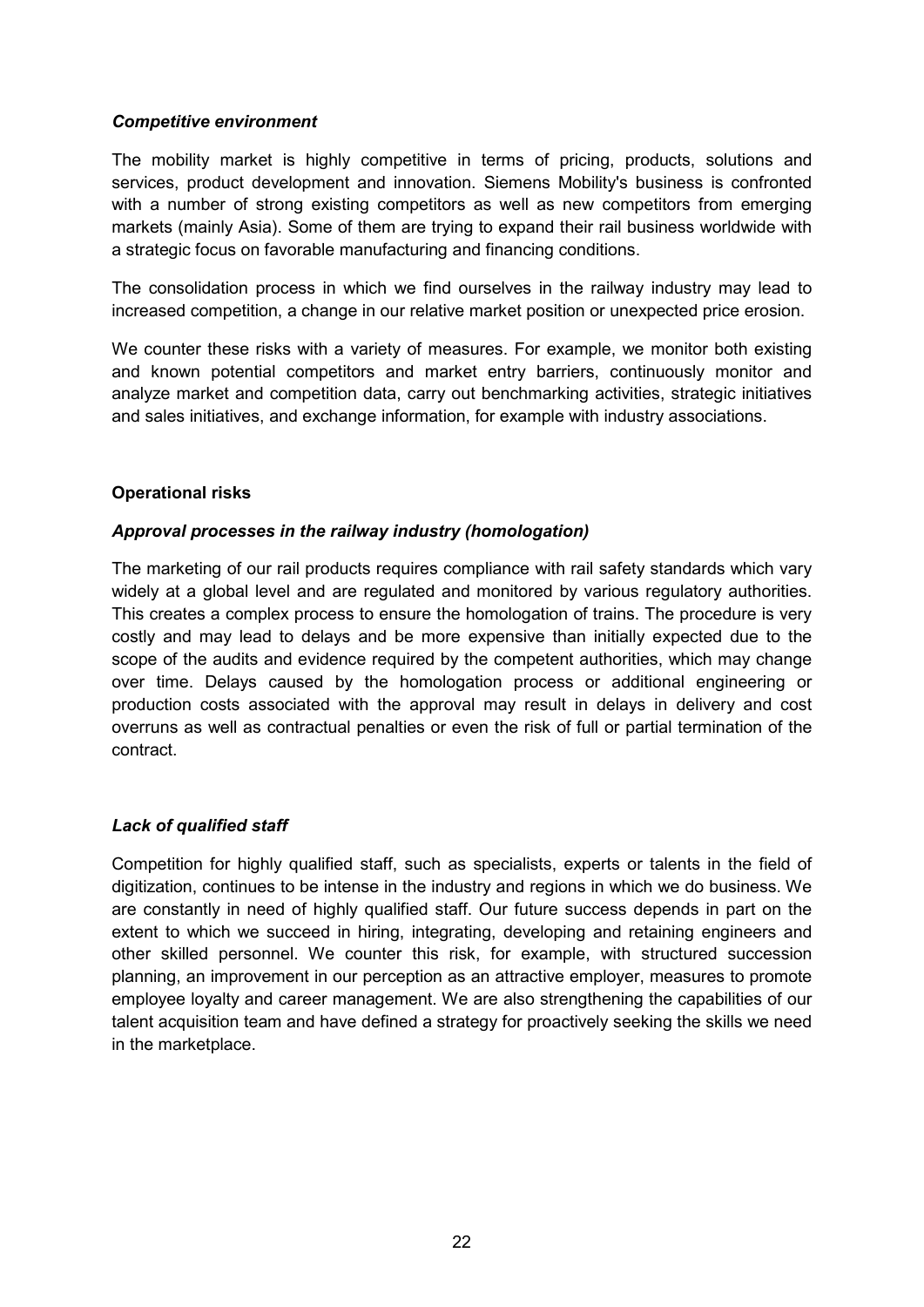### *Competitive environment*

The mobility market is highly competitive in terms of pricing, products, solutions and services, product development and innovation. Siemens Mobility's business is confronted with a number of strong existing competitors as well as new competitors from emerging markets (mainly Asia). Some of them are trying to expand their rail business worldwide with a strategic focus on favorable manufacturing and financing conditions.

The consolidation process in which we find ourselves in the railway industry may lead to increased competition, a change in our relative market position or unexpected price erosion.

We counter these risks with a variety of measures. For example, we monitor both existing and known potential competitors and market entry barriers, continuously monitor and analyze market and competition data, carry out benchmarking activities, strategic initiatives and sales initiatives, and exchange information, for example with industry associations.

## Operational risks

### *Approval processes in the railway industry (homologation)*

The marketing of our rail products requires compliance with rail safety standards which vary widely at a global level and are regulated and monitored by various regulatory authorities. This creates a complex process to ensure the homologation of trains. The procedure is very costly and may lead to delays and be more expensive than initially expected due to the scope of the audits and evidence required by the competent authorities, which may change over time. Delays caused by the homologation process or additional engineering or production costs associated with the approval may result in delays in delivery and cost overruns as well as contractual penalties or even the risk of full or partial termination of the contract.

### *Lack of qualified staff*

Competition for highly qualified staff, such as specialists, experts or talents in the field of digitization, continues to be intense in the industry and regions in which we do business. We are constantly in need of highly qualified staff. Our future success depends in part on the extent to which we succeed in hiring, integrating, developing and retaining engineers and other skilled personnel. We counter this risk, for example, with structured succession planning, an improvement in our perception as an attractive employer, measures to promote employee loyalty and career management. We are also strengthening the capabilities of our talent acquisition team and have defined a strategy for proactively seeking the skills we need in the marketplace.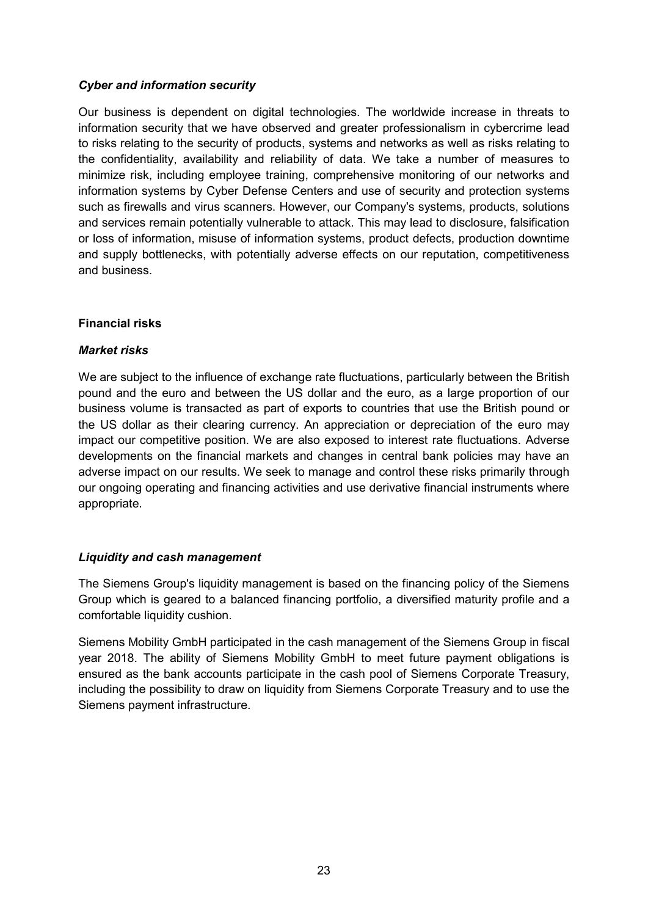### *Cyber and information security*

Our business is dependent on digital technologies. The worldwide increase in threats to information security that we have observed and greater professionalism in cybercrime lead to risks relating to the security of products, systems and networks as well as risks relating to the confidentiality, availability and reliability of data. We take a number of measures to minimize risk, including employee training, comprehensive monitoring of our networks and information systems by Cyber Defense Centers and use of security and protection systems such as firewalls and virus scanners. However, our Company's systems, products, solutions and services remain potentially vulnerable to attack. This may lead to disclosure, falsification or loss of information, misuse of information systems, product defects, production downtime and supply bottlenecks, with potentially adverse effects on our reputation, competitiveness and business.

## Financial risks

### *Market risks*

We are subject to the influence of exchange rate fluctuations, particularly between the British pound and the euro and between the US dollar and the euro, as a large proportion of our business volume is transacted as part of exports to countries that use the British pound or the US dollar as their clearing currency. An appreciation or depreciation of the euro may impact our competitive position. We are also exposed to interest rate fluctuations. Adverse developments on the financial markets and changes in central bank policies may have an adverse impact on our results. We seek to manage and control these risks primarily through our ongoing operating and financing activities and use derivative financial instruments where appropriate.

### *Liquidity and cash management*

The Siemens Group's liquidity management is based on the financing policy of the Siemens Group which is geared to a balanced financing portfolio, a diversified maturity profile and a comfortable liquidity cushion.

Siemens Mobility GmbH participated in the cash management of the Siemens Group in fiscal year 2018. The ability of Siemens Mobility GmbH to meet future payment obligations is ensured as the bank accounts participate in the cash pool of Siemens Corporate Treasury, including the possibility to draw on liquidity from Siemens Corporate Treasury and to use the Siemens payment infrastructure.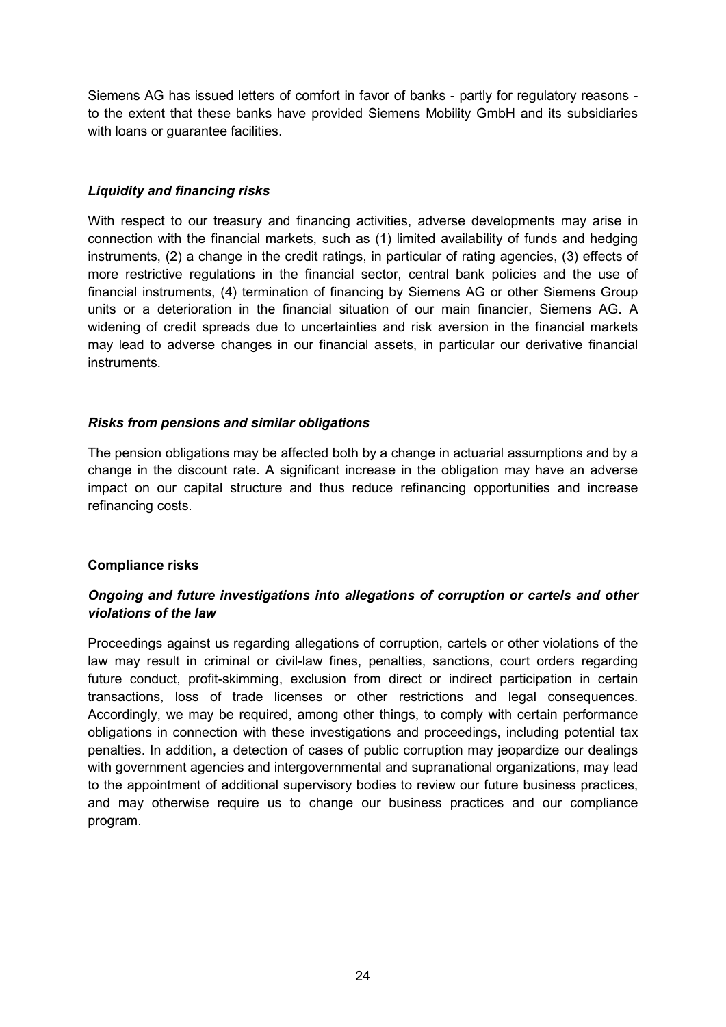Siemens AG has issued letters of comfort in favor of banks - partly for regulatory reasons - to the extent that these banks have provided Siemens Mobility GmbH and its subsidiaries with loans or guarantee facilities.

***Liquidity and financing risks***

With respect to our treasury and financing activities, adverse developments may arise in connection with the financial markets, such as (1) limited availability of funds and hedging instruments, (2) a change in the credit ratings, in particular of rating agencies, (3) effects of more restrictive regulations in the financial sector, central bank policies and the use of financial instruments, (4) termination of financing by Siemens AG or other Siemens Group units or a deterioration in the financial situation of our main financier, Siemens AG. A widening of credit spreads due to uncertainties and risk aversion in the financial markets may lead to adverse changes in our financial assets, in particular our derivative financial instruments.

***Risks from pensions and similar obligations***

The pension obligations may be affected both by a change in actuarial assumptions and by a change in the discount rate. A significant increase in the obligation may have an adverse impact on our capital structure and thus reduce refinancing opportunities and increase refinancing costs.

**Compliance risks**

***Ongoing and future investigations into allegations of corruption or cartels and other violations of the law***

Proceedings against us regarding allegations of corruption, cartels or other violations of the law may result in criminal or civil-law fines, penalties, sanctions, court orders regarding future conduct, profit-skimming, exclusion from direct or indirect participation in certain transactions, loss of trade licenses or other restrictions and legal consequences. Accordingly, we may be required, among other things, to comply with certain performance obligations in connection with these investigations and proceedings, including potential tax penalties. In addition, a detection of cases of public corruption may jeopardize our dealings with government agencies and intergovernmental and supranational organizations, may lead to the appointment of additional supervisory bodies to review our future business practices, and may otherwise require us to change our business practices and our compliance program.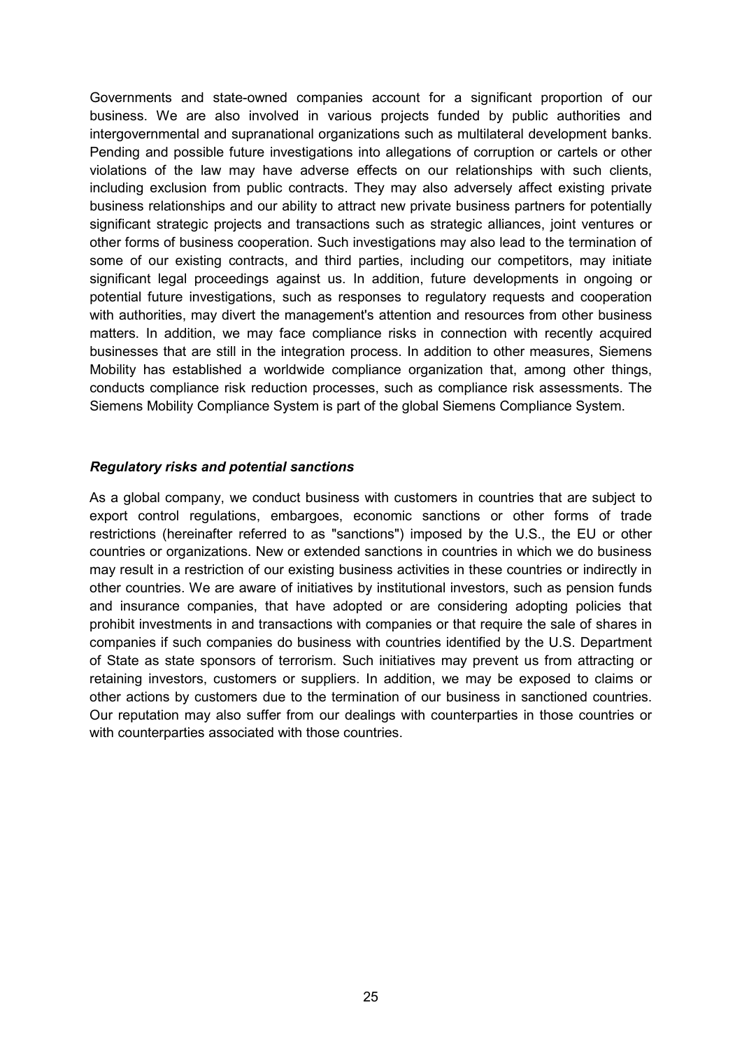Governments and state-owned companies account for a significant proportion of our business. We are also involved in various projects funded by public authorities and intergovernmental and supranational organizations such as multilateral development banks. Pending and possible future investigations into allegations of corruption or cartels or other violations of the law may have adverse effects on our relationships with such clients, including exclusion from public contracts. They may also adversely affect existing private business relationships and our ability to attract new private business partners for potentially significant strategic projects and transactions such as strategic alliances, joint ventures or other forms of business cooperation. Such investigations may also lead to the termination of some of our existing contracts, and third parties, including our competitors, may initiate significant legal proceedings against us. In addition, future developments in ongoing or potential future investigations, such as responses to regulatory requests and cooperation with authorities, may divert the management's attention and resources from other business matters. In addition, we may face compliance risks in connection with recently acquired businesses that are still in the integration process. In addition to other measures, Siemens Mobility has established a worldwide compliance organization that, among other things, conducts compliance risk reduction processes, such as compliance risk assessments. The Siemens Mobility Compliance System is part of the global Siemens Compliance System.

***Regulatory risks and potential sanctions***

As a global company, we conduct business with customers in countries that are subject to export control regulations, embargoes, economic sanctions or other forms of trade restrictions (hereinafter referred to as "sanctions") imposed by the U.S., the EU or other countries or organizations. New or extended sanctions in countries in which we do business may result in a restriction of our existing business activities in these countries or indirectly in other countries. We are aware of initiatives by institutional investors, such as pension funds and insurance companies, that have adopted or are considering adopting policies that prohibit investments in and transactions with companies or that require the sale of shares in companies if such companies do business with countries identified by the U.S. Department of State as state sponsors of terrorism. Such initiatives may prevent us from attracting or retaining investors, customers or suppliers. In addition, we may be exposed to claims or other actions by customers due to the termination of our business in sanctioned countries. Our reputation may also suffer from our dealings with counterparties in those countries or with counterparties associated with those countries.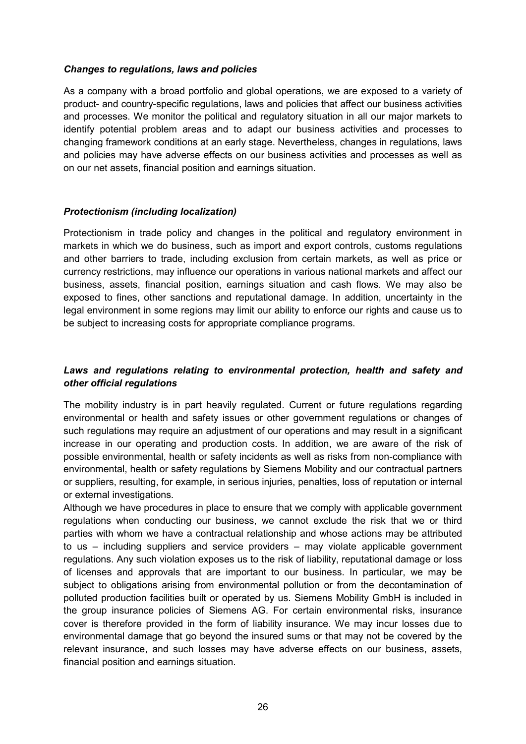### *Changes to regulations, laws and policies*

As a company with a broad portfolio and global operations, we are exposed to a variety of product- and country-specific regulations, laws and policies that affect our business activities and processes. We monitor the political and regulatory situation in all our major markets to identify potential problem areas and to adapt our business activities and processes to changing framework conditions at an early stage. Nevertheless, changes in regulations, laws and policies may have adverse effects on our business activities and processes as well as on our net assets, financial position and earnings situation.

### *Protectionism (including localization)*

Protectionism in trade policy and changes in the political and regulatory environment in markets in which we do business, such as import and export controls, customs regulations and other barriers to trade, including exclusion from certain markets, as well as price or currency restrictions, may influence our operations in various national markets and affect our business, assets, financial position, earnings situation and cash flows. We may also be exposed to fines, other sanctions and reputational damage. In addition, uncertainty in the legal environment in some regions may limit our ability to enforce our rights and cause us to be subject to increasing costs for appropriate compliance programs.

### *Laws and regulations relating to environmental protection, health and safety and other official regulations*

The mobility industry is in part heavily regulated. Current or future regulations regarding environmental or health and safety issues or other government regulations or changes of such regulations may require an adjustment of our operations and may result in a significant increase in our operating and production costs. In addition, we are aware of the risk of possible environmental, health or safety incidents as well as risks from non-compliance with environmental, health or safety regulations by Siemens Mobility and our contractual partners or suppliers, resulting, for example, in serious injuries, penalties, loss of reputation or internal or external investigations.

Although we have procedures in place to ensure that we comply with applicable government regulations when conducting our business, we cannot exclude the risk that we or third parties with whom we have a contractual relationship and whose actions may be attributed to us – including suppliers and service providers – may violate applicable government regulations. Any such violation exposes us to the risk of liability, reputational damage or loss of licenses and approvals that are important to our business. In particular, we may be subject to obligations arising from environmental pollution or from the decontamination of polluted production facilities built or operated by us. Siemens Mobility GmbH is included in the group insurance policies of Siemens AG. For certain environmental risks, insurance cover is therefore provided in the form of liability insurance. We may incur losses due to environmental damage that go beyond the insured sums or that may not be covered by the relevant insurance, and such losses may have adverse effects on our business, assets, financial position and earnings situation.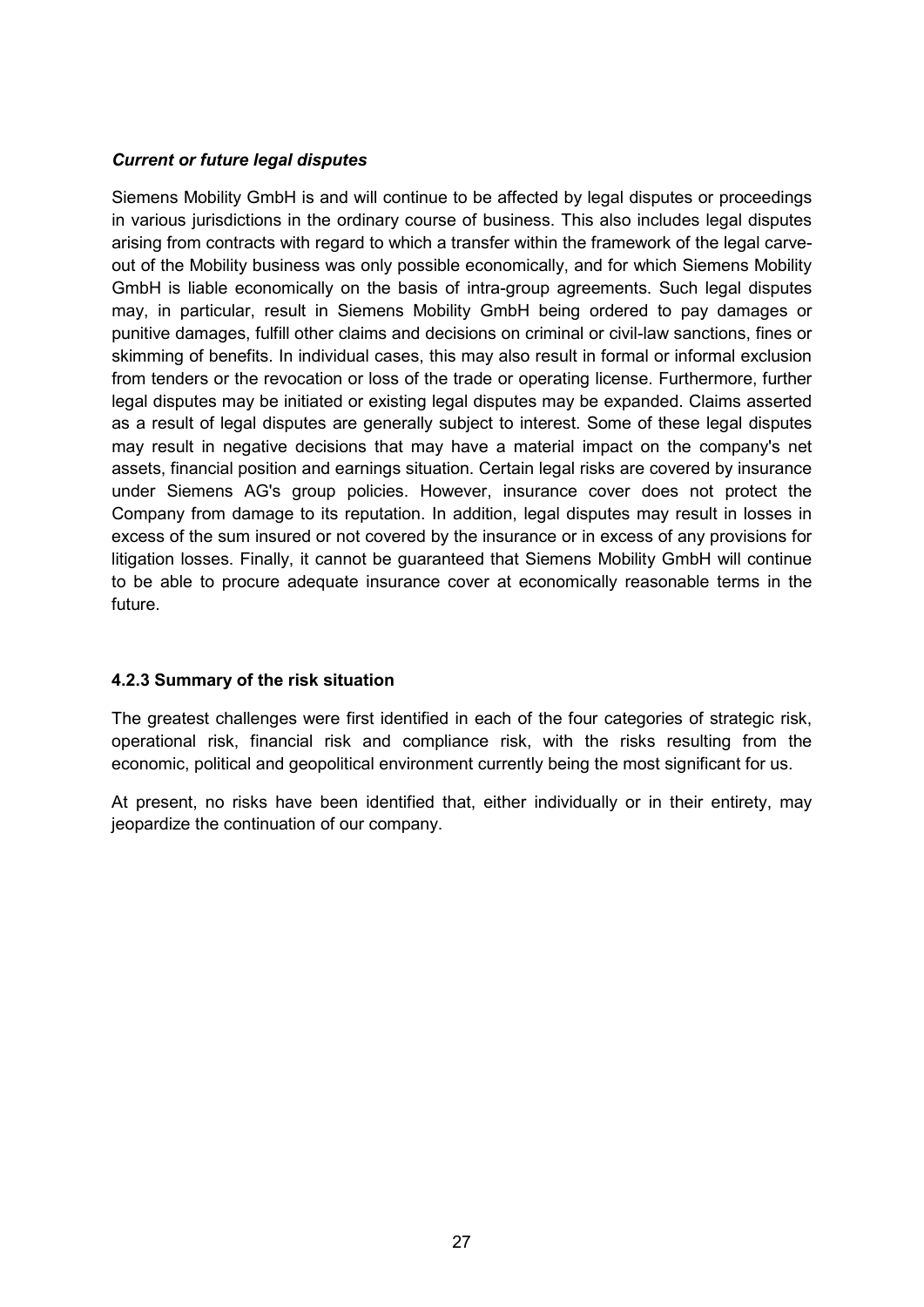***Current or future legal disputes***

Siemens Mobility GmbH is and will continue to be affected by legal disputes or proceedings in various jurisdictions in the ordinary course of business. This also includes legal disputes arising from contracts with regard to which a transfer within the framework of the legal carve-out of the Mobility business was only possible economically, and for which Siemens Mobility GmbH is liable economically on the basis of intra-group agreements. Such legal disputes may, in particular, result in Siemens Mobility GmbH being ordered to pay damages or punitive damages, fulfill other claims and decisions on criminal or civil-law sanctions, fines or skimming of benefits. In individual cases, this may also result in formal or informal exclusion from tenders or the revocation or loss of the trade or operating license. Furthermore, further legal disputes may be initiated or existing legal disputes may be expanded. Claims asserted as a result of legal disputes are generally subject to interest. Some of these legal disputes may result in negative decisions that may have a material impact on the company's net assets, financial position and earnings situation. Certain legal risks are covered by insurance under Siemens AG's group policies. However, insurance cover does not protect the Company from damage to its reputation. In addition, legal disputes may result in losses in excess of the sum insured or not covered by the insurance or in excess of any provisions for litigation losses. Finally, it cannot be guaranteed that Siemens Mobility GmbH will continue to be able to procure adequate insurance cover at economically reasonable terms in the future.

### 4.2.3 Summary of the risk situation

The greatest challenges were first identified in each of the four categories of strategic risk, operational risk, financial risk and compliance risk, with the risks resulting from the economic, political and geopolitical environment currently being the most significant for us.

At present, no risks have been identified that, either individually or in their entirety, may jeopardize the continuation of our company.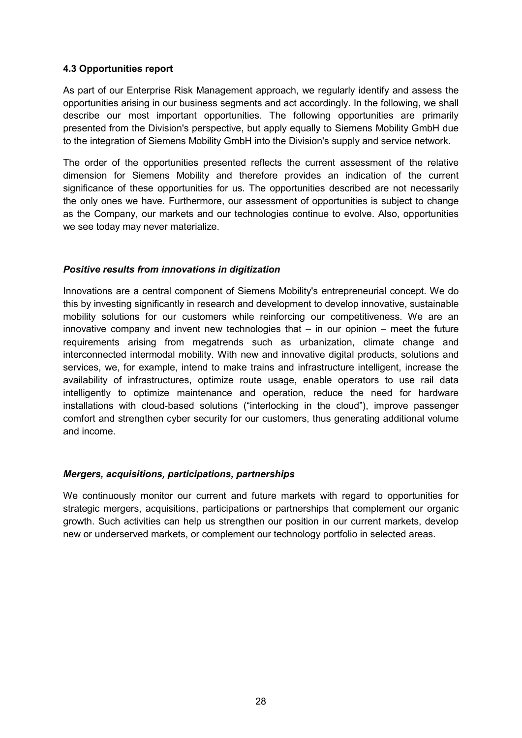### 4.3 Opportunities report

As part of our Enterprise Risk Management approach, we regularly identify and assess the opportunities arising in our business segments and act accordingly. In the following, we shall describe our most important opportunities. The following opportunities are primarily presented from the Division's perspective, but apply equally to Siemens Mobility GmbH due to the integration of Siemens Mobility GmbH into the Division's supply and service network.

The order of the opportunities presented reflects the current assessment of the relative dimension for Siemens Mobility and therefore provides an indication of the current significance of these opportunities for us. The opportunities described are not necessarily the only ones we have. Furthermore, our assessment of opportunities is subject to change as the Company, our markets and our technologies continue to evolve. Also, opportunities we see today may never materialize.

***Positive results from innovations in digitization***

Innovations are a central component of Siemens Mobility's entrepreneurial concept. We do this by investing significantly in research and development to develop innovative, sustainable mobility solutions for our customers while reinforcing our competitiveness. We are an innovative company and invent new technologies that – in our opinion – meet the future requirements arising from megatrends such as urbanization, climate change and interconnected intermodal mobility. With new and innovative digital products, solutions and services, we, for example, intend to make trains and infrastructure intelligent, increase the availability of infrastructures, optimize route usage, enable operators to use rail data intelligently to optimize maintenance and operation, reduce the need for hardware installations with cloud-based solutions ("interlocking in the cloud"), improve passenger comfort and strengthen cyber security for our customers, thus generating additional volume and income.

***Mergers, acquisitions, participations, partnerships***

We continuously monitor our current and future markets with regard to opportunities for strategic mergers, acquisitions, participations or partnerships that complement our organic growth. Such activities can help us strengthen our position in our current markets, develop new or underserved markets, or complement our technology portfolio in selected areas.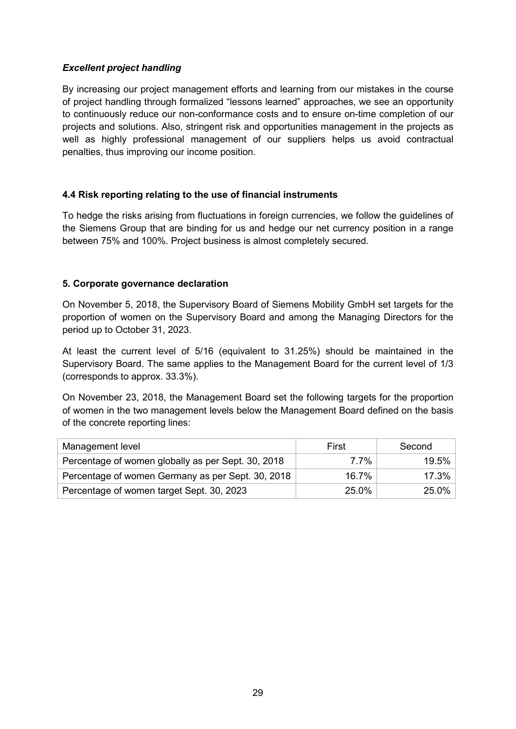### *Excellent project handling*

By increasing our project management efforts and learning from our mistakes in the course of project handling through formalized "lessons learned" approaches, we see an opportunity to continuously reduce our non-conformance costs and to ensure on-time completion of our projects and solutions. Also, stringent risk and opportunities management in the projects as well as highly professional management of our suppliers helps us avoid contractual penalties, thus improving our income position.

### 4.4 Risk reporting relating to the use of financial instruments

To hedge the risks arising from fluctuations in foreign currencies, we follow the guidelines of the Siemens Group that are binding for us and hedge our net currency position in a range between 75% and 100%. Project business is almost completely secured.

## 5. Corporate governance declaration

On November 5, 2018, the Supervisory Board of Siemens Mobility GmbH set targets for the proportion of women on the Supervisory Board and among the Managing Directors for the period up to October 31, 2023.

At least the current level of 5/16 (equivalent to 31.25%) should be maintained in the Supervisory Board. The same applies to the Management Board for the current level of 1/3 (corresponds to approx. 33.3%).

On November 23, 2018, the Management Board set the following targets for the proportion of women in the two management levels below the Management Board defined on the basis of the concrete reporting lines:

| Management level | First | Second |
|---|---|---|
| Percentage of women globally as per Sept. 30, 2018 | 7.7% | 19.5% |
| Percentage of women Germany as per Sept. 30, 2018 | 16.7% | 17.3% |
| Percentage of women target Sept. 30, 2023 | 25.0% | 25.0% |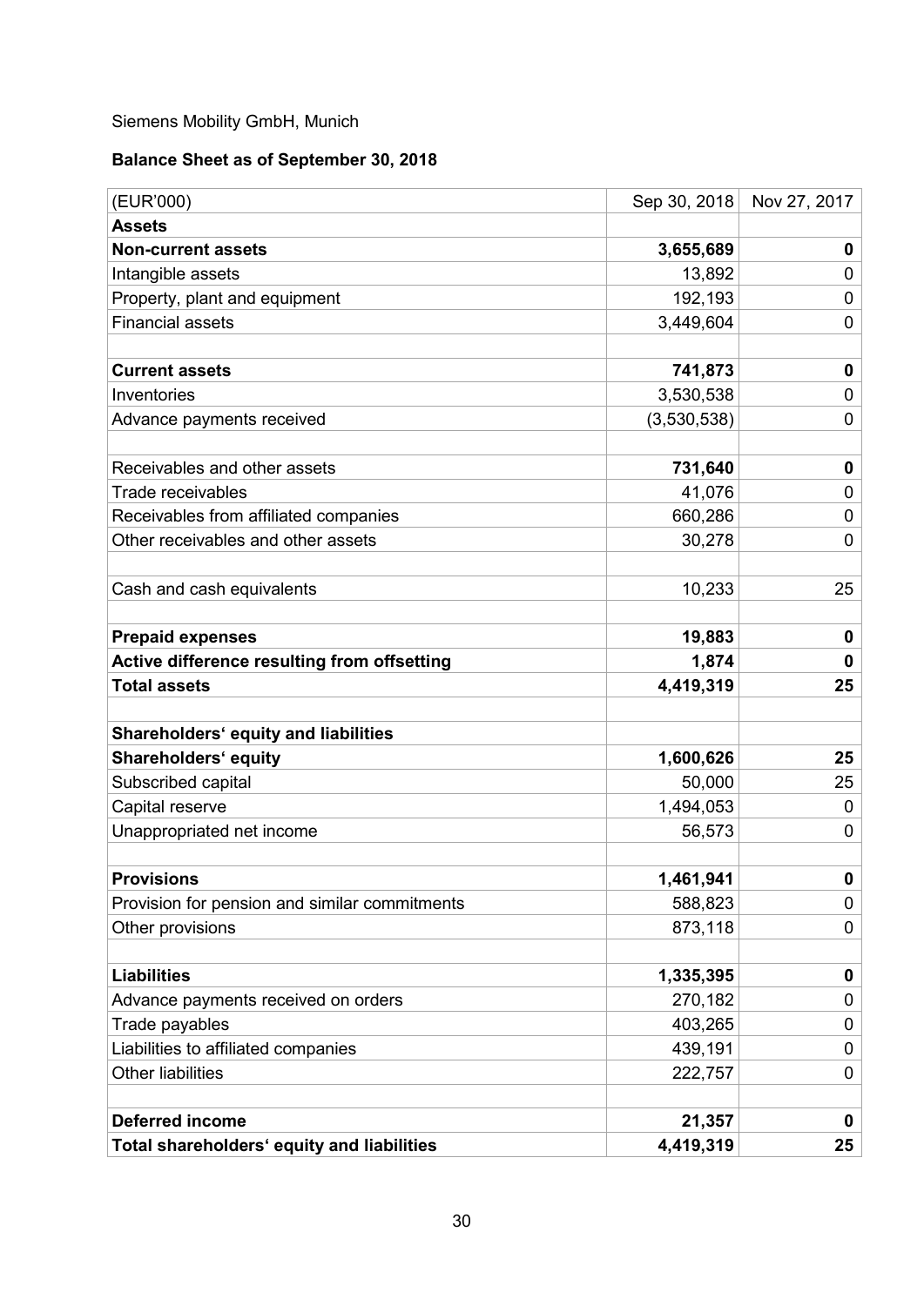Siemens Mobility GmbH, Munich

**Balance Sheet as of September 30, 2018**

| (EUR'000) | Sep 30, 2018 | Nov 27, 2017 |
|---|---|---|
| **Assets** | | |
| **Non-current assets** | **3,655,689** | **0** |
| Intangible assets | 13,892 | 0 |
| Property, plant and equipment | 192,193 | 0 |
| Financial assets | 3,449,604 | 0 |
| | | |
| **Current assets** | **741,873** | **0** |
| Inventories | 3,530,538 | 0 |
| Advance payments received | (3,530,538) | 0 |
| | | |
| Receivables and other assets | **731,640** | **0** |
| Trade receivables | 41,076 | 0 |
| Receivables from affiliated companies | 660,286 | 0 |
| Other receivables and other assets | 30,278 | 0 |
| | | |
| Cash and cash equivalents | 10,233 | 25 |
| | | |
| **Prepaid expenses** | **19,883** | **0** |
| **Active difference resulting from offsetting** | **1,874** | **0** |
| **Total assets** | **4,419,319** | **25** |
| | | |
| **Shareholders' equity and liabilities** | | |
| **Shareholders' equity** | **1,600,626** | **25** |
| Subscribed capital | 50,000 | 25 |
| Capital reserve | 1,494,053 | 0 |
| Unappropriated net income | 56,573 | 0 |
| | | |
| **Provisions** | **1,461,941** | **0** |
| Provision for pension and similar commitments | 588,823 | 0 |
| Other provisions | 873,118 | 0 |
| | | |
| **Liabilities** | **1,335,395** | **0** |
| Advance payments received on orders | 270,182 | 0 |
| Trade payables | 403,265 | 0 |
| Liabilities to affiliated companies | 439,191 | 0 |
| Other liabilities | 222,757 | 0 |
| | | |
| **Deferred income** | **21,357** | **0** |
| **Total shareholders' equity and liabilities** | **4,419,319** | **25** |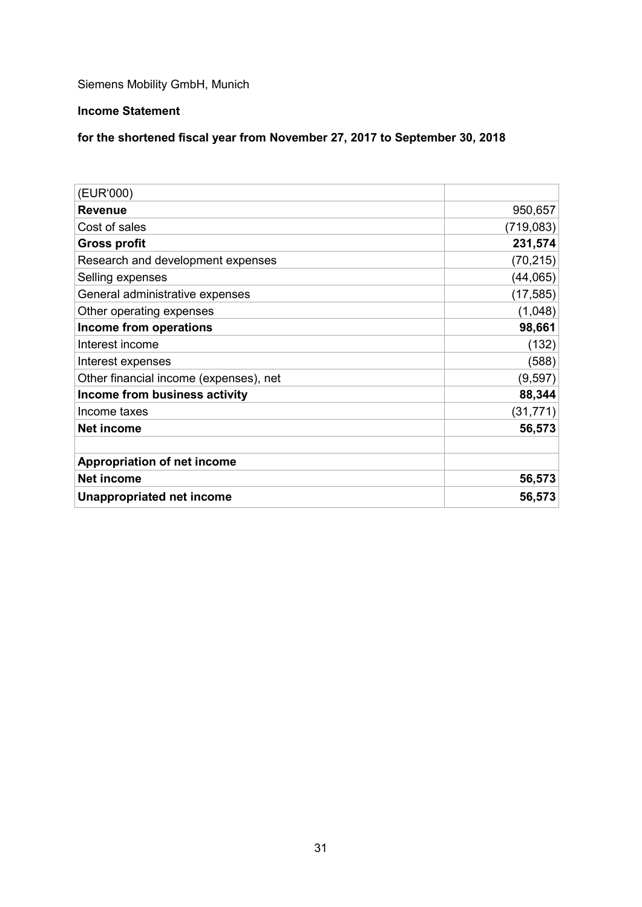Siemens Mobility GmbH, Munich

**Income Statement**

**for the shortened fiscal year from November 27, 2017 to September 30, 2018**

| (EUR'000) | |
|---|---:|
| **Revenue** | 950,657 |
| Cost of sales | (719,083) |
| **Gross profit** | **231,574** |
| Research and development expenses | (70,215) |
| Selling expenses | (44,065) |
| General administrative expenses | (17,585) |
| Other operating expenses | (1,048) |
| **Income from operations** | **98,661** |
| Interest income | (132) |
| Interest expenses | (588) |
| Other financial income (expenses), net | (9,597) |
| **Income from business activity** | **88,344** |
| Income taxes | (31,771) |
| **Net income** | **56,573** |
| | |
| **Appropriation of net income** | |
| **Net income** | **56,573** |
| **Unappropriated net income** | **56,573** |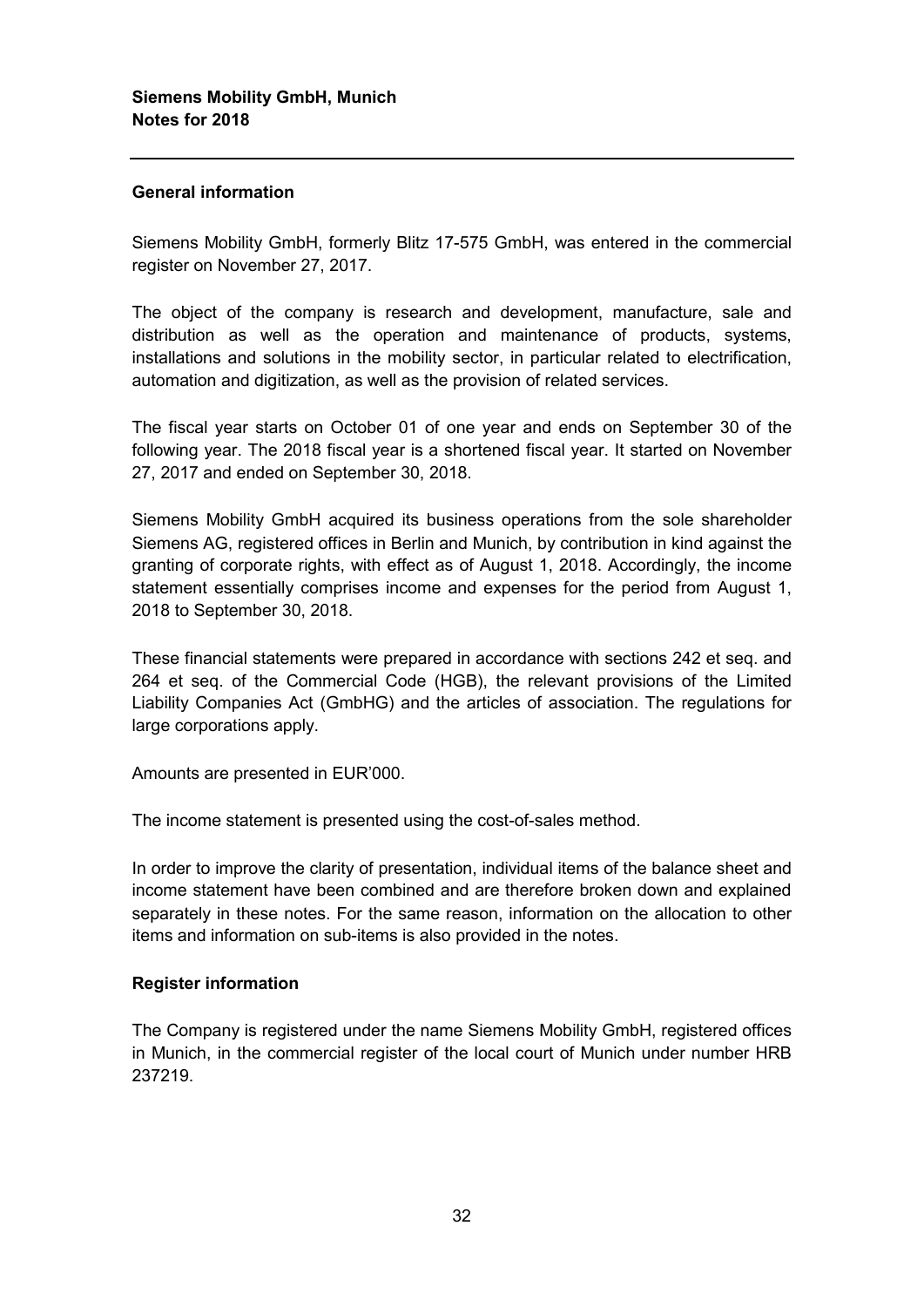# Siemens Mobility GmbH, Munich
# Notes for 2018

## General information

Siemens Mobility GmbH, formerly Blitz 17-575 GmbH, was entered in the commercial register on November 27, 2017.

The object of the company is research and development, manufacture, sale and distribution as well as the operation and maintenance of products, systems, installations and solutions in the mobility sector, in particular related to electrification, automation and digitization, as well as the provision of related services.

The fiscal year starts on October 01 of one year and ends on September 30 of the following year. The 2018 fiscal year is a shortened fiscal year. It started on November 27, 2017 and ended on September 30, 2018.

Siemens Mobility GmbH acquired its business operations from the sole shareholder Siemens AG, registered offices in Berlin and Munich, by contribution in kind against the granting of corporate rights, with effect as of August 1, 2018. Accordingly, the income statement essentially comprises income and expenses for the period from August 1, 2018 to September 30, 2018.

These financial statements were prepared in accordance with sections 242 et seq. and 264 et seq. of the Commercial Code (HGB), the relevant provisions of the Limited Liability Companies Act (GmbHG) and the articles of association. The regulations for large corporations apply.

Amounts are presented in EUR'000.

The income statement is presented using the cost-of-sales method.

In order to improve the clarity of presentation, individual items of the balance sheet and income statement have been combined and are therefore broken down and explained separately in these notes. For the same reason, information on the allocation to other items and information on sub-items is also provided in the notes.

## Register information

The Company is registered under the name Siemens Mobility GmbH, registered offices in Munich, in the commercial register of the local court of Munich under number HRB 237219.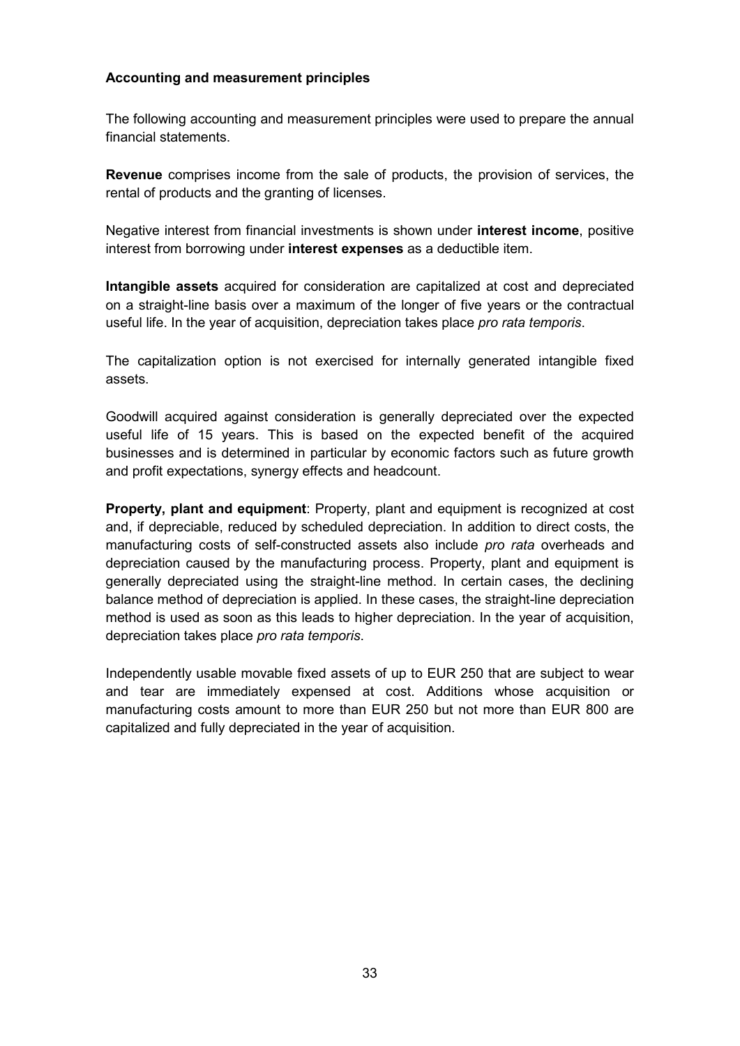**Accounting and measurement principles**

The following accounting and measurement principles were used to prepare the annual financial statements.

**Revenue** comprises income from the sale of products, the provision of services, the rental of products and the granting of licenses.

Negative interest from financial investments is shown under **interest income**, positive interest from borrowing under **interest expenses** as a deductible item.

**Intangible assets** acquired for consideration are capitalized at cost and depreciated on a straight-line basis over a maximum of the longer of five years or the contractual useful life. In the year of acquisition, depreciation takes place *pro rata temporis*.

The capitalization option is not exercised for internally generated intangible fixed assets.

Goodwill acquired against consideration is generally depreciated over the expected useful life of 15 years. This is based on the expected benefit of the acquired businesses and is determined in particular by economic factors such as future growth and profit expectations, synergy effects and headcount.

**Property, plant and equipment**: Property, plant and equipment is recognized at cost and, if depreciable, reduced by scheduled depreciation. In addition to direct costs, the manufacturing costs of self-constructed assets also include *pro rata* overheads and depreciation caused by the manufacturing process. Property, plant and equipment is generally depreciated using the straight-line method. In certain cases, the declining balance method of depreciation is applied. In these cases, the straight-line depreciation method is used as soon as this leads to higher depreciation. In the year of acquisition, depreciation takes place *pro rata temporis*.

Independently usable movable fixed assets of up to EUR 250 that are subject to wear and tear are immediately expensed at cost. Additions whose acquisition or manufacturing costs amount to more than EUR 250 but not more than EUR 800 are capitalized and fully depreciated in the year of acquisition.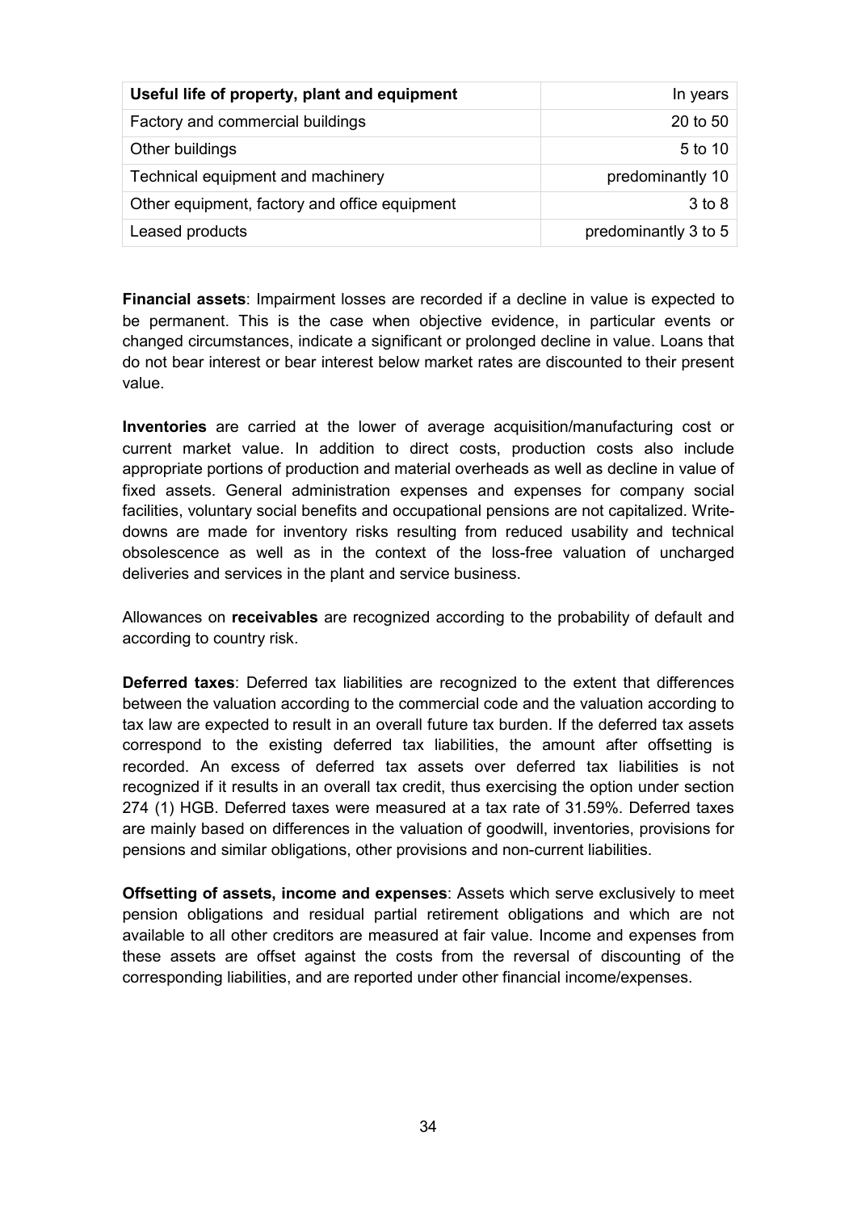| Useful life of property, plant and equipment | In years |
| --- | --- |
| Factory and commercial buildings | 20 to 50 |
| Other buildings | 5 to 10 |
| Technical equipment and machinery | predominantly 10 |
| Other equipment, factory and office equipment | 3 to 8 |
| Leased products | predominantly 3 to 5 |

**Financial assets**: Impairment losses are recorded if a decline in value is expected to be permanent. This is the case when objective evidence, in particular events or changed circumstances, indicate a significant or prolonged decline in value. Loans that do not bear interest or bear interest below market rates are discounted to their present value.

**Inventories** are carried at the lower of average acquisition/manufacturing cost or current market value. In addition to direct costs, production costs also include appropriate portions of production and material overheads as well as decline in value of fixed assets. General administration expenses and expenses for company social facilities, voluntary social benefits and occupational pensions are not capitalized. Write-downs are made for inventory risks resulting from reduced usability and technical obsolescence as well as in the context of the loss-free valuation of uncharged deliveries and services in the plant and service business.

Allowances on **receivables** are recognized according to the probability of default and according to country risk.

**Deferred taxes**: Deferred tax liabilities are recognized to the extent that differences between the valuation according to the commercial code and the valuation according to tax law are expected to result in an overall future tax burden. If the deferred tax assets correspond to the existing deferred tax liabilities, the amount after offsetting is recorded. An excess of deferred tax assets over deferred tax liabilities is not recognized if it results in an overall tax credit, thus exercising the option under section 274 (1) HGB. Deferred taxes were measured at a tax rate of 31.59%. Deferred taxes are mainly based on differences in the valuation of goodwill, inventories, provisions for pensions and similar obligations, other provisions and non-current liabilities.

**Offsetting of assets, income and expenses**: Assets which serve exclusively to meet pension obligations and residual partial retirement obligations and which are not available to all other creditors are measured at fair value. Income and expenses from these assets are offset against the costs from the reversal of discounting of the corresponding liabilities, and are reported under other financial income/expenses.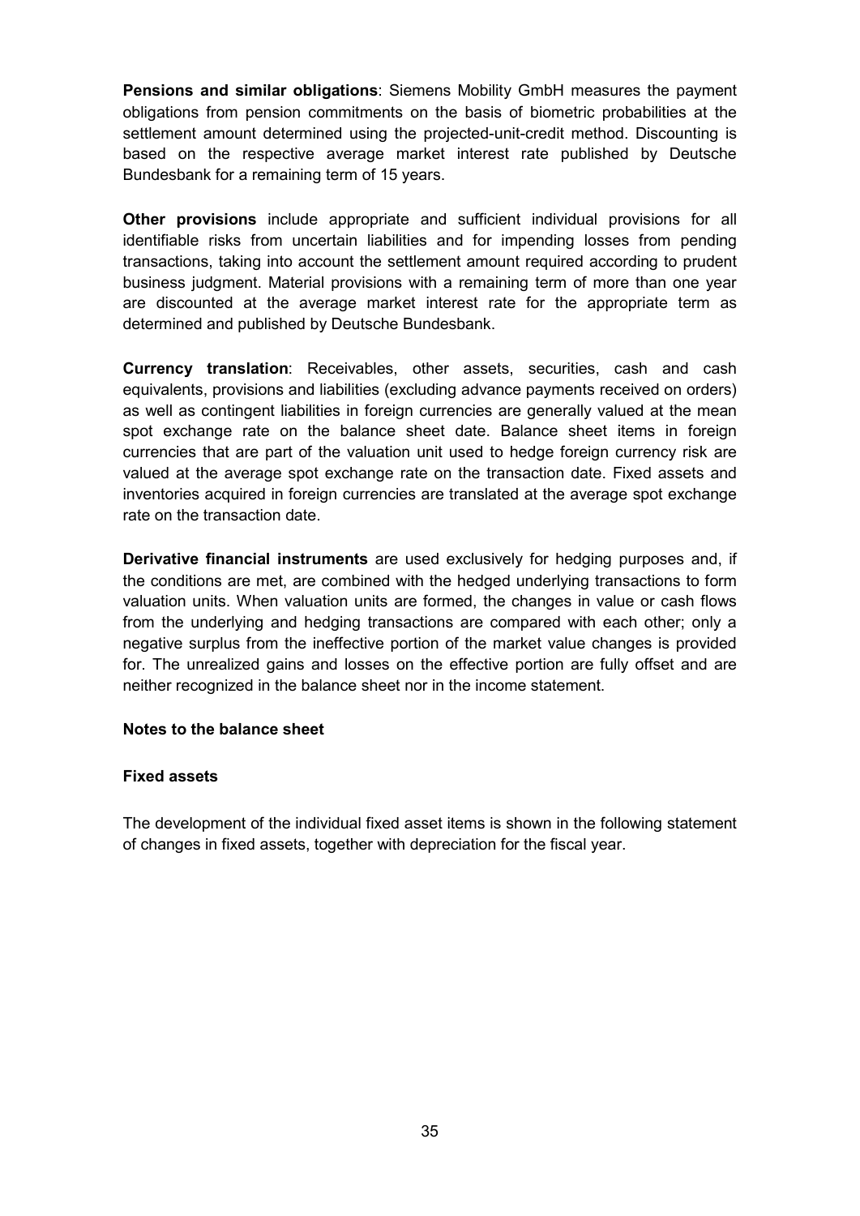**Pensions and similar obligations**: Siemens Mobility GmbH measures the payment obligations from pension commitments on the basis of biometric probabilities at the settlement amount determined using the projected-unit-credit method. Discounting is based on the respective average market interest rate published by Deutsche Bundesbank for a remaining term of 15 years.

**Other provisions** include appropriate and sufficient individual provisions for all identifiable risks from uncertain liabilities and for impending losses from pending transactions, taking into account the settlement amount required according to prudent business judgment. Material provisions with a remaining term of more than one year are discounted at the average market interest rate for the appropriate term as determined and published by Deutsche Bundesbank.

**Currency translation**: Receivables, other assets, securities, cash and cash equivalents, provisions and liabilities (excluding advance payments received on orders) as well as contingent liabilities in foreign currencies are generally valued at the mean spot exchange rate on the balance sheet date. Balance sheet items in foreign currencies that are part of the valuation unit used to hedge foreign currency risk are valued at the average spot exchange rate on the transaction date. Fixed assets and inventories acquired in foreign currencies are translated at the average spot exchange rate on the transaction date.

**Derivative financial instruments** are used exclusively for hedging purposes and, if the conditions are met, are combined with the hedged underlying transactions to form valuation units. When valuation units are formed, the changes in value or cash flows from the underlying and hedging transactions are compared with each other; only a negative surplus from the ineffective portion of the market value changes is provided for. The unrealized gains and losses on the effective portion are fully offset and are neither recognized in the balance sheet nor in the income statement.

## Notes to the balance sheet

### Fixed assets

The development of the individual fixed asset items is shown in the following statement of changes in fixed assets, together with depreciation for the fiscal year.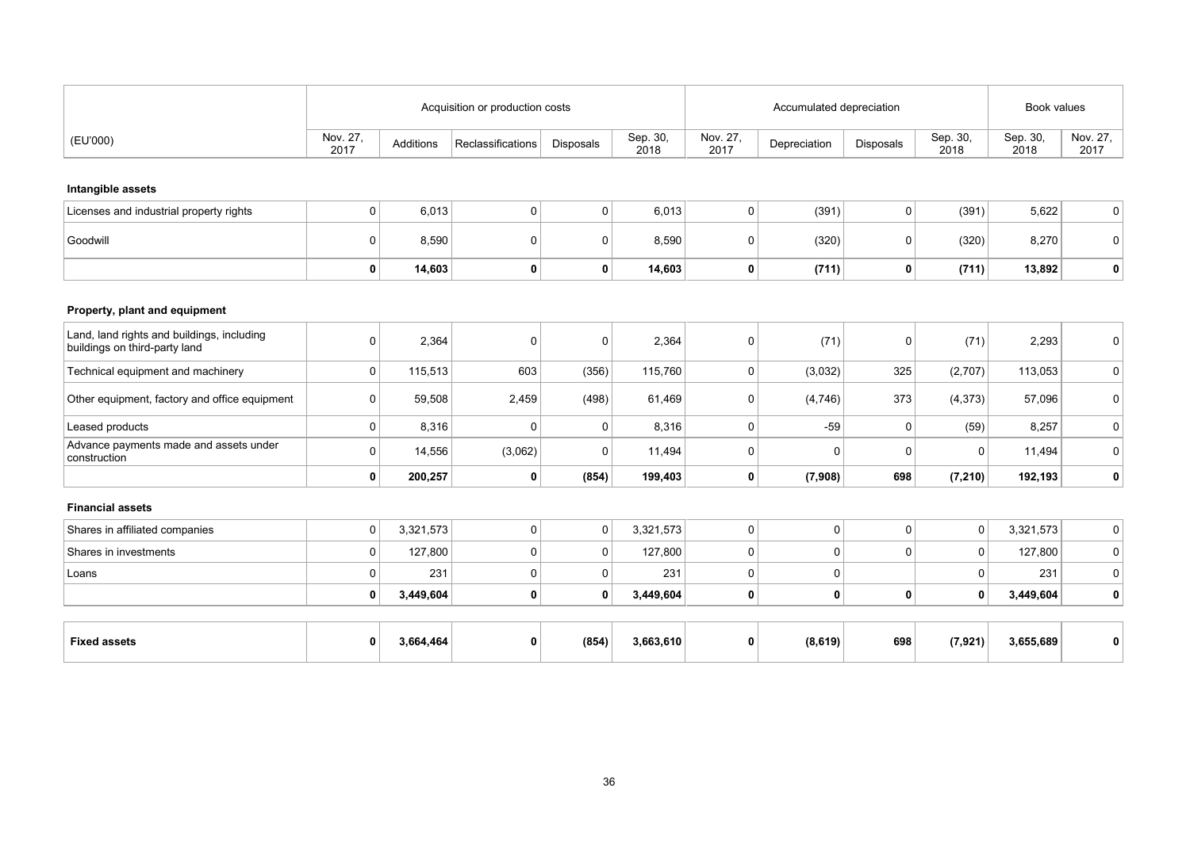| (EU'000) | Acquisition or production costs | | | | | Accumulated depreciation | | | | Book values | |
|---|---|---|---|---|---|---|---|---|---|---|---|
| | Nov. 27, 2017 | Additions | Reclassifications | Disposals | Sep. 30, 2018 | Nov. 27, 2017 | Depreciation | Disposals | Sep. 30, 2018 | Sep. 30, 2018 | Nov. 27, 2017 |
| **Intangible assets** | | | | | | | | | | | |
| Licenses and industrial property rights | 0 | 6,013 | 0 | 0 | 6,013 | 0 | (391) | 0 | (391) | 5,622 | 0 |
| Goodwill | 0 | 8,590 | 0 | 0 | 8,590 | 0 | (320) | 0 | (320) | 8,270 | 0 |
| | **0** | **14,603** | **0** | **0** | **14,603** | **0** | **(711)** | **0** | **(711)** | **13,892** | **0** |
| **Property, plant and equipment** | | | | | | | | | | | |
| Land, land rights and buildings, including buildings on third-party land | 0 | 2,364 | 0 | 0 | 2,364 | 0 | (71) | 0 | (71) | 2,293 | 0 |
| Technical equipment and machinery | 0 | 115,513 | 603 | (356) | 115,760 | 0 | (3,032) | 325 | (2,707) | 113,053 | 0 |
| Other equipment, factory and office equipment | 0 | 59,508 | 2,459 | (498) | 61,469 | 0 | (4,746) | 373 | (4,373) | 57,096 | 0 |
| Leased products | 0 | 8,316 | 0 | 0 | 8,316 | 0 | -59 | 0 | (59) | 8,257 | 0 |
| Advance payments made and assets under construction | 0 | 14,556 | (3,062) | 0 | 11,494 | 0 | 0 | 0 | 0 | 11,494 | 0 |
| | **0** | **200,257** | **0** | **(854)** | **199,403** | **0** | **(7,908)** | **698** | **(7,210)** | **192,193** | **0** |
| **Financial assets** | | | | | | | | | | | |
| Shares in affiliated companies | 0 | 3,321,573 | 0 | 0 | 3,321,573 | 0 | 0 | 0 | 0 | 3,321,573 | 0 |
| Shares in investments | 0 | 127,800 | 0 | 0 | 127,800 | 0 | 0 | 0 | 0 | 127,800 | 0 |
| Loans | 0 | 231 | 0 | 0 | 231 | 0 | 0 | | 0 | 231 | 0 |
| | **0** | **3,449,604** | **0** | **0** | **3,449,604** | **0** | **0** | **0** | **0** | **3,449,604** | **0** |
| **Fixed assets** | **0** | **3,664,464** | **0** | **(854)** | **3,663,610** | **0** | **(8,619)** | **698** | **(7,921)** | **3,655,689** | **0** |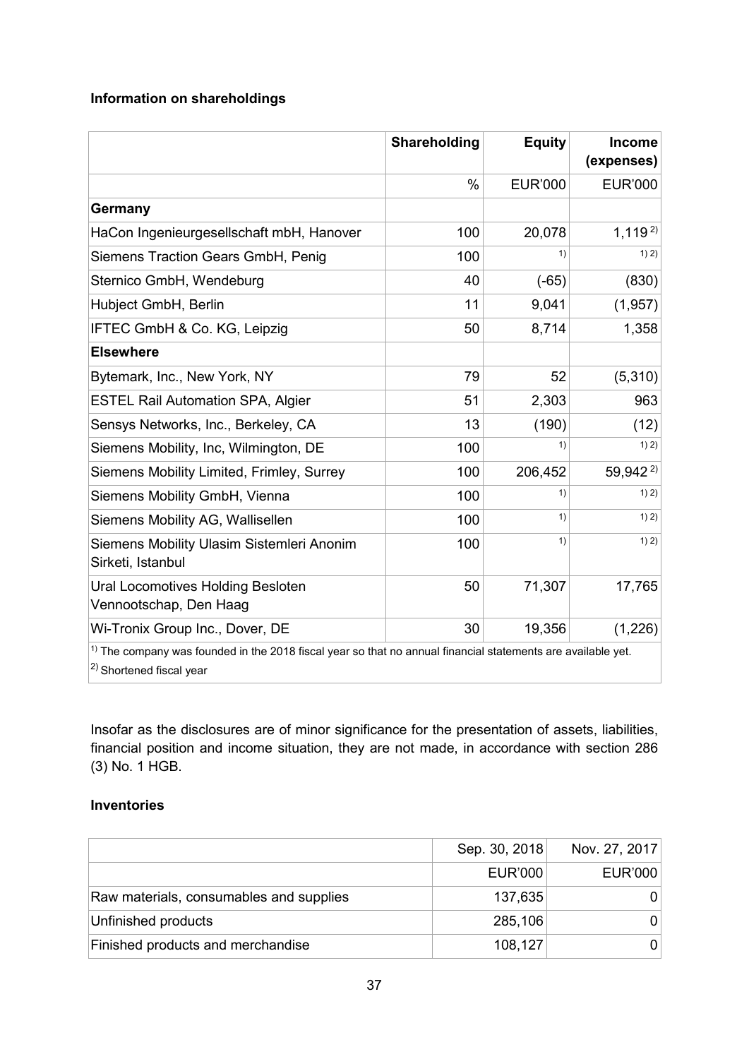**Information on shareholdings**

| | Shareholding | Equity | Income (expenses) |
|---|---|---|---|
| | % | EUR'000 | EUR'000 |
| **Germany** | | | |
| HaCon Ingenieurgesellschaft mbH, Hanover | 100 | 20,078 | 1,119 [2] |
| Siemens Traction Gears GmbH, Penig | 100 | [1] | [1] [2] |
| Sternico GmbH, Wendeburg | 40 | (-65) | (830) |
| Hubject GmbH, Berlin | 11 | 9,041 | (1,957) |
| IFTEC GmbH & Co. KG, Leipzig | 50 | 8,714 | 1,358 |
| **Elsewhere** | | | |
| Bytemark, Inc., New York, NY | 79 | 52 | (5,310) |
| ESTEL Rail Automation SPA, Algier | 51 | 2,303 | 963 |
| Sensys Networks, Inc., Berkeley, CA | 13 | (190) | (12) |
| Siemens Mobility, Inc, Wilmington, DE | 100 | [1] | [1] [2] |
| Siemens Mobility Limited, Frimley, Surrey | 100 | 206,452 | 59,942 [2] |
| Siemens Mobility GmbH, Vienna | 100 | [1] | [1] [2] |
| Siemens Mobility AG, Wallisellen | 100 | [1] | [1] [2] |
| Siemens Mobility Ulasim Sistemleri Anonim Sirketi, Istanbul | 100 | [1] | [1] [2] |
| Ural Locomotives Holding Besloten Vennootschap, Den Haag | 50 | 71,307 | 17,765 |
| Wi-Tronix Group Inc., Dover, DE | 30 | 19,356 | (1,226) |

[1] The company was founded in the 2018 fiscal year so that no annual financial statements are available yet.
[2] Shortened fiscal year

Insofar as the disclosures are of minor significance for the presentation of assets, liabilities, financial position and income situation, they are not made, in accordance with section 286 (3) No. 1 HGB.

**Inventories**

| | Sep. 30, 2018 | Nov. 27, 2017 |
|---|---|---|
| | EUR'000 | EUR'000 |
| Raw materials, consumables and supplies | 137,635 | 0 |
| Unfinished products | 285,106 | 0 |
| Finished products and merchandise | 108,127 | 0 |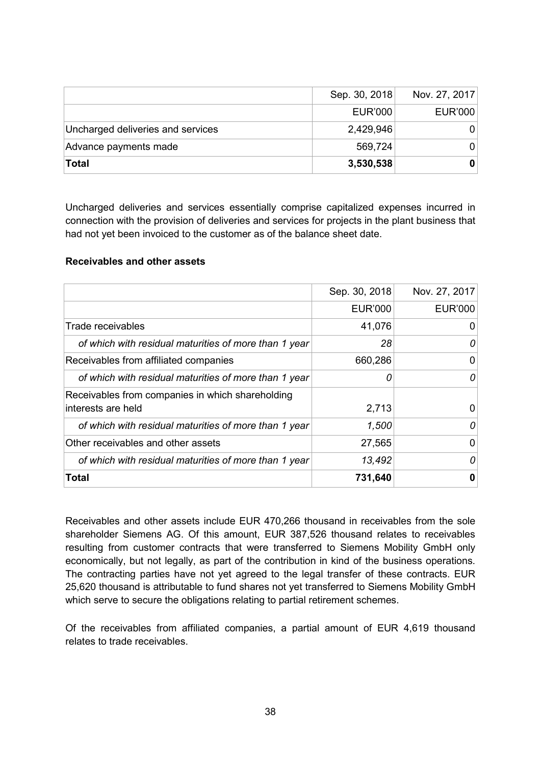| | Sep. 30, 2018 | Nov. 27, 2017 |
|---|---|---|
| | EUR'000 | EUR'000 |
| Uncharged deliveries and services | 2,429,946 | 0 |
| Advance payments made | 569,724 | 0 |
| **Total** | **3,530,538** | **0** |

Uncharged deliveries and services essentially comprise capitalized expenses incurred in connection with the provision of deliveries and services for projects in the plant business that had not yet been invoiced to the customer as of the balance sheet date.

**Receivables and other assets**

| | Sep. 30, 2018 | Nov. 27, 2017 |
|---|---|---|
| | EUR'000 | EUR'000 |
| Trade receivables | 41,076 | 0 |
| *of which with residual maturities of more than 1 year* | *28* | *0* |
| Receivables from affiliated companies | 660,286 | 0 |
| *of which with residual maturities of more than 1 year* | *0* | *0* |
| Receivables from companies in which shareholding interests are held | 2,713 | 0 |
| *of which with residual maturities of more than 1 year* | *1,500* | *0* |
| Other receivables and other assets | 27,565 | 0 |
| *of which with residual maturities of more than 1 year* | *13,492* | *0* |
| **Total** | **731,640** | **0** |

Receivables and other assets include EUR 470,266 thousand in receivables from the sole shareholder Siemens AG. Of this amount, EUR 387,526 thousand relates to receivables resulting from customer contracts that were transferred to Siemens Mobility GmbH only economically, but not legally, as part of the contribution in kind of the business operations. The contracting parties have not yet agreed to the legal transfer of these contracts. EUR 25,620 thousand is attributable to fund shares not yet transferred to Siemens Mobility GmbH which serve to secure the obligations relating to partial retirement schemes.

Of the receivables from affiliated companies, a partial amount of EUR 4,619 thousand relates to trade receivables.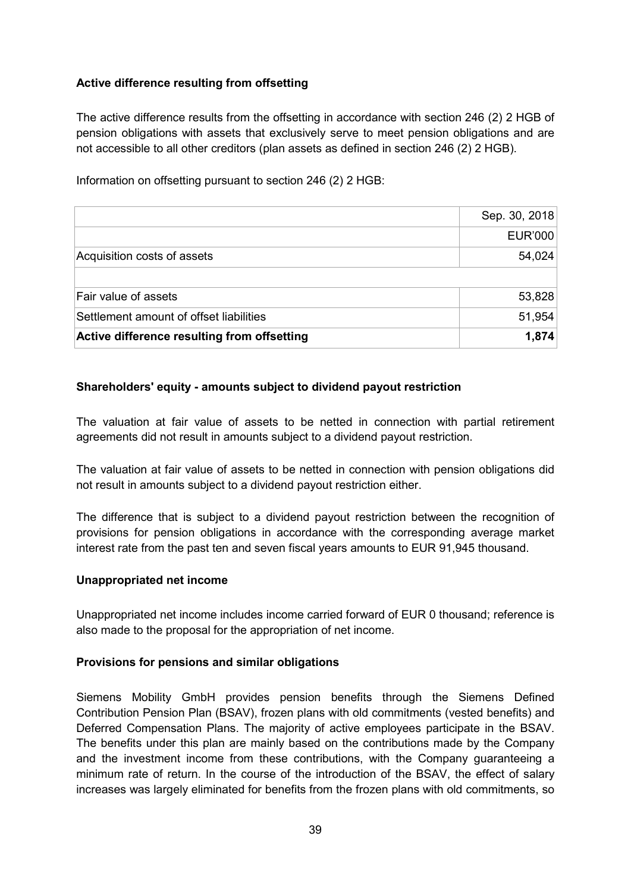**Active difference resulting from offsetting**

The active difference results from the offsetting in accordance with section 246 (2) 2 HGB of pension obligations with assets that exclusively serve to meet pension obligations and are not accessible to all other creditors (plan assets as defined in section 246 (2) 2 HGB).

Information on offsetting pursuant to section 246 (2) 2 HGB:

| | Sep. 30, 2018 |
|---|---|
| | EUR'000 |
| Acquisition costs of assets | 54,024 |
| | |
| Fair value of assets | 53,828 |
| Settlement amount of offset liabilities | 51,954 |
| **Active difference resulting from offsetting** | **1,874** |

**Shareholders' equity - amounts subject to dividend payout restriction**

The valuation at fair value of assets to be netted in connection with partial retirement agreements did not result in amounts subject to a dividend payout restriction.

The valuation at fair value of assets to be netted in connection with pension obligations did not result in amounts subject to a dividend payout restriction either.

The difference that is subject to a dividend payout restriction between the recognition of provisions for pension obligations in accordance with the corresponding average market interest rate from the past ten and seven fiscal years amounts to EUR 91,945 thousand.

**Unappropriated net income**

Unappropriated net income includes income carried forward of EUR 0 thousand; reference is also made to the proposal for the appropriation of net income.

**Provisions for pensions and similar obligations**

Siemens Mobility GmbH provides pension benefits through the Siemens Defined Contribution Pension Plan (BSAV), frozen plans with old commitments (vested benefits) and Deferred Compensation Plans. The majority of active employees participate in the BSAV. The benefits under this plan are mainly based on the contributions made by the Company and the investment income from these contributions, with the Company guaranteeing a minimum rate of return. In the course of the introduction of the BSAV, the effect of salary increases was largely eliminated for benefits from the frozen plans with old commitments, so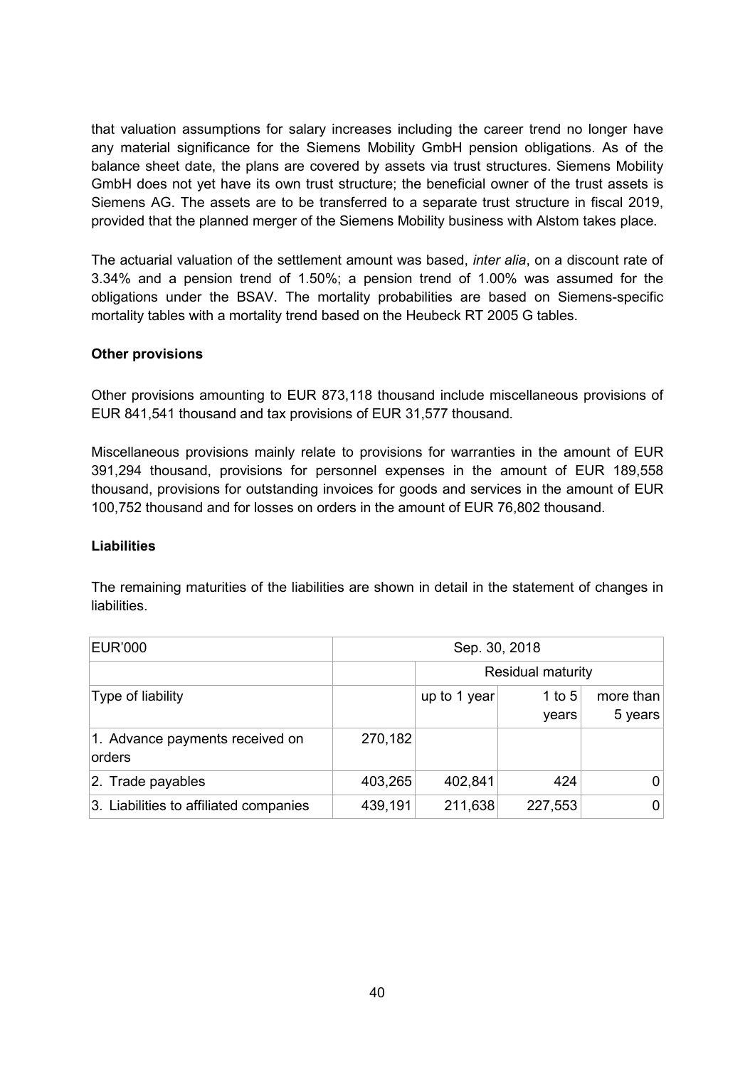that valuation assumptions for salary increases including the career trend no longer have any material significance for the Siemens Mobility GmbH pension obligations. As of the balance sheet date, the plans are covered by assets via trust structures. Siemens Mobility GmbH does not yet have its own trust structure; the beneficial owner of the trust assets is Siemens AG. The assets are to be transferred to a separate trust structure in fiscal 2019, provided that the planned merger of the Siemens Mobility business with Alstom takes place.

The actuarial valuation of the settlement amount was based, *inter alia*, on a discount rate of 3.34% and a pension trend of 1.50%; a pension trend of 1.00% was assumed for the obligations under the BSAV. The mortality probabilities are based on Siemens-specific mortality tables with a mortality trend based on the Heubeck RT 2005 G tables.

**Other provisions**

Other provisions amounting to EUR 873,118 thousand include miscellaneous provisions of EUR 841,541 thousand and tax provisions of EUR 31,577 thousand.

Miscellaneous provisions mainly relate to provisions for warranties in the amount of EUR 391,294 thousand, provisions for personnel expenses in the amount of EUR 189,558 thousand, provisions for outstanding invoices for goods and services in the amount of EUR 100,752 thousand and for losses on orders in the amount of EUR 76,802 thousand.

**Liabilities**

The remaining maturities of the liabilities are shown in detail in the statement of changes in liabilities.

| EUR'000 | Sep. 30, 2018 | | | |
|---|---|---|---|---|
| | | Residual maturity | | |
| Type of liability | | up to 1 year | 1 to 5 years | more than 5 years |
| 1. Advance payments received on orders | 270,182 | | | |
| 2. Trade payables | 403,265 | 402,841 | 424 | 0 |
| 3. Liabilities to affiliated companies | 439,191 | 211,638 | 227,553 | 0 |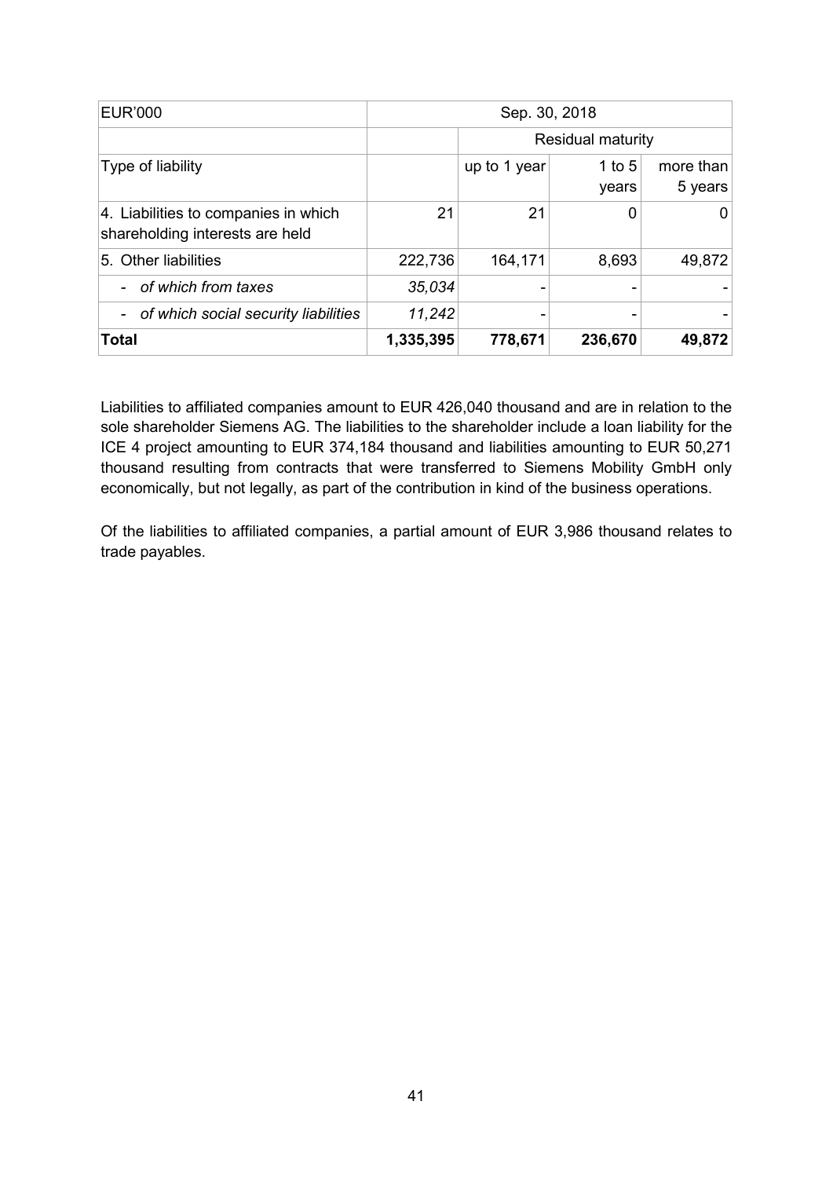| EUR'000 | Sep. 30, 2018 | | | |
|---|---|---|---|---|
| | | Residual maturity | | |
| Type of liability | | up to 1 year | 1 to 5 years | more than 5 years |
| 4. Liabilities to companies in which shareholding interests are held | 21 | 21 | 0 | 0 |
| 5. Other liabilities | 222,736 | 164,171 | 8,693 | 49,872 |
| - *of which from taxes* | *35,034* | - | - | - |
| - *of which social security liabilities* | *11,242* | - | - | - |
| **Total** | **1,335,395** | **778,671** | **236,670** | **49,872** |

Liabilities to affiliated companies amount to EUR 426,040 thousand and are in relation to the sole shareholder Siemens AG. The liabilities to the shareholder include a loan liability for the ICE 4 project amounting to EUR 374,184 thousand and liabilities amounting to EUR 50,271 thousand resulting from contracts that were transferred to Siemens Mobility GmbH only economically, but not legally, as part of the contribution in kind of the business operations.

Of the liabilities to affiliated companies, a partial amount of EUR 3,986 thousand relates to trade payables.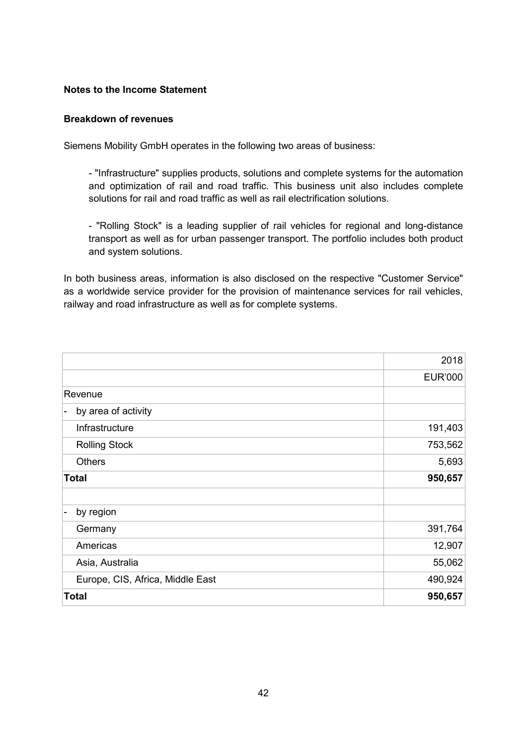**Notes to the Income Statement**

**Breakdown of revenues**

Siemens Mobility GmbH operates in the following two areas of business:

- "Infrastructure" supplies products, solutions and complete systems for the automation and optimization of rail and road traffic. This business unit also includes complete solutions for rail and road traffic as well as rail electrification solutions.

- "Rolling Stock" is a leading supplier of rail vehicles for regional and long-distance transport as well as for urban passenger transport. The portfolio includes both product and system solutions.

In both business areas, information is also disclosed on the respective "Customer Service" as a worldwide service provider for the provision of maintenance services for rail vehicles, railway and road infrastructure as well as for complete systems.

| | 2018 |
|---|---|
| | EUR'000 |
| Revenue | |
| - by area of activity | |
| Infrastructure | 191,403 |
| Rolling Stock | 753,562 |
| Others | 5,693 |
| **Total** | **950,657** |
| | |
| - by region | |
| Germany | 391,764 |
| Americas | 12,907 |
| Asia, Australia | 55,062 |
| Europe, CIS, Africa, Middle East | 490,924 |
| **Total** | **950,657** |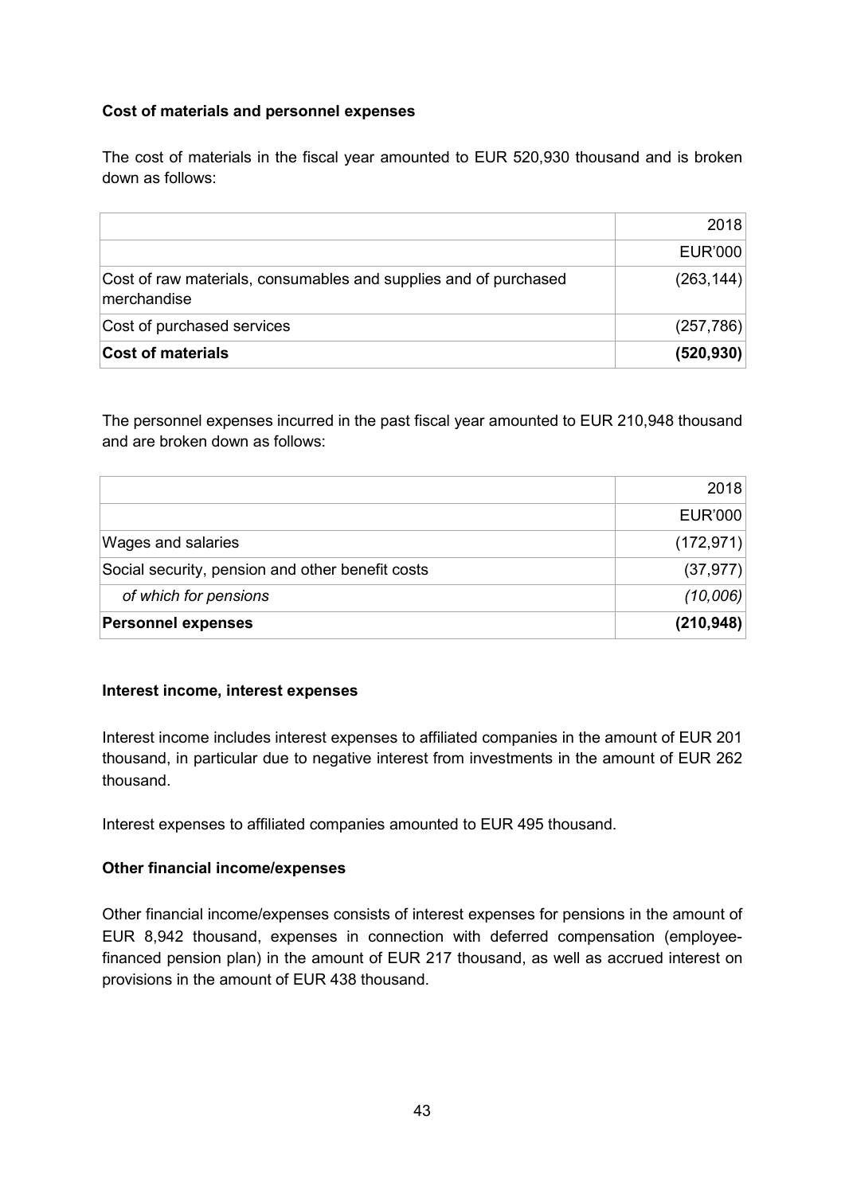**Cost of materials and personnel expenses**

The cost of materials in the fiscal year amounted to EUR 520,930 thousand and is broken down as follows:

| | 2018 |
|---|---|
| | EUR'000 |
| Cost of raw materials, consumables and supplies and of purchased merchandise | (263,144) |
| Cost of purchased services | (257,786) |
| **Cost of materials** | **(520,930)** |

The personnel expenses incurred in the past fiscal year amounted to EUR 210,948 thousand and are broken down as follows:

| | 2018 |
|---|---|
| | EUR'000 |
| Wages and salaries | (172,971) |
| Social security, pension and other benefit costs | (37,977) |
| *of which for pensions* | *(10,006)* |
| **Personnel expenses** | **(210,948)** |

**Interest income, interest expenses**

Interest income includes interest expenses to affiliated companies in the amount of EUR 201 thousand, in particular due to negative interest from investments in the amount of EUR 262 thousand.

Interest expenses to affiliated companies amounted to EUR 495 thousand.

**Other financial income/expenses**

Other financial income/expenses consists of interest expenses for pensions in the amount of EUR 8,942 thousand, expenses in connection with deferred compensation (employee-financed pension plan) in the amount of EUR 217 thousand, as well as accrued interest on provisions in the amount of EUR 438 thousand.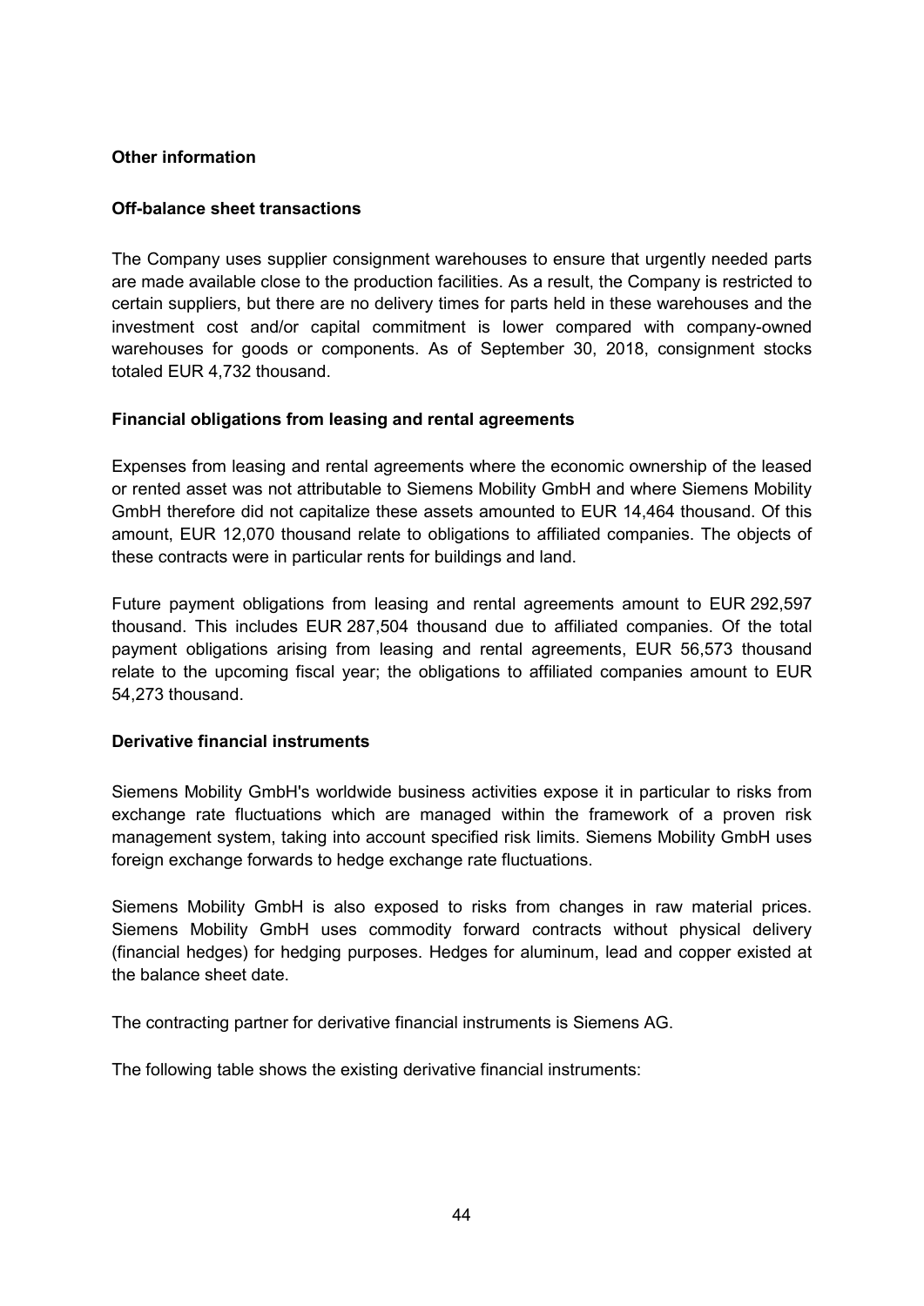## Other information

### Off-balance sheet transactions

The Company uses supplier consignment warehouses to ensure that urgently needed parts are made available close to the production facilities. As a result, the Company is restricted to certain suppliers, but there are no delivery times for parts held in these warehouses and the investment cost and/or capital commitment is lower compared with company-owned warehouses for goods or components. As of September 30, 2018, consignment stocks totaled EUR 4,732 thousand.

### Financial obligations from leasing and rental agreements

Expenses from leasing and rental agreements where the economic ownership of the leased or rented asset was not attributable to Siemens Mobility GmbH and where Siemens Mobility GmbH therefore did not capitalize these assets amounted to EUR 14,464 thousand. Of this amount, EUR 12,070 thousand relate to obligations to affiliated companies. The objects of these contracts were in particular rents for buildings and land.

Future payment obligations from leasing and rental agreements amount to EUR 292,597 thousand. This includes EUR 287,504 thousand due to affiliated companies. Of the total payment obligations arising from leasing and rental agreements, EUR 56,573 thousand relate to the upcoming fiscal year; the obligations to affiliated companies amount to EUR 54,273 thousand.

### Derivative financial instruments

Siemens Mobility GmbH's worldwide business activities expose it in particular to risks from exchange rate fluctuations which are managed within the framework of a proven risk management system, taking into account specified risk limits. Siemens Mobility GmbH uses foreign exchange forwards to hedge exchange rate fluctuations.

Siemens Mobility GmbH is also exposed to risks from changes in raw material prices. Siemens Mobility GmbH uses commodity forward contracts without physical delivery (financial hedges) for hedging purposes. Hedges for aluminum, lead and copper existed at the balance sheet date.

The contracting partner for derivative financial instruments is Siemens AG.

The following table shows the existing derivative financial instruments: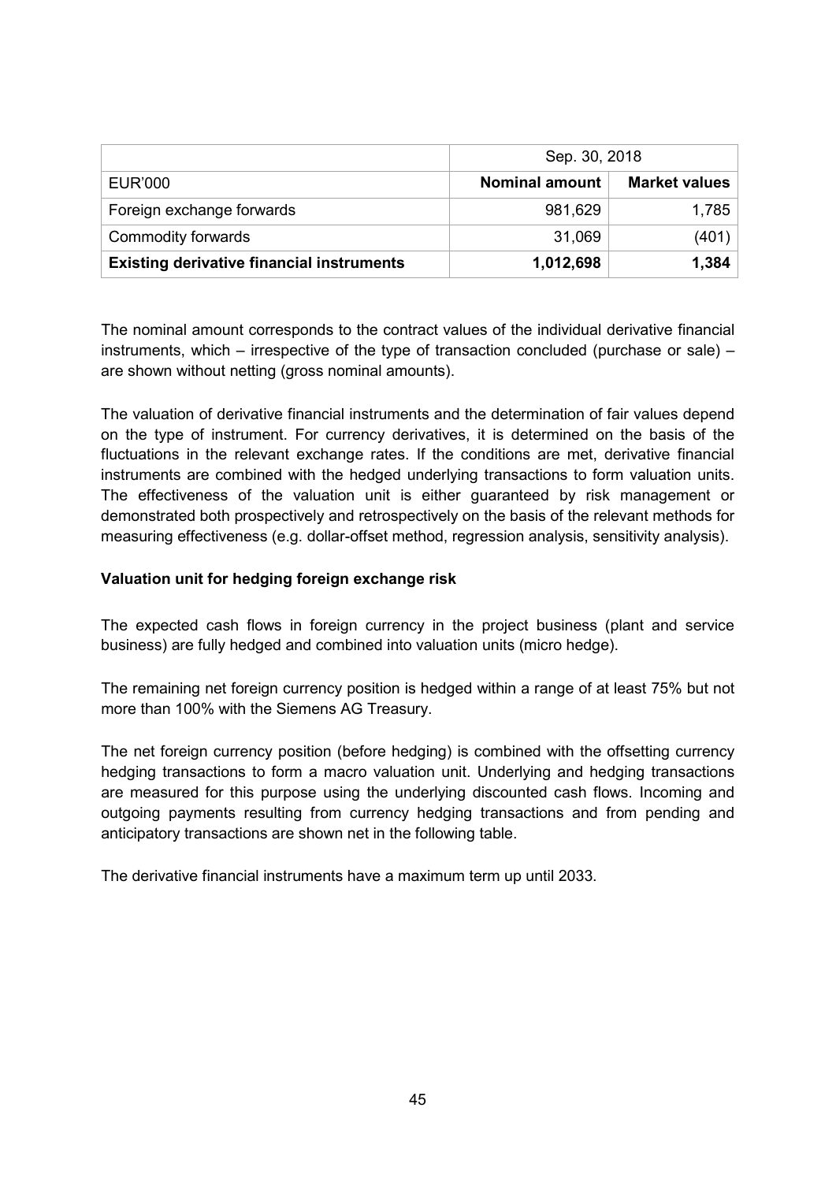| | Sep. 30, 2018 | |
|---|---|---|
| EUR'000 | **Nominal amount** | **Market values** |
| Foreign exchange forwards | 981,629 | 1,785 |
| Commodity forwards | 31,069 | (401) |
| **Existing derivative financial instruments** | **1,012,698** | **1,384** |

The nominal amount corresponds to the contract values of the individual derivative financial instruments, which – irrespective of the type of transaction concluded (purchase or sale) – are shown without netting (gross nominal amounts).

The valuation of derivative financial instruments and the determination of fair values depend on the type of instrument. For currency derivatives, it is determined on the basis of the fluctuations in the relevant exchange rates. If the conditions are met, derivative financial instruments are combined with the hedged underlying transactions to form valuation units. The effectiveness of the valuation unit is either guaranteed by risk management or demonstrated both prospectively and retrospectively on the basis of the relevant methods for measuring effectiveness (e.g. dollar-offset method, regression analysis, sensitivity analysis).

**Valuation unit for hedging foreign exchange risk**

The expected cash flows in foreign currency in the project business (plant and service business) are fully hedged and combined into valuation units (micro hedge).

The remaining net foreign currency position is hedged within a range of at least 75% but not more than 100% with the Siemens AG Treasury.

The net foreign currency position (before hedging) is combined with the offsetting currency hedging transactions to form a macro valuation unit. Underlying and hedging transactions are measured for this purpose using the underlying discounted cash flows. Incoming and outgoing payments resulting from currency hedging transactions and from pending and anticipatory transactions are shown net in the following table.

The derivative financial instruments have a maximum term up until 2033.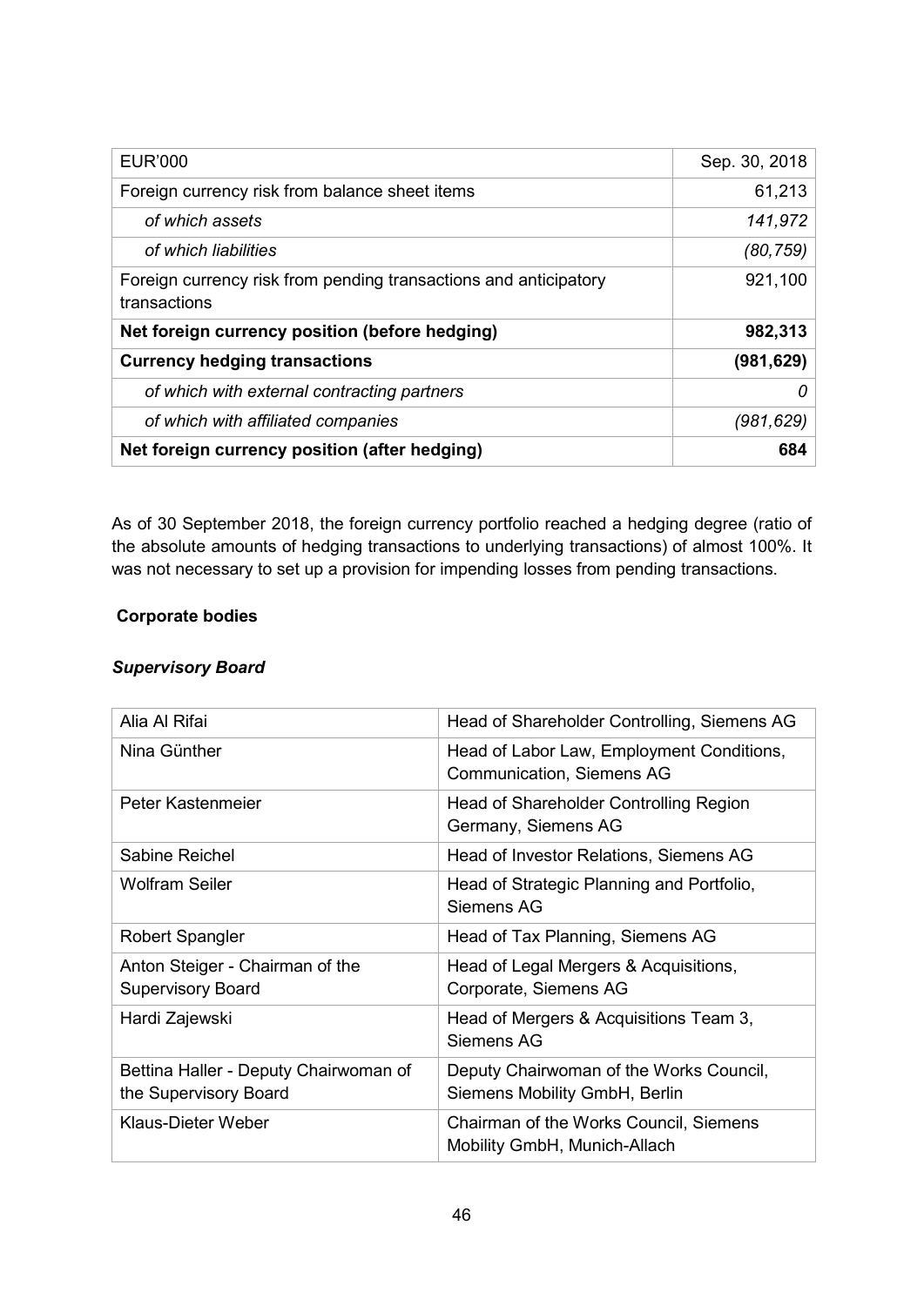| EUR'000 | Sep. 30, 2018 |
|---|---|
| Foreign currency risk from balance sheet items | 61,213 |
| *of which assets* | *141,972* |
| *of which liabilities* | *(80,759)* |
| Foreign currency risk from pending transactions and anticipatory transactions | 921,100 |
| **Net foreign currency position (before hedging)** | **982,313** |
| **Currency hedging transactions** | **(981,629)** |
| *of which with external contracting partners* | *0* |
| *of which with affiliated companies* | *(981,629)* |
| **Net foreign currency position (after hedging)** | **684** |

As of 30 September 2018, the foreign currency portfolio reached a hedging degree (ratio of the absolute amounts of hedging transactions to underlying transactions) of almost 100%. It was not necessary to set up a provision for impending losses from pending transactions.

**Corporate bodies**

***Supervisory Board***

| | |
|---|---|
| Alia Al Rifai | Head of Shareholder Controlling, Siemens AG |
| Nina Günther | Head of Labor Law, Employment Conditions, Communication, Siemens AG |
| Peter Kastenmeier | Head of Shareholder Controlling Region Germany, Siemens AG |
| Sabine Reichel | Head of Investor Relations, Siemens AG |
| Wolfram Seiler | Head of Strategic Planning and Portfolio, Siemens AG |
| Robert Spangler | Head of Tax Planning, Siemens AG |
| Anton Steiger - Chairman of the Supervisory Board | Head of Legal Mergers & Acquisitions, Corporate, Siemens AG |
| Hardi Zajewski | Head of Mergers & Acquisitions Team 3, Siemens AG |
| Bettina Haller - Deputy Chairwoman of the Supervisory Board | Deputy Chairwoman of the Works Council, Siemens Mobility GmbH, Berlin |
| Klaus-Dieter Weber | Chairman of the Works Council, Siemens Mobility GmbH, Munich-Allach |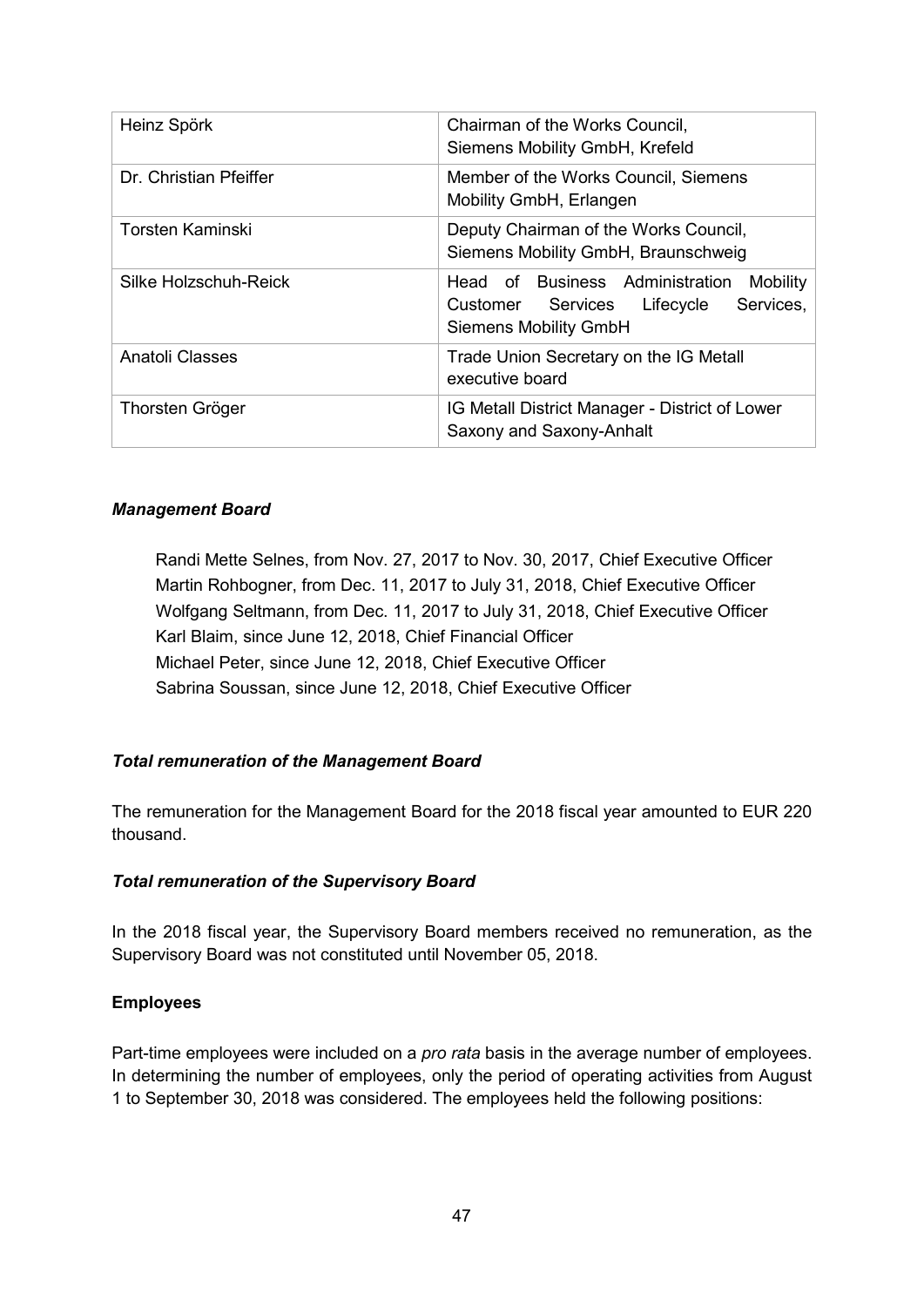| | |
|---|---|
| Heinz Spörk | Chairman of the Works Council, Siemens Mobility GmbH, Krefeld |
| Dr. Christian Pfeiffer | Member of the Works Council, Siemens Mobility GmbH, Erlangen |
| Torsten Kaminski | Deputy Chairman of the Works Council, Siemens Mobility GmbH, Braunschweig |
| Silke Holzschuh-Reick | Head of Business Administration Mobility Customer Services Lifecycle Services, Siemens Mobility GmbH |
| Anatoli Classes | Trade Union Secretary on the IG Metall executive board |
| Thorsten Gröger | IG Metall District Manager - District of Lower Saxony and Saxony-Anhalt |

***Management Board***

Randi Mette Selnes, from Nov. 27, 2017 to Nov. 30, 2017, Chief Executive Officer
Martin Rohbogner, from Dec. 11, 2017 to July 31, 2018, Chief Executive Officer
Wolfgang Seltmann, from Dec. 11, 2017 to July 31, 2018, Chief Executive Officer
Karl Blaim, since June 12, 2018, Chief Financial Officer
Michael Peter, since June 12, 2018, Chief Executive Officer
Sabrina Soussan, since June 12, 2018, Chief Executive Officer

***Total remuneration of the Management Board***

The remuneration for the Management Board for the 2018 fiscal year amounted to EUR 220 thousand.

***Total remuneration of the Supervisory Board***

In the 2018 fiscal year, the Supervisory Board members received no remuneration, as the Supervisory Board was not constituted until November 05, 2018.

**Employees**

Part-time employees were included on a *pro rata* basis in the average number of employees. In determining the number of employees, only the period of operating activities from August 1 to September 30, 2018 was considered. The employees held the following positions: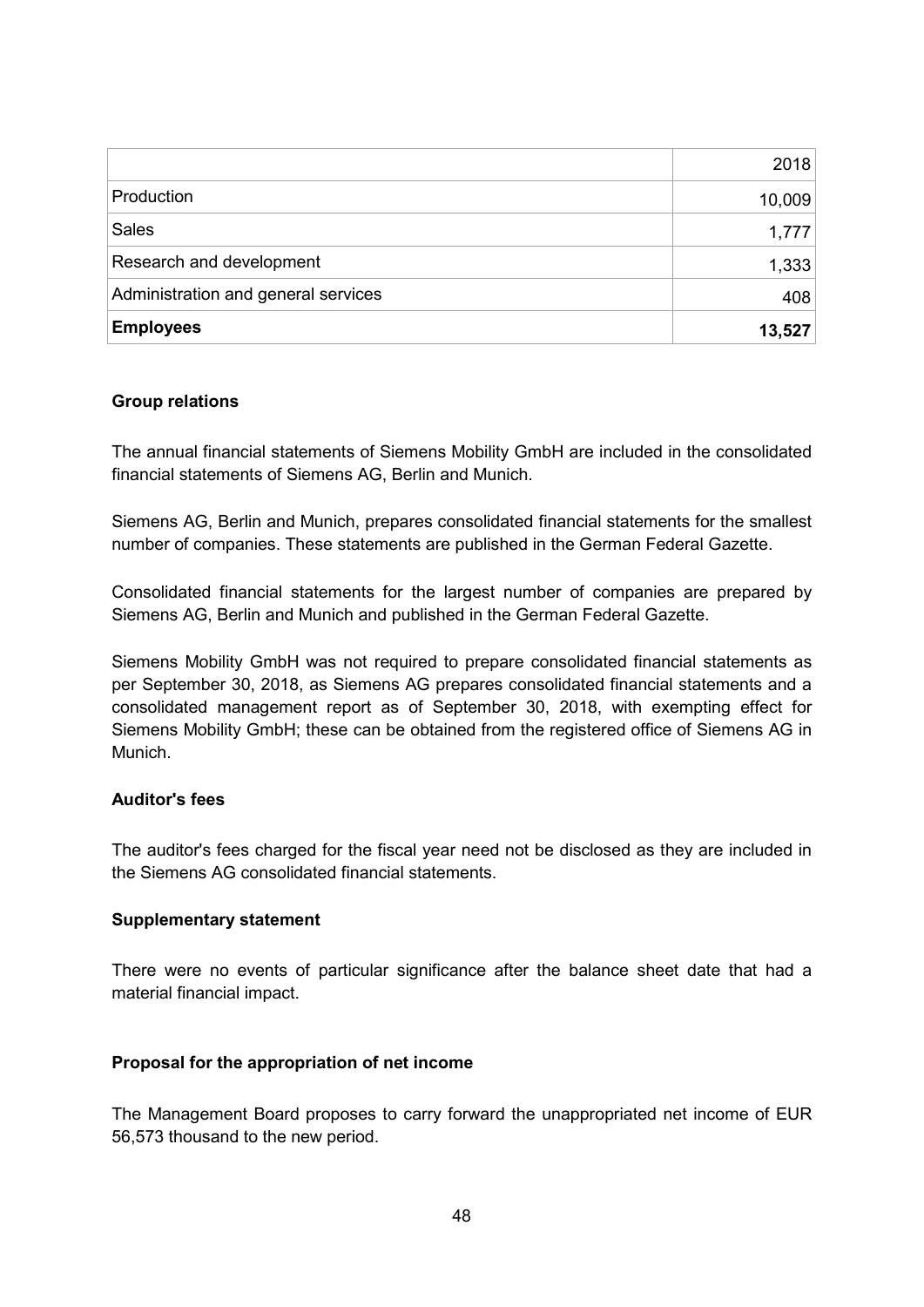| | 2018 |
|---|---|
| Production | 10,009 |
| Sales | 1,777 |
| Research and development | 1,333 |
| Administration and general services | 408 |
| **Employees** | **13,527** |

**Group relations**

The annual financial statements of Siemens Mobility GmbH are included in the consolidated financial statements of Siemens AG, Berlin and Munich.

Siemens AG, Berlin and Munich, prepares consolidated financial statements for the smallest number of companies. These statements are published in the German Federal Gazette.

Consolidated financial statements for the largest number of companies are prepared by Siemens AG, Berlin and Munich and published in the German Federal Gazette.

Siemens Mobility GmbH was not required to prepare consolidated financial statements as per September 30, 2018, as Siemens AG prepares consolidated financial statements and a consolidated management report as of September 30, 2018, with exempting effect for Siemens Mobility GmbH; these can be obtained from the registered office of Siemens AG in Munich.

**Auditor's fees**

The auditor's fees charged for the fiscal year need not be disclosed as they are included in the Siemens AG consolidated financial statements.

**Supplementary statement**

There were no events of particular significance after the balance sheet date that had a material financial impact.

**Proposal for the appropriation of net income**

The Management Board proposes to carry forward the unappropriated net income of EUR 56,573 thousand to the new period.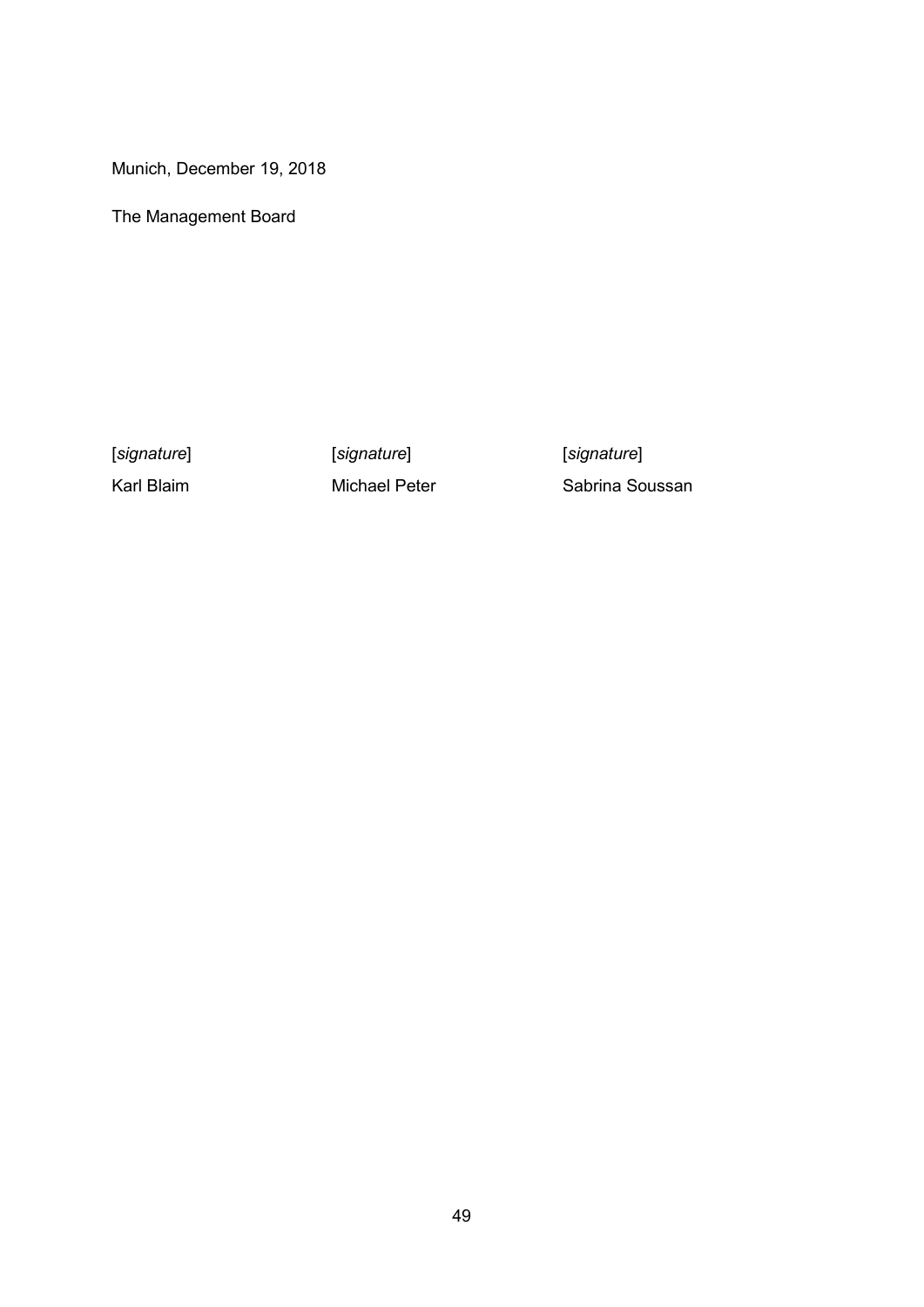Munich, December 19, 2018

The Management Board

| [*signature*] | [*signature*] | [*signature*] |
| --- | --- | --- |
| Karl Blaim | Michael Peter | Sabrina Soussan |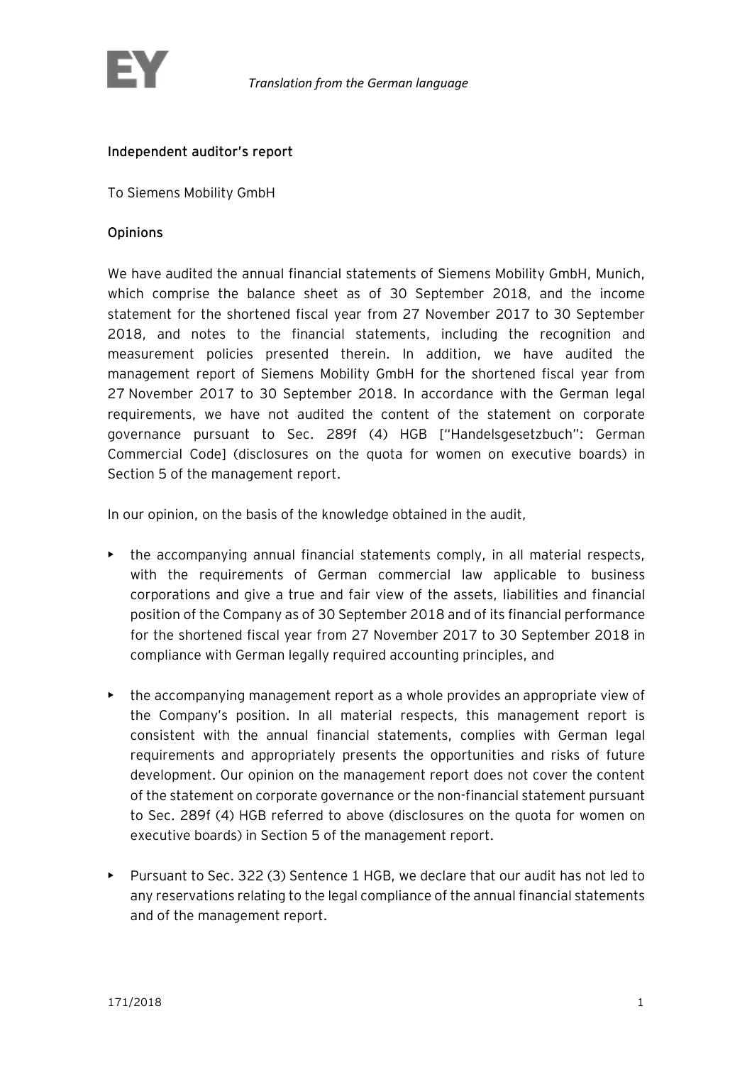*Translation from the German language*

**Independent auditor's report**

To Siemens Mobility GmbH

**Opinions**

We have audited the annual financial statements of Siemens Mobility GmbH, Munich, which comprise the balance sheet as of 30 September 2018, and the income statement for the shortened fiscal year from 27 November 2017 to 30 September 2018, and notes to the financial statements, including the recognition and measurement policies presented therein. In addition, we have audited the management report of Siemens Mobility GmbH for the shortened fiscal year from 27 November 2017 to 30 September 2018. In accordance with the German legal requirements, we have not audited the content of the statement on corporate governance pursuant to Sec. 289f (4) HGB ["Handelsgesetzbuch": German Commercial Code] (disclosures on the quota for women on executive boards) in Section 5 of the management report.

In our opinion, on the basis of the knowledge obtained in the audit,

- the accompanying annual financial statements comply, in all material respects, with the requirements of German commercial law applicable to business corporations and give a true and fair view of the assets, liabilities and financial position of the Company as of 30 September 2018 and of its financial performance for the shortened fiscal year from 27 November 2017 to 30 September 2018 in compliance with German legally required accounting principles, and

- the accompanying management report as a whole provides an appropriate view of the Company's position. In all material respects, this management report is consistent with the annual financial statements, complies with German legal requirements and appropriately presents the opportunities and risks of future development. Our opinion on the management report does not cover the content of the statement on corporate governance or the non-financial statement pursuant to Sec. 289f (4) HGB referred to above (disclosures on the quota for women on executive boards) in Section 5 of the management report.

- Pursuant to Sec. 322 (3) Sentence 1 HGB, we declare that our audit has not led to any reservations relating to the legal compliance of the annual financial statements and of the management report.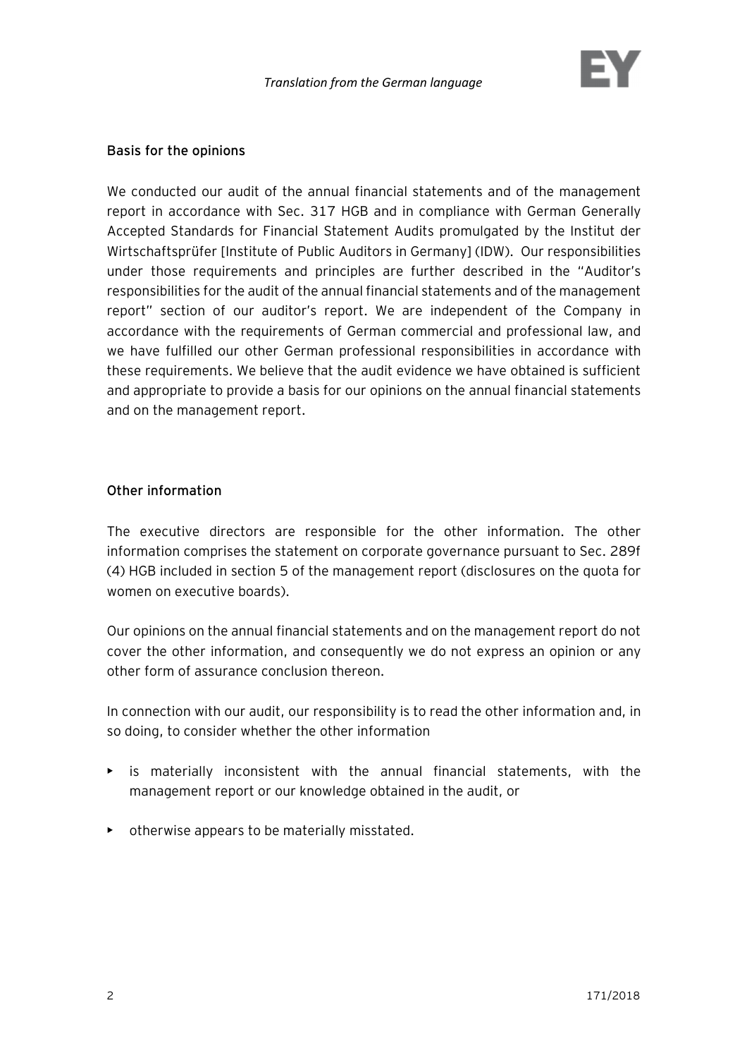## Basis for the opinions

We conducted our audit of the annual financial statements and of the management report in accordance with Sec. 317 HGB and in compliance with German Generally Accepted Standards for Financial Statement Audits promulgated by the Institut der Wirtschaftsprüfer [Institute of Public Auditors in Germany] (IDW). Our responsibilities under those requirements and principles are further described in the "Auditor's responsibilities for the audit of the annual financial statements and of the management report" section of our auditor's report. We are independent of the Company in accordance with the requirements of German commercial and professional law, and we have fulfilled our other German professional responsibilities in accordance with these requirements. We believe that the audit evidence we have obtained is sufficient and appropriate to provide a basis for our opinions on the annual financial statements and on the management report.

## Other information

The executive directors are responsible for the other information. The other information comprises the statement on corporate governance pursuant to Sec. 289f (4) HGB included in section 5 of the management report (disclosures on the quota for women on executive boards).

Our opinions on the annual financial statements and on the management report do not cover the other information, and consequently we do not express an opinion or any other form of assurance conclusion thereon.

In connection with our audit, our responsibility is to read the other information and, in so doing, to consider whether the other information

- is materially inconsistent with the annual financial statements, with the management report or our knowledge obtained in the audit, or
- otherwise appears to be materially misstated.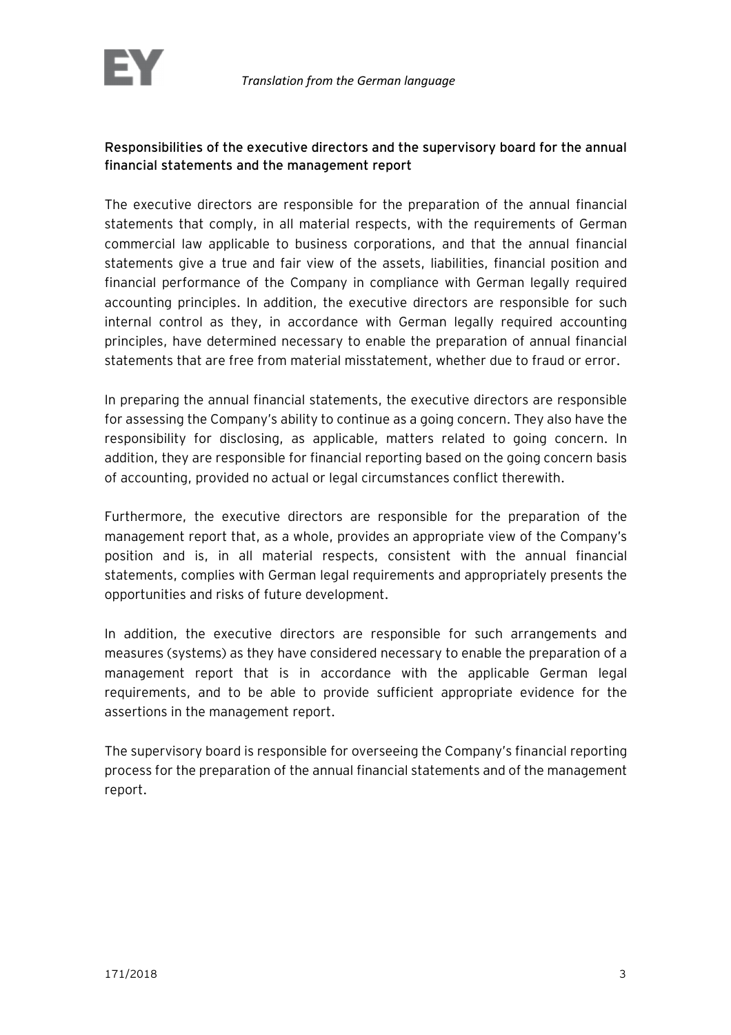*Translation from the German language*

**Responsibilities of the executive directors and the supervisory board for the annual financial statements and the management report**

The executive directors are responsible for the preparation of the annual financial statements that comply, in all material respects, with the requirements of German commercial law applicable to business corporations, and that the annual financial statements give a true and fair view of the assets, liabilities, financial position and financial performance of the Company in compliance with German legally required accounting principles. In addition, the executive directors are responsible for such internal control as they, in accordance with German legally required accounting principles, have determined necessary to enable the preparation of annual financial statements that are free from material misstatement, whether due to fraud or error.

In preparing the annual financial statements, the executive directors are responsible for assessing the Company's ability to continue as a going concern. They also have the responsibility for disclosing, as applicable, matters related to going concern. In addition, they are responsible for financial reporting based on the going concern basis of accounting, provided no actual or legal circumstances conflict therewith.

Furthermore, the executive directors are responsible for the preparation of the management report that, as a whole, provides an appropriate view of the Company's position and is, in all material respects, consistent with the annual financial statements, complies with German legal requirements and appropriately presents the opportunities and risks of future development.

In addition, the executive directors are responsible for such arrangements and measures (systems) as they have considered necessary to enable the preparation of a management report that is in accordance with the applicable German legal requirements, and to be able to provide sufficient appropriate evidence for the assertions in the management report.

The supervisory board is responsible for overseeing the Company's financial reporting process for the preparation of the annual financial statements and of the management report.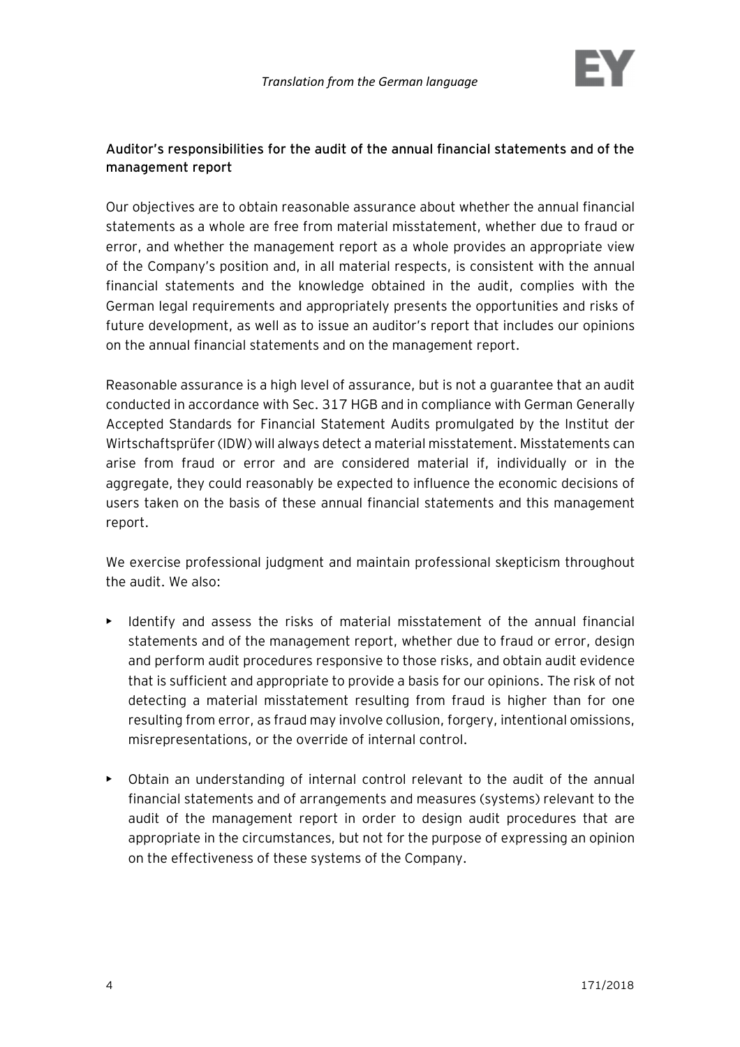## Auditor's responsibilities for the audit of the annual financial statements and of the management report

Our objectives are to obtain reasonable assurance about whether the annual financial statements as a whole are free from material misstatement, whether due to fraud or error, and whether the management report as a whole provides an appropriate view of the Company's position and, in all material respects, is consistent with the annual financial statements and the knowledge obtained in the audit, complies with the German legal requirements and appropriately presents the opportunities and risks of future development, as well as to issue an auditor's report that includes our opinions on the annual financial statements and on the management report.

Reasonable assurance is a high level of assurance, but is not a guarantee that an audit conducted in accordance with Sec. 317 HGB and in compliance with German Generally Accepted Standards for Financial Statement Audits promulgated by the Institut der Wirtschaftsprüfer (IDW) will always detect a material misstatement. Misstatements can arise from fraud or error and are considered material if, individually or in the aggregate, they could reasonably be expected to influence the economic decisions of users taken on the basis of these annual financial statements and this management report.

We exercise professional judgment and maintain professional skepticism throughout the audit. We also:

- Identify and assess the risks of material misstatement of the annual financial statements and of the management report, whether due to fraud or error, design and perform audit procedures responsive to those risks, and obtain audit evidence that is sufficient and appropriate to provide a basis for our opinions. The risk of not detecting a material misstatement resulting from fraud is higher than for one resulting from error, as fraud may involve collusion, forgery, intentional omissions, misrepresentations, or the override of internal control.

- Obtain an understanding of internal control relevant to the audit of the annual financial statements and of arrangements and measures (systems) relevant to the audit of the management report in order to design audit procedures that are appropriate in the circumstances, but not for the purpose of expressing an opinion on the effectiveness of these systems of the Company.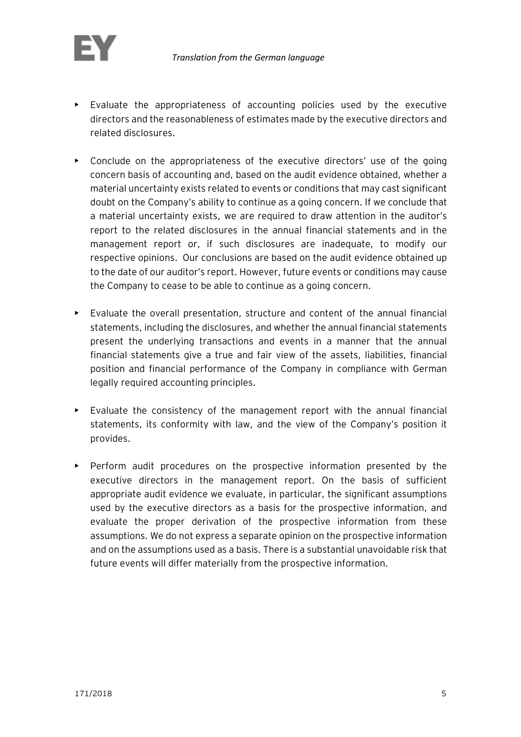- Evaluate the appropriateness of accounting policies used by the executive directors and the reasonableness of estimates made by the executive directors and related disclosures.

- Conclude on the appropriateness of the executive directors' use of the going concern basis of accounting and, based on the audit evidence obtained, whether a material uncertainty exists related to events or conditions that may cast significant doubt on the Company's ability to continue as a going concern. If we conclude that a material uncertainty exists, we are required to draw attention in the auditor's report to the related disclosures in the annual financial statements and in the management report or, if such disclosures are inadequate, to modify our respective opinions. Our conclusions are based on the audit evidence obtained up to the date of our auditor's report. However, future events or conditions may cause the Company to cease to be able to continue as a going concern.

- Evaluate the overall presentation, structure and content of the annual financial statements, including the disclosures, and whether the annual financial statements present the underlying transactions and events in a manner that the annual financial statements give a true and fair view of the assets, liabilities, financial position and financial performance of the Company in compliance with German legally required accounting principles.

- Evaluate the consistency of the management report with the annual financial statements, its conformity with law, and the view of the Company's position it provides.

- Perform audit procedures on the prospective information presented by the executive directors in the management report. On the basis of sufficient appropriate audit evidence we evaluate, in particular, the significant assumptions used by the executive directors as a basis for the prospective information, and evaluate the proper derivation of the prospective information from these assumptions. We do not express a separate opinion on the prospective information and on the assumptions used as a basis. There is a substantial unavoidable risk that future events will differ materially from the prospective information.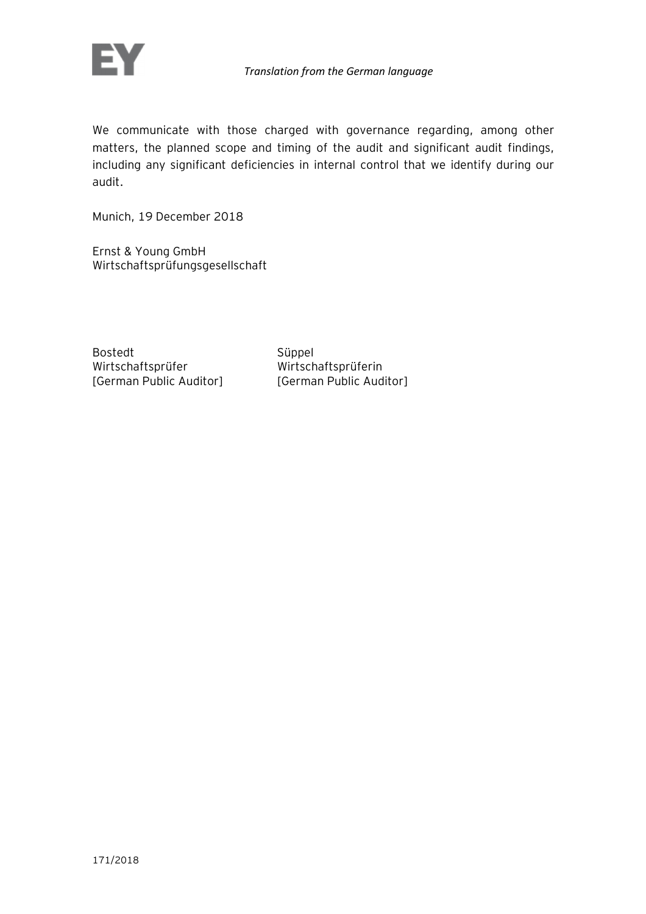*Translation from the German language*

We communicate with those charged with governance regarding, among other matters, the planned scope and timing of the audit and significant audit findings, including any significant deficiencies in internal control that we identify during our audit.

Munich, 19 December 2018

Ernst & Young GmbH
Wirtschaftsprüfungsgesellschaft

| | |
|---|---|
| Bostedt | Süppel |
| Wirtschaftsprüfer | Wirtschaftsprüferin |
| [German Public Auditor] | [German Public Auditor] |

171/2018